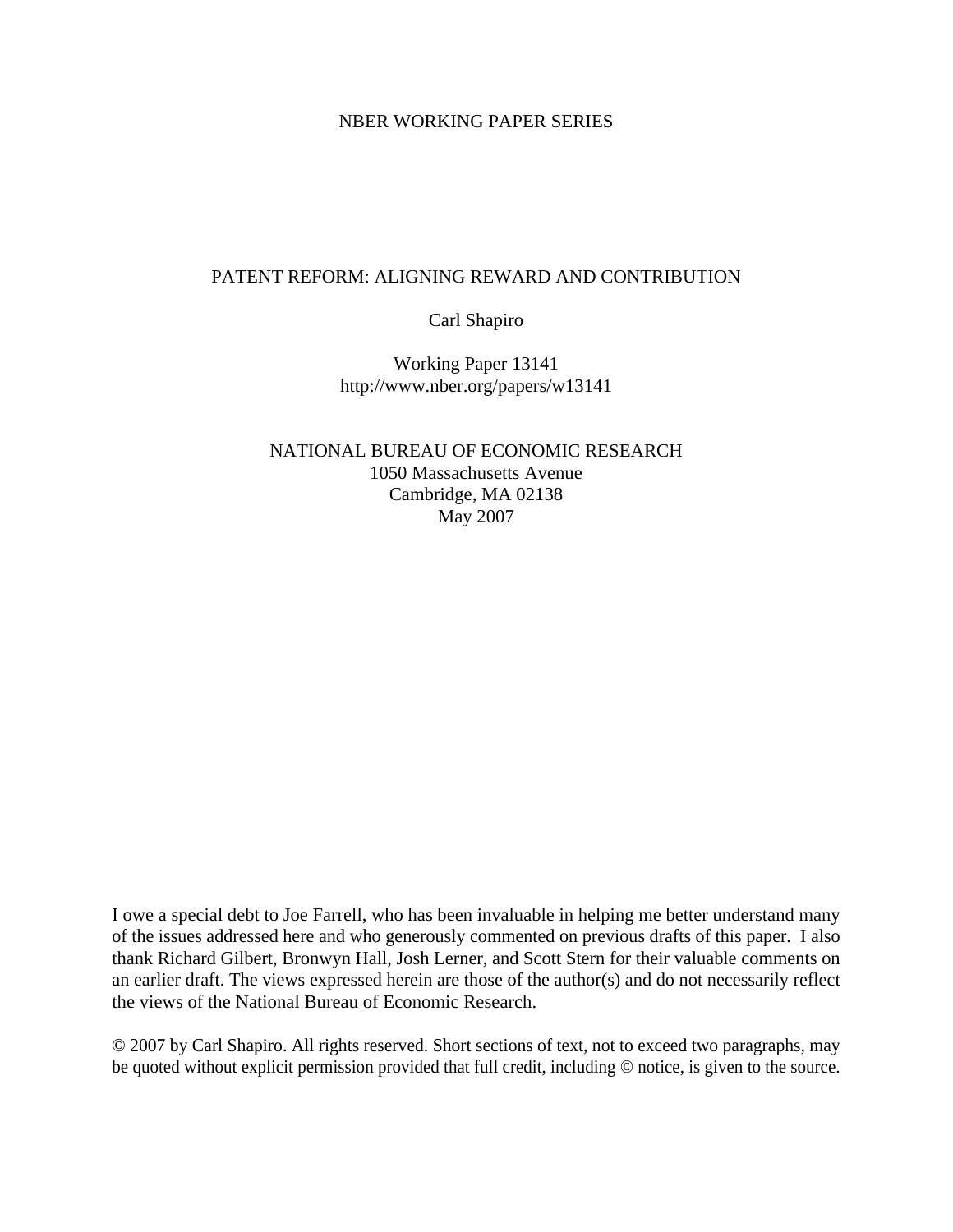NBER WORKING PAPER SERIES

# PATENT REFORM: ALIGNING REWARD AND CONTRIBUTION

Carl Shapiro

Working Paper 13141
http://www.nber.org/papers/w13141

NATIONAL BUREAU OF ECONOMIC RESEARCH
1050 Massachusetts Avenue
Cambridge, MA 02138
May 2007

I owe a special debt to Joe Farrell, who has been invaluable in helping me better understand many of the issues addressed here and who generously commented on previous drafts of this paper. I also thank Richard Gilbert, Bronwyn Hall, Josh Lerner, and Scott Stern for their valuable comments on an earlier draft. The views expressed herein are those of the author(s) and do not necessarily reflect the views of the National Bureau of Economic Research.

© 2007 by Carl Shapiro. All rights reserved. Short sections of text, not to exceed two paragraphs, may be quoted without explicit permission provided that full credit, including © notice, is given to the source.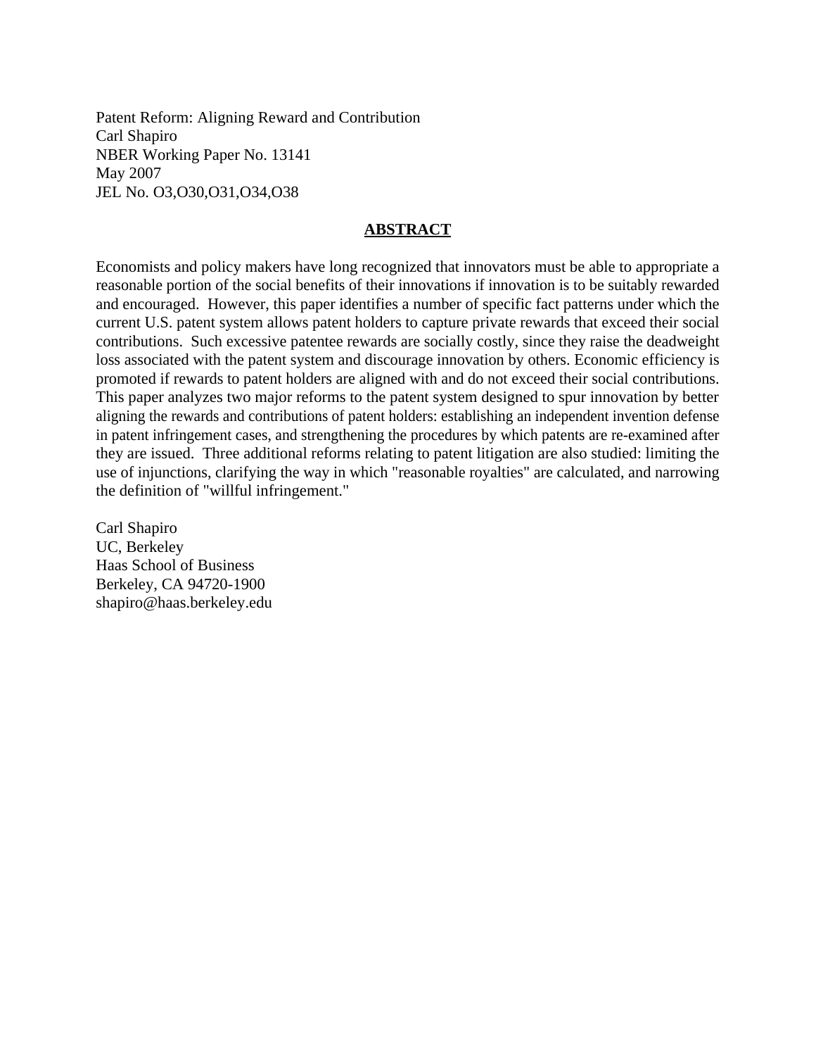Patent Reform: Aligning Reward and Contribution
Carl Shapiro
NBER Working Paper No. 13141
May 2007
JEL No. O3,O30,O31,O34,O38

## ABSTRACT

Economists and policy makers have long recognized that innovators must be able to appropriate a reasonable portion of the social benefits of their innovations if innovation is to be suitably rewarded and encouraged. However, this paper identifies a number of specific fact patterns under which the current U.S. patent system allows patent holders to capture private rewards that exceed their social contributions. Such excessive patentee rewards are socially costly, since they raise the deadweight loss associated with the patent system and discourage innovation by others. Economic efficiency is promoted if rewards to patent holders are aligned with and do not exceed their social contributions. This paper analyzes two major reforms to the patent system designed to spur innovation by better aligning the rewards and contributions of patent holders: establishing an independent invention defense in patent infringement cases, and strengthening the procedures by which patents are re-examined after they are issued. Three additional reforms relating to patent litigation are also studied: limiting the use of injunctions, clarifying the way in which "reasonable royalties" are calculated, and narrowing the definition of "willful infringement."

Carl Shapiro
UC, Berkeley
Haas School of Business
Berkeley, CA 94720-1900
shapiro@haas.berkeley.edu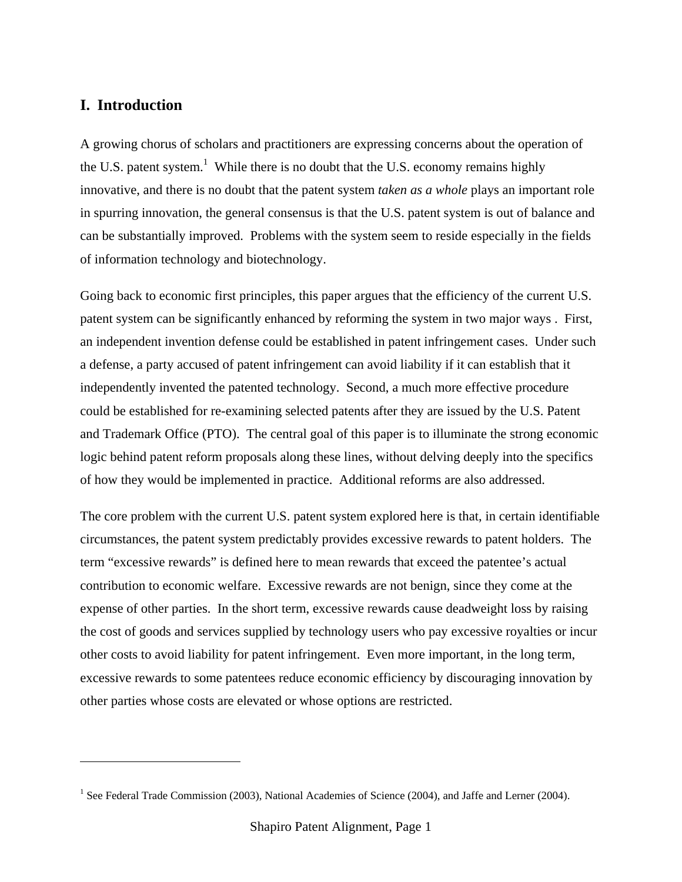## I. Introduction

A growing chorus of scholars and practitioners are expressing concerns about the operation of the U.S. patent system.[1] While there is no doubt that the U.S. economy remains highly innovative, and there is no doubt that the patent system *taken as a whole* plays an important role in spurring innovation, the general consensus is that the U.S. patent system is out of balance and can be substantially improved. Problems with the system seem to reside especially in the fields of information technology and biotechnology.

Going back to economic first principles, this paper argues that the efficiency of the current U.S. patent system can be significantly enhanced by reforming the system in two major ways . First, an independent invention defense could be established in patent infringement cases. Under such a defense, a party accused of patent infringement can avoid liability if it can establish that it independently invented the patented technology. Second, a much more effective procedure could be established for re-examining selected patents after they are issued by the U.S. Patent and Trademark Office (PTO). The central goal of this paper is to illuminate the strong economic logic behind patent reform proposals along these lines, without delving deeply into the specifics of how they would be implemented in practice. Additional reforms are also addressed.

The core problem with the current U.S. patent system explored here is that, in certain identifiable circumstances, the patent system predictably provides excessive rewards to patent holders. The term "excessive rewards" is defined here to mean rewards that exceed the patentee's actual contribution to economic welfare. Excessive rewards are not benign, since they come at the expense of other parties. In the short term, excessive rewards cause deadweight loss by raising the cost of goods and services supplied by technology users who pay excessive royalties or incur other costs to avoid liability for patent infringement. Even more important, in the long term, excessive rewards to some patentees reduce economic efficiency by discouraging innovation by other parties whose costs are elevated or whose options are restricted.

---

[1] See Federal Trade Commission (2003), National Academies of Science (2004), and Jaffe and Lerner (2004).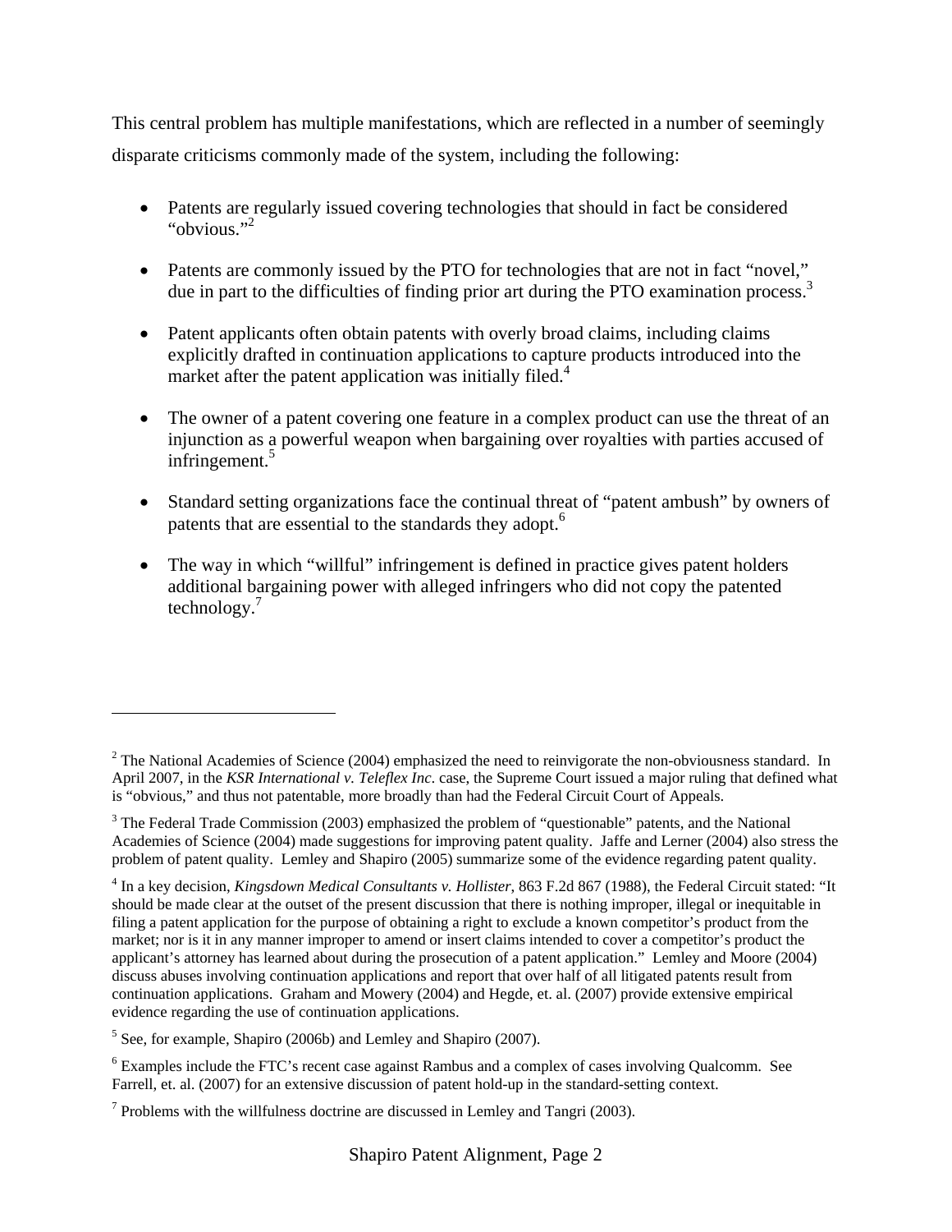This central problem has multiple manifestations, which are reflected in a number of seemingly disparate criticisms commonly made of the system, including the following:

- Patents are regularly issued covering technologies that should in fact be considered "obvious."[2]
- Patents are commonly issued by the PTO for technologies that are not in fact "novel," due in part to the difficulties of finding prior art during the PTO examination process.[3]
- Patent applicants often obtain patents with overly broad claims, including claims explicitly drafted in continuation applications to capture products introduced into the market after the patent application was initially filed.[4]
- The owner of a patent covering one feature in a complex product can use the threat of an injunction as a powerful weapon when bargaining over royalties with parties accused of infringement.[5]
- Standard setting organizations face the continual threat of "patent ambush" by owners of patents that are essential to the standards they adopt.[6]
- The way in which "willful" infringement is defined in practice gives patent holders additional bargaining power with alleged infringers who did not copy the patented technology.[7]

---

[2] The National Academies of Science (2004) emphasized the need to reinvigorate the non-obviousness standard. In April 2007, in the *KSR International v. Teleflex Inc*. case, the Supreme Court issued a major ruling that defined what is "obvious," and thus not patentable, more broadly than had the Federal Circuit Court of Appeals.

[3] The Federal Trade Commission (2003) emphasized the problem of "questionable" patents, and the National Academies of Science (2004) made suggestions for improving patent quality. Jaffe and Lerner (2004) also stress the problem of patent quality. Lemley and Shapiro (2005) summarize some of the evidence regarding patent quality.

[4] In a key decision, *Kingsdown Medical Consultants v. Hollister*, 863 F.2d 867 (1988), the Federal Circuit stated: "It should be made clear at the outset of the present discussion that there is nothing improper, illegal or inequitable in filing a patent application for the purpose of obtaining a right to exclude a known competitor's product from the market; nor is it in any manner improper to amend or insert claims intended to cover a competitor's product the applicant's attorney has learned about during the prosecution of a patent application." Lemley and Moore (2004) discuss abuses involving continuation applications and report that over half of all litigated patents result from continuation applications. Graham and Mowery (2004) and Hegde, et. al. (2007) provide extensive empirical evidence regarding the use of continuation applications.

[5] See, for example, Shapiro (2006b) and Lemley and Shapiro (2007).

[6] Examples include the FTC's recent case against Rambus and a complex of cases involving Qualcomm. See Farrell, et. al. (2007) for an extensive discussion of patent hold-up in the standard-setting context.

[7] Problems with the willfulness doctrine are discussed in Lemley and Tangri (2003).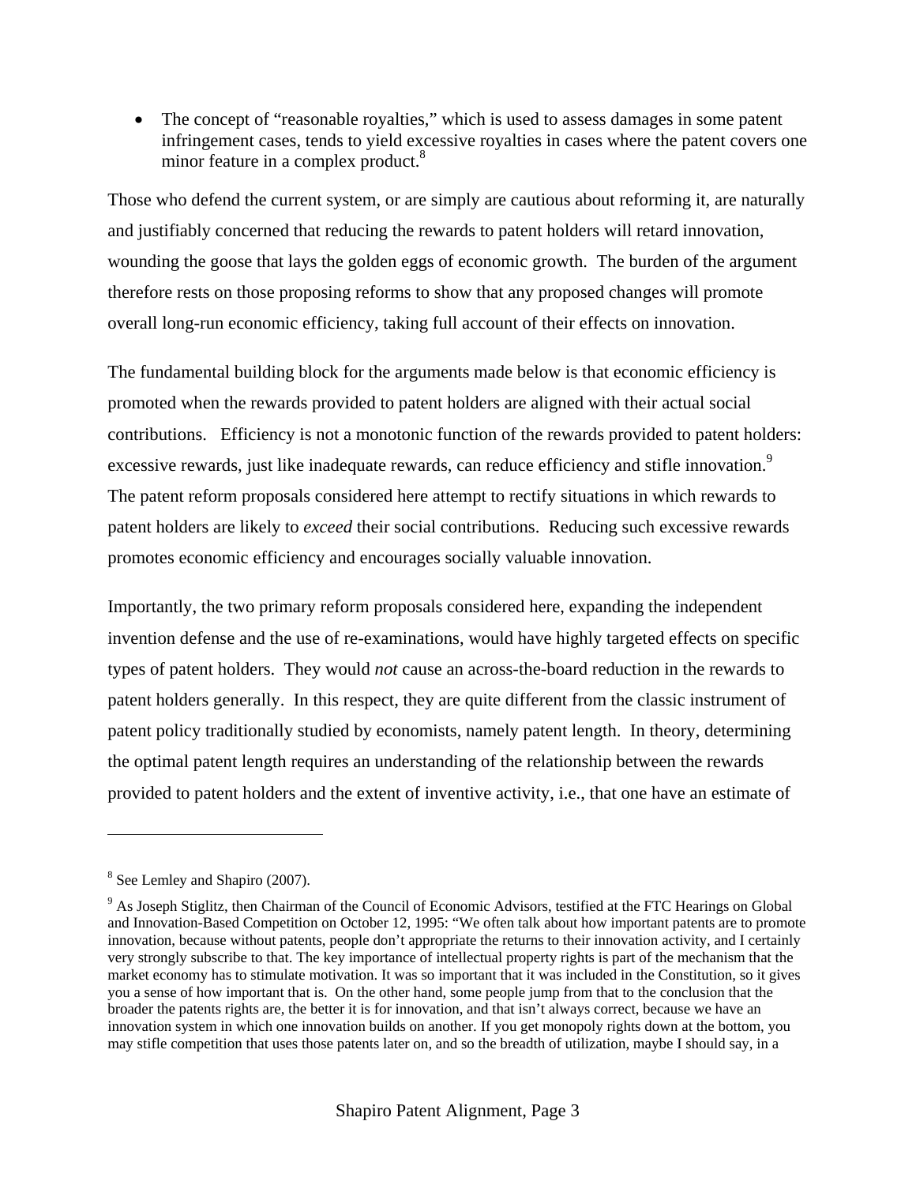- The concept of "reasonable royalties," which is used to assess damages in some patent infringement cases, tends to yield excessive royalties in cases where the patent covers one minor feature in a complex product.[8]

Those who defend the current system, or are simply are cautious about reforming it, are naturally and justifiably concerned that reducing the rewards to patent holders will retard innovation, wounding the goose that lays the golden eggs of economic growth. The burden of the argument therefore rests on those proposing reforms to show that any proposed changes will promote overall long-run economic efficiency, taking full account of their effects on innovation.

The fundamental building block for the arguments made below is that economic efficiency is promoted when the rewards provided to patent holders are aligned with their actual social contributions. Efficiency is not a monotonic function of the rewards provided to patent holders: excessive rewards, just like inadequate rewards, can reduce efficiency and stifle innovation.[9] The patent reform proposals considered here attempt to rectify situations in which rewards to patent holders are likely to *exceed* their social contributions. Reducing such excessive rewards promotes economic efficiency and encourages socially valuable innovation.

Importantly, the two primary reform proposals considered here, expanding the independent invention defense and the use of re-examinations, would have highly targeted effects on specific types of patent holders. They would *not* cause an across-the-board reduction in the rewards to patent holders generally. In this respect, they are quite different from the classic instrument of patent policy traditionally studied by economists, namely patent length. In theory, determining the optimal patent length requires an understanding of the relationship between the rewards provided to patent holders and the extent of inventive activity, i.e., that one have an estimate of

---

[8] See Lemley and Shapiro (2007).

[9] As Joseph Stiglitz, then Chairman of the Council of Economic Advisors, testified at the FTC Hearings on Global and Innovation-Based Competition on October 12, 1995: "We often talk about how important patents are to promote innovation, because without patents, people don't appropriate the returns to their innovation activity, and I certainly very strongly subscribe to that. The key importance of intellectual property rights is part of the mechanism that the market economy has to stimulate motivation. It was so important that it was included in the Constitution, so it gives you a sense of how important that is. On the other hand, some people jump from that to the conclusion that the broader the patents rights are, the better it is for innovation, and that isn't always correct, because we have an innovation system in which one innovation builds on another. If you get monopoly rights down at the bottom, you may stifle competition that uses those patents later on, and so the breadth of utilization, maybe I should say, in a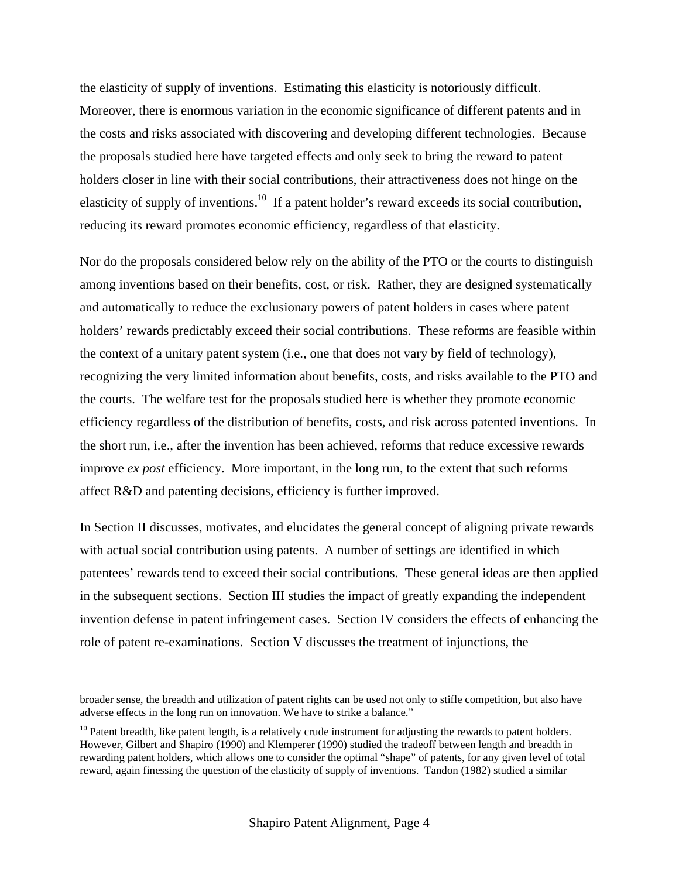the elasticity of supply of inventions. Estimating this elasticity is notoriously difficult. Moreover, there is enormous variation in the economic significance of different patents and in the costs and risks associated with discovering and developing different technologies. Because the proposals studied here have targeted effects and only seek to bring the reward to patent holders closer in line with their social contributions, their attractiveness does not hinge on the elasticity of supply of inventions.[10] If a patent holder's reward exceeds its social contribution, reducing its reward promotes economic efficiency, regardless of that elasticity.

Nor do the proposals considered below rely on the ability of the PTO or the courts to distinguish among inventions based on their benefits, cost, or risk. Rather, they are designed systematically and automatically to reduce the exclusionary powers of patent holders in cases where patent holders' rewards predictably exceed their social contributions. These reforms are feasible within the context of a unitary patent system (i.e., one that does not vary by field of technology), recognizing the very limited information about benefits, costs, and risks available to the PTO and the courts. The welfare test for the proposals studied here is whether they promote economic efficiency regardless of the distribution of benefits, costs, and risk across patented inventions. In the short run, i.e., after the invention has been achieved, reforms that reduce excessive rewards improve *ex post* efficiency. More important, in the long run, to the extent that such reforms affect R&D and patenting decisions, efficiency is further improved.

In Section II discusses, motivates, and elucidates the general concept of aligning private rewards with actual social contribution using patents. A number of settings are identified in which patentees' rewards tend to exceed their social contributions. These general ideas are then applied in the subsequent sections. Section III studies the impact of greatly expanding the independent invention defense in patent infringement cases. Section IV considers the effects of enhancing the role of patent re-examinations. Section V discusses the treatment of injunctions, the

---

broader sense, the breadth and utilization of patent rights can be used not only to stifle competition, but also have adverse effects in the long run on innovation. We have to strike a balance."

[10] Patent breadth, like patent length, is a relatively crude instrument for adjusting the rewards to patent holders. However, Gilbert and Shapiro (1990) and Klemperer (1990) studied the tradeoff between length and breadth in rewarding patent holders, which allows one to consider the optimal "shape" of patents, for any given level of total reward, again finessing the question of the elasticity of supply of inventions. Tandon (1982) studied a similar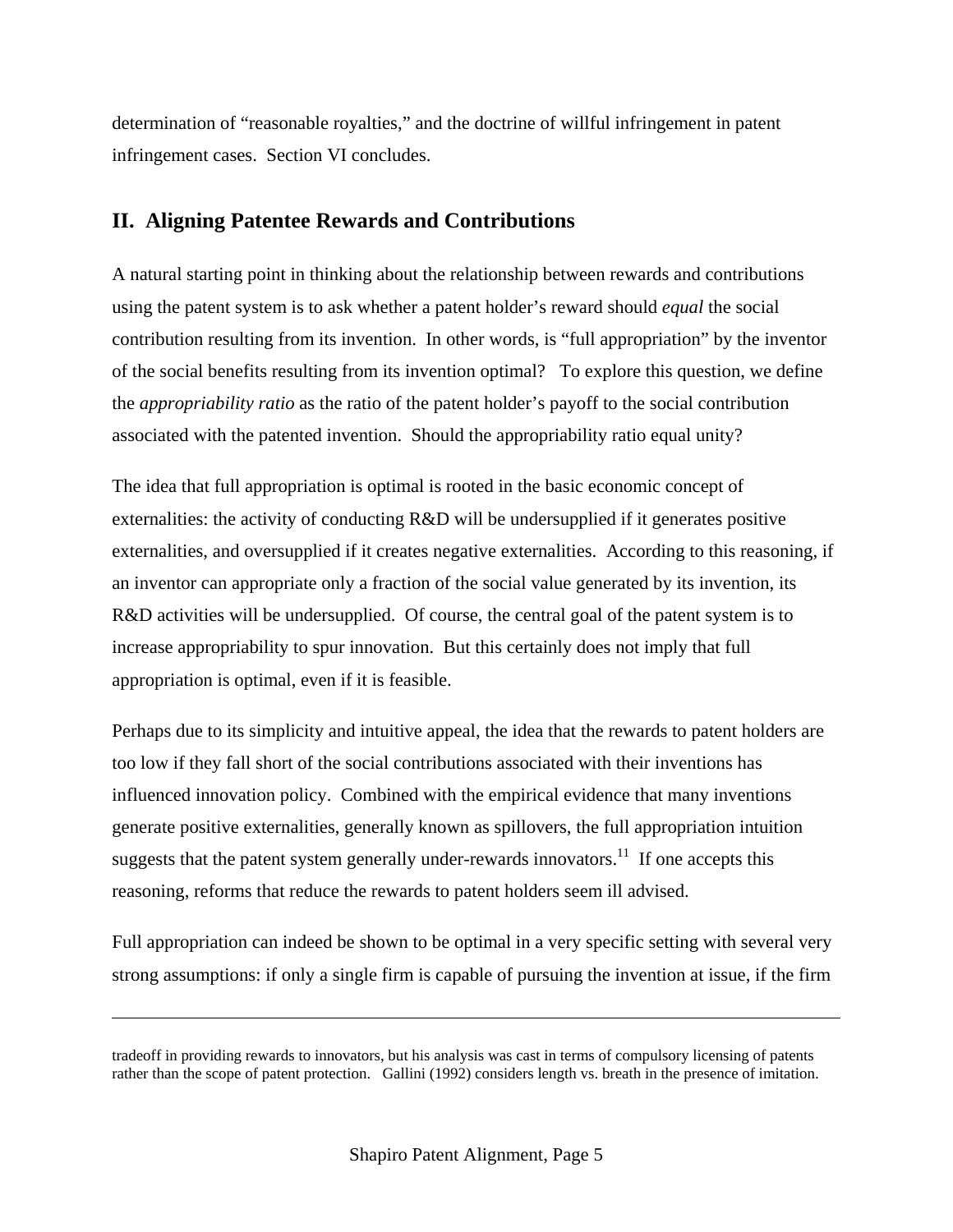determination of "reasonable royalties," and the doctrine of willful infringement in patent infringement cases. Section VI concludes.

## II. Aligning Patentee Rewards and Contributions

A natural starting point in thinking about the relationship between rewards and contributions using the patent system is to ask whether a patent holder's reward should *equal* the social contribution resulting from its invention. In other words, is "full appropriation" by the inventor of the social benefits resulting from its invention optimal? To explore this question, we define the *appropriability ratio* as the ratio of the patent holder's payoff to the social contribution associated with the patented invention. Should the appropriability ratio equal unity?

The idea that full appropriation is optimal is rooted in the basic economic concept of externalities: the activity of conducting R&D will be undersupplied if it generates positive externalities, and oversupplied if it creates negative externalities. According to this reasoning, if an inventor can appropriate only a fraction of the social value generated by its invention, its R&D activities will be undersupplied. Of course, the central goal of the patent system is to increase appropriability to spur innovation. But this certainly does not imply that full appropriation is optimal, even if it is feasible.

Perhaps due to its simplicity and intuitive appeal, the idea that the rewards to patent holders are too low if they fall short of the social contributions associated with their inventions has influenced innovation policy. Combined with the empirical evidence that many inventions generate positive externalities, generally known as spillovers, the full appropriation intuition suggests that the patent system generally under-rewards innovators.[11] If one accepts this reasoning, reforms that reduce the rewards to patent holders seem ill advised.

Full appropriation can indeed be shown to be optimal in a very specific setting with several very strong assumptions: if only a single firm is capable of pursuing the invention at issue, if the firm

---

tradeoff in providing rewards to innovators, but his analysis was cast in terms of compulsory licensing of patents rather than the scope of patent protection. Gallini (1992) considers length vs. breath in the presence of imitation.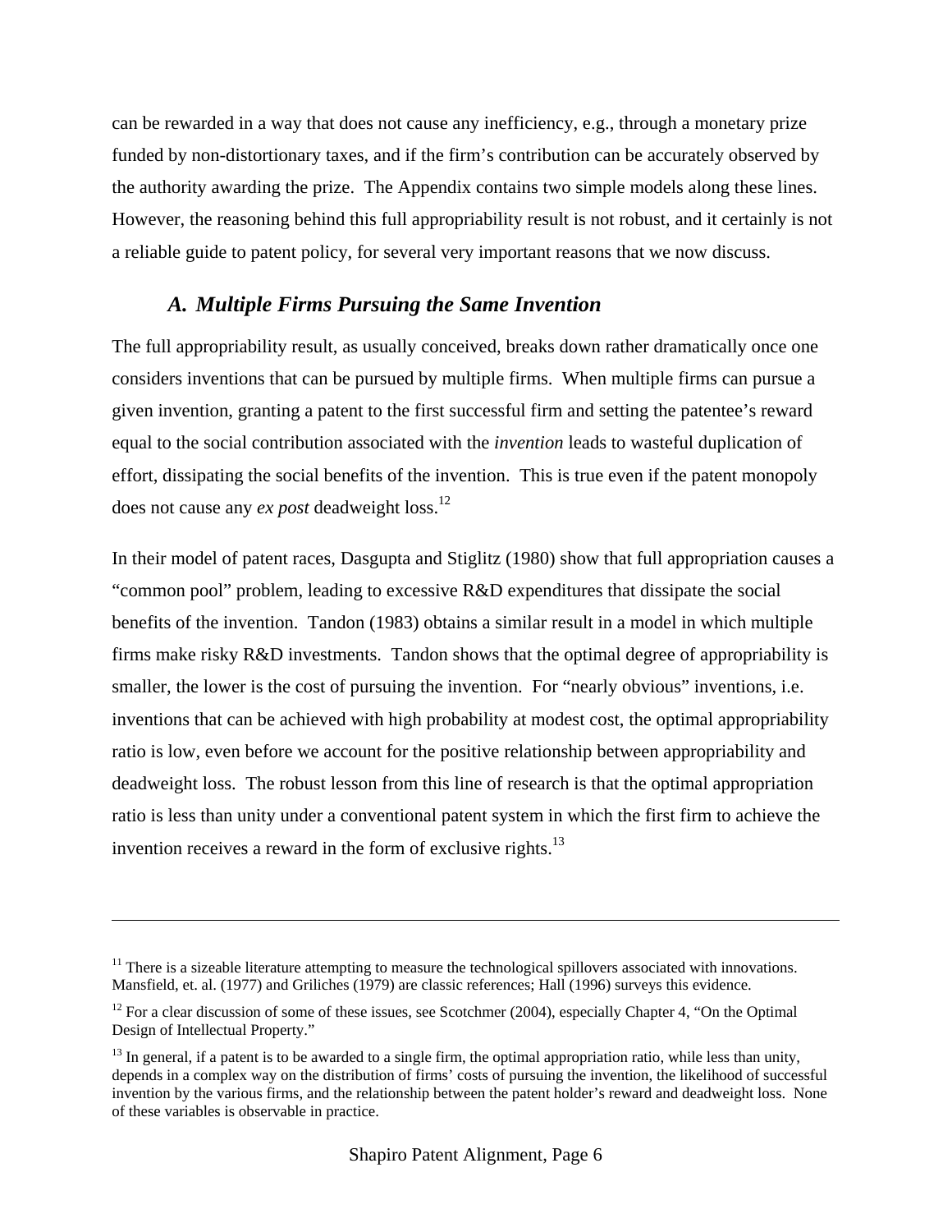can be rewarded in a way that does not cause any inefficiency, e.g., through a monetary prize funded by non-distortionary taxes, and if the firm's contribution can be accurately observed by the authority awarding the prize. The Appendix contains two simple models along these lines. However, the reasoning behind this full appropriability result is not robust, and it certainly is not a reliable guide to patent policy, for several very important reasons that we now discuss.

### *A. Multiple Firms Pursuing the Same Invention*

The full appropriability result, as usually conceived, breaks down rather dramatically once one considers inventions that can be pursued by multiple firms. When multiple firms can pursue a given invention, granting a patent to the first successful firm and setting the patentee's reward equal to the social contribution associated with the *invention* leads to wasteful duplication of effort, dissipating the social benefits of the invention. This is true even if the patent monopoly does not cause any *ex post* deadweight loss.[12]

In their model of patent races, Dasgupta and Stiglitz (1980) show that full appropriation causes a "common pool" problem, leading to excessive R&D expenditures that dissipate the social benefits of the invention. Tandon (1983) obtains a similar result in a model in which multiple firms make risky R&D investments. Tandon shows that the optimal degree of appropriability is smaller, the lower is the cost of pursuing the invention. For "nearly obvious" inventions, i.e. inventions that can be achieved with high probability at modest cost, the optimal appropriability ratio is low, even before we account for the positive relationship between appropriability and deadweight loss. The robust lesson from this line of research is that the optimal appropriation ratio is less than unity under a conventional patent system in which the first firm to achieve the invention receives a reward in the form of exclusive rights.[13]

---

[11] There is a sizeable literature attempting to measure the technological spillovers associated with innovations. Mansfield, et. al. (1977) and Griliches (1979) are classic references; Hall (1996) surveys this evidence.

[12] For a clear discussion of some of these issues, see Scotchmer (2004), especially Chapter 4, "On the Optimal Design of Intellectual Property."

[13] In general, if a patent is to be awarded to a single firm, the optimal appropriation ratio, while less than unity, depends in a complex way on the distribution of firms' costs of pursuing the invention, the likelihood of successful invention by the various firms, and the relationship between the patent holder's reward and deadweight loss. None of these variables is observable in practice.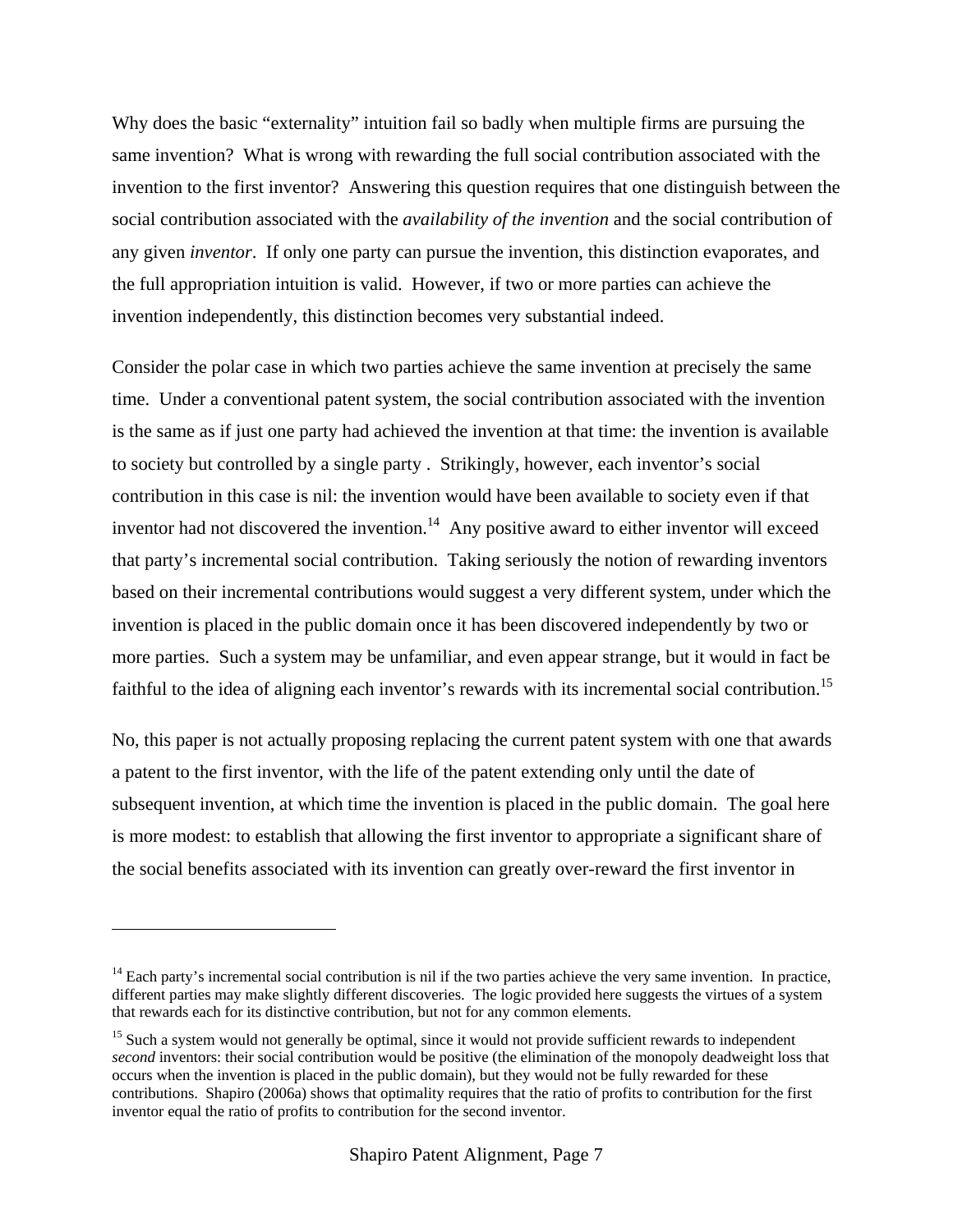Why does the basic "externality" intuition fail so badly when multiple firms are pursuing the same invention? What is wrong with rewarding the full social contribution associated with the invention to the first inventor? Answering this question requires that one distinguish between the social contribution associated with the *availability of the invention* and the social contribution of any given *inventor*. If only one party can pursue the invention, this distinction evaporates, and the full appropriation intuition is valid. However, if two or more parties can achieve the invention independently, this distinction becomes very substantial indeed.

Consider the polar case in which two parties achieve the same invention at precisely the same time. Under a conventional patent system, the social contribution associated with the invention is the same as if just one party had achieved the invention at that time: the invention is available to society but controlled by a single party . Strikingly, however, each inventor's social contribution in this case is nil: the invention would have been available to society even if that inventor had not discovered the invention.[14] Any positive award to either inventor will exceed that party's incremental social contribution. Taking seriously the notion of rewarding inventors based on their incremental contributions would suggest a very different system, under which the invention is placed in the public domain once it has been discovered independently by two or more parties. Such a system may be unfamiliar, and even appear strange, but it would in fact be faithful to the idea of aligning each inventor's rewards with its incremental social contribution.[15]

No, this paper is not actually proposing replacing the current patent system with one that awards a patent to the first inventor, with the life of the patent extending only until the date of subsequent invention, at which time the invention is placed in the public domain. The goal here is more modest: to establish that allowing the first inventor to appropriate a significant share of the social benefits associated with its invention can greatly over-reward the first inventor in

---

[14] Each party's incremental social contribution is nil if the two parties achieve the very same invention. In practice, different parties may make slightly different discoveries. The logic provided here suggests the virtues of a system that rewards each for its distinctive contribution, but not for any common elements.

[15] Such a system would not generally be optimal, since it would not provide sufficient rewards to independent *second* inventors: their social contribution would be positive (the elimination of the monopoly deadweight loss that occurs when the invention is placed in the public domain), but they would not be fully rewarded for these contributions. Shapiro (2006a) shows that optimality requires that the ratio of profits to contribution for the first inventor equal the ratio of profits to contribution for the second inventor.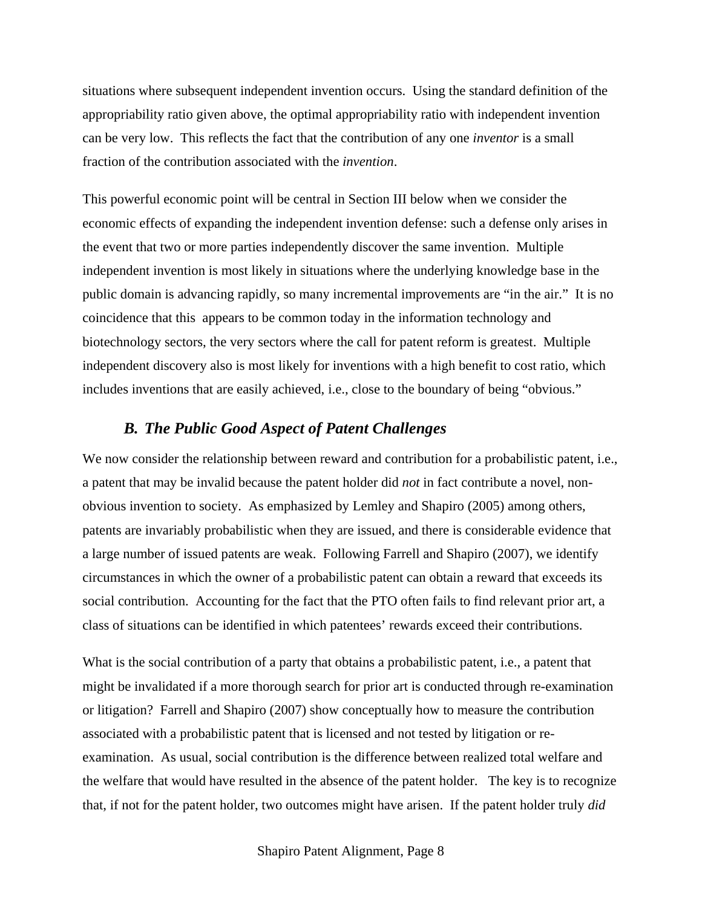situations where subsequent independent invention occurs. Using the standard definition of the appropriability ratio given above, the optimal appropriability ratio with independent invention can be very low. This reflects the fact that the contribution of any one *inventor* is a small fraction of the contribution associated with the *invention*.

This powerful economic point will be central in Section III below when we consider the economic effects of expanding the independent invention defense: such a defense only arises in the event that two or more parties independently discover the same invention. Multiple independent invention is most likely in situations where the underlying knowledge base in the public domain is advancing rapidly, so many incremental improvements are "in the air." It is no coincidence that this appears to be common today in the information technology and biotechnology sectors, the very sectors where the call for patent reform is greatest. Multiple independent discovery also is most likely for inventions with a high benefit to cost ratio, which includes inventions that are easily achieved, i.e., close to the boundary of being "obvious."

### *B. The Public Good Aspect of Patent Challenges*

We now consider the relationship between reward and contribution for a probabilistic patent, i.e., a patent that may be invalid because the patent holder did *not* in fact contribute a novel, non-obvious invention to society. As emphasized by Lemley and Shapiro (2005) among others, patents are invariably probabilistic when they are issued, and there is considerable evidence that a large number of issued patents are weak. Following Farrell and Shapiro (2007), we identify circumstances in which the owner of a probabilistic patent can obtain a reward that exceeds its social contribution. Accounting for the fact that the PTO often fails to find relevant prior art, a class of situations can be identified in which patentees' rewards exceed their contributions.

What is the social contribution of a party that obtains a probabilistic patent, i.e., a patent that might be invalidated if a more thorough search for prior art is conducted through re-examination or litigation? Farrell and Shapiro (2007) show conceptually how to measure the contribution associated with a probabilistic patent that is licensed and not tested by litigation or re-examination. As usual, social contribution is the difference between realized total welfare and the welfare that would have resulted in the absence of the patent holder. The key is to recognize that, if not for the patent holder, two outcomes might have arisen. If the patent holder truly *did*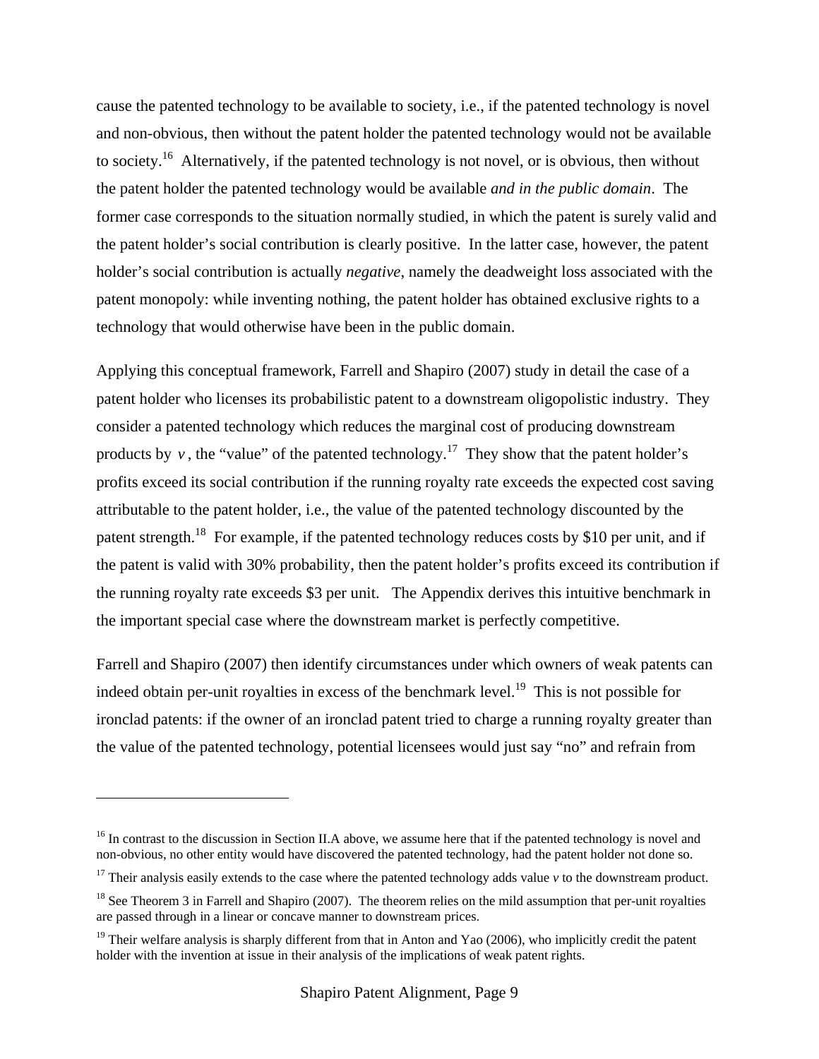cause the patented technology to be available to society, i.e., if the patented technology is novel and non-obvious, then without the patent holder the patented technology would not be available to society.[16] Alternatively, if the patented technology is not novel, or is obvious, then without the patent holder the patented technology would be available *and in the public domain*. The former case corresponds to the situation normally studied, in which the patent is surely valid and the patent holder's social contribution is clearly positive. In the latter case, however, the patent holder's social contribution is actually *negative*, namely the deadweight loss associated with the patent monopoly: while inventing nothing, the patent holder has obtained exclusive rights to a technology that would otherwise have been in the public domain.

Applying this conceptual framework, Farrell and Shapiro (2007) study in detail the case of a patent holder who licenses its probabilistic patent to a downstream oligopolistic industry. They consider a patented technology which reduces the marginal cost of producing downstream products by $v$, the "value" of the patented technology.[17] They show that the patent holder's profits exceed its social contribution if the running royalty rate exceeds the expected cost saving attributable to the patent holder, i.e., the value of the patented technology discounted by the patent strength.[18] For example, if the patented technology reduces costs by $10 per unit, and if the patent is valid with 30% probability, then the patent holder's profits exceed its contribution if the running royalty rate exceeds $3 per unit. The Appendix derives this intuitive benchmark in the important special case where the downstream market is perfectly competitive.

Farrell and Shapiro (2007) then identify circumstances under which owners of weak patents can indeed obtain per-unit royalties in excess of the benchmark level.[19] This is not possible for ironclad patents: if the owner of an ironclad patent tried to charge a running royalty greater than the value of the patented technology, potential licensees would just say "no" and refrain from

---

[16] In contrast to the discussion in Section II.A above, we assume here that if the patented technology is novel and non-obvious, no other entity would have discovered the patented technology, had the patent holder not done so.

[17] Their analysis easily extends to the case where the patented technology adds value $v$ to the downstream product.

[18] See Theorem 3 in Farrell and Shapiro (2007). The theorem relies on the mild assumption that per-unit royalties are passed through in a linear or concave manner to downstream prices.

[19] Their welfare analysis is sharply different from that in Anton and Yao (2006), who implicitly credit the patent holder with the invention at issue in their analysis of the implications of weak patent rights.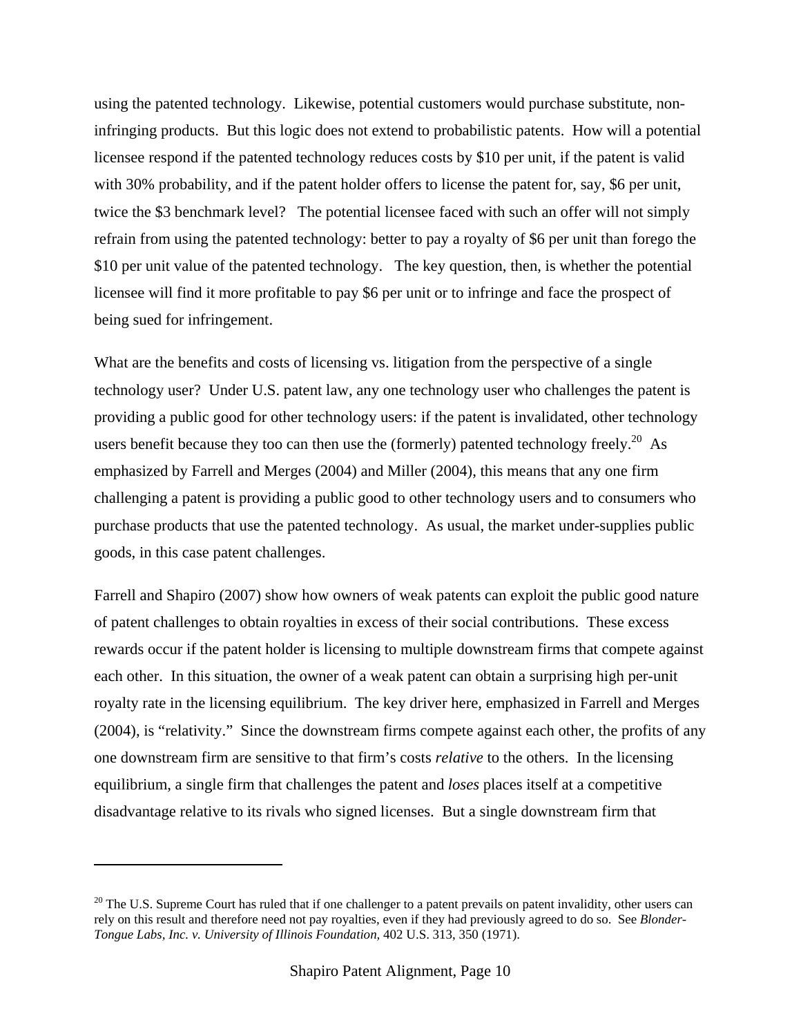using the patented technology. Likewise, potential customers would purchase substitute, non-infringing products. But this logic does not extend to probabilistic patents. How will a potential licensee respond if the patented technology reduces costs by $10 per unit, if the patent is valid with 30% probability, and if the patent holder offers to license the patent for, say, $6 per unit, twice the $3 benchmark level? The potential licensee faced with such an offer will not simply refrain from using the patented technology: better to pay a royalty of $6 per unit than forego the $10 per unit value of the patented technology. The key question, then, is whether the potential licensee will find it more profitable to pay $6 per unit or to infringe and face the prospect of being sued for infringement.

What are the benefits and costs of licensing vs. litigation from the perspective of a single technology user? Under U.S. patent law, any one technology user who challenges the patent is providing a public good for other technology users: if the patent is invalidated, other technology users benefit because they too can then use the (formerly) patented technology freely.[20] As emphasized by Farrell and Merges (2004) and Miller (2004), this means that any one firm challenging a patent is providing a public good to other technology users and to consumers who purchase products that use the patented technology. As usual, the market under-supplies public goods, in this case patent challenges.

Farrell and Shapiro (2007) show how owners of weak patents can exploit the public good nature of patent challenges to obtain royalties in excess of their social contributions. These excess rewards occur if the patent holder is licensing to multiple downstream firms that compete against each other. In this situation, the owner of a weak patent can obtain a surprising high per-unit royalty rate in the licensing equilibrium. The key driver here, emphasized in Farrell and Merges (2004), is "relativity." Since the downstream firms compete against each other, the profits of any one downstream firm are sensitive to that firm's costs *relative* to the others. In the licensing equilibrium, a single firm that challenges the patent and *loses* places itself at a competitive disadvantage relative to its rivals who signed licenses. But a single downstream firm that

---

[20] The U.S. Supreme Court has ruled that if one challenger to a patent prevails on patent invalidity, other users can rely on this result and therefore need not pay royalties, even if they had previously agreed to do so. See *Blonder-Tongue Labs, Inc. v. University of Illinois Foundation*, 402 U.S. 313, 350 (1971).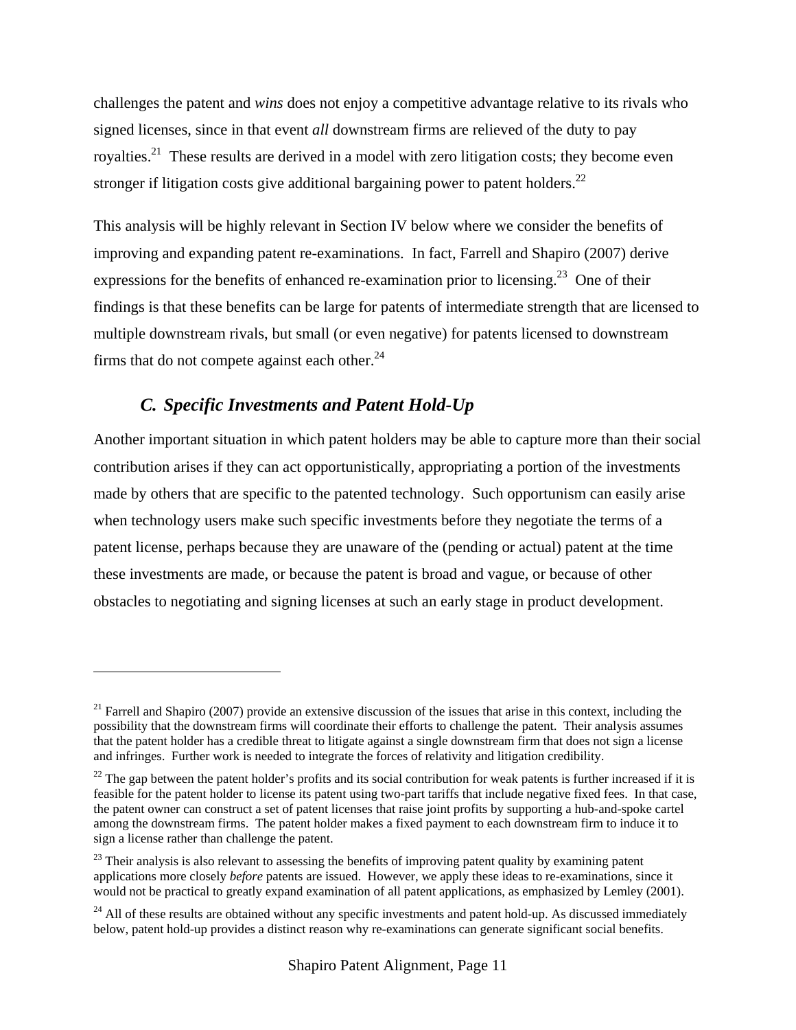challenges the patent and *wins* does not enjoy a competitive advantage relative to its rivals who signed licenses, since in that event *all* downstream firms are relieved of the duty to pay royalties.[21] These results are derived in a model with zero litigation costs; they become even stronger if litigation costs give additional bargaining power to patent holders.[22]

This analysis will be highly relevant in Section IV below where we consider the benefits of improving and expanding patent re-examinations. In fact, Farrell and Shapiro (2007) derive expressions for the benefits of enhanced re-examination prior to licensing.[23] One of their findings is that these benefits can be large for patents of intermediate strength that are licensed to multiple downstream rivals, but small (or even negative) for patents licensed to downstream firms that do not compete against each other.[24]

### *C. Specific Investments and Patent Hold-Up*

Another important situation in which patent holders may be able to capture more than their social contribution arises if they can act opportunistically, appropriating a portion of the investments made by others that are specific to the patented technology. Such opportunism can easily arise when technology users make such specific investments before they negotiate the terms of a patent license, perhaps because they are unaware of the (pending or actual) patent at the time these investments are made, or because the patent is broad and vague, or because of other obstacles to negotiating and signing licenses at such an early stage in product development.

---

[21] Farrell and Shapiro (2007) provide an extensive discussion of the issues that arise in this context, including the possibility that the downstream firms will coordinate their efforts to challenge the patent. Their analysis assumes that the patent holder has a credible threat to litigate against a single downstream firm that does not sign a license and infringes. Further work is needed to integrate the forces of relativity and litigation credibility.

[22] The gap between the patent holder's profits and its social contribution for weak patents is further increased if it is feasible for the patent holder to license its patent using two-part tariffs that include negative fixed fees. In that case, the patent owner can construct a set of patent licenses that raise joint profits by supporting a hub-and-spoke cartel among the downstream firms. The patent holder makes a fixed payment to each downstream firm to induce it to sign a license rather than challenge the patent.

[23] Their analysis is also relevant to assessing the benefits of improving patent quality by examining patent applications more closely *before* patents are issued. However, we apply these ideas to re-examinations, since it would not be practical to greatly expand examination of all patent applications, as emphasized by Lemley (2001).

[24] All of these results are obtained without any specific investments and patent hold-up. As discussed immediately below, patent hold-up provides a distinct reason why re-examinations can generate significant social benefits.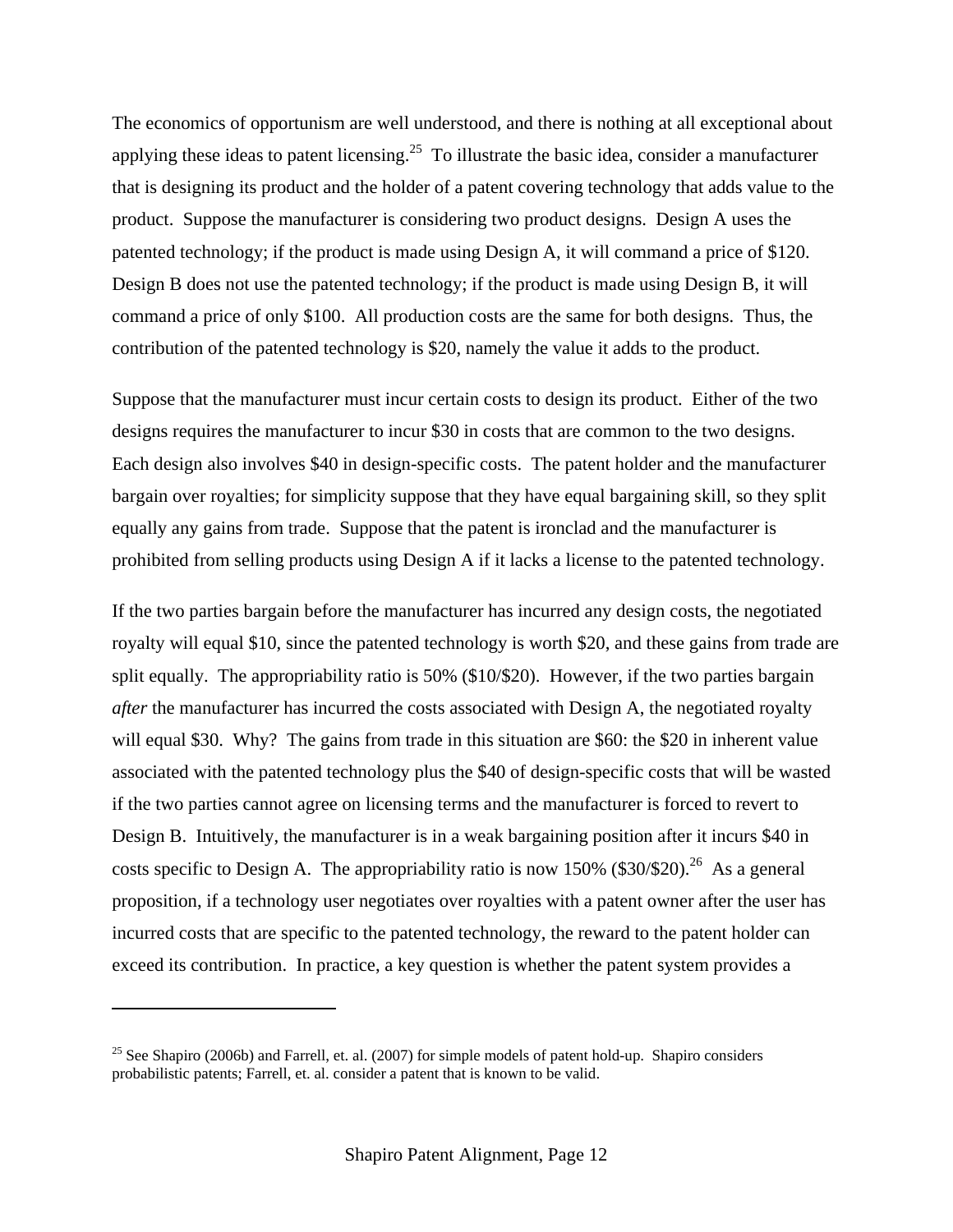The economics of opportunism are well understood, and there is nothing at all exceptional about applying these ideas to patent licensing.[25] To illustrate the basic idea, consider a manufacturer that is designing its product and the holder of a patent covering technology that adds value to the product. Suppose the manufacturer is considering two product designs. Design A uses the patented technology; if the product is made using Design A, it will command a price of $120. Design B does not use the patented technology; if the product is made using Design B, it will command a price of only $100. All production costs are the same for both designs. Thus, the contribution of the patented technology is $20, namely the value it adds to the product.

Suppose that the manufacturer must incur certain costs to design its product. Either of the two designs requires the manufacturer to incur $30 in costs that are common to the two designs. Each design also involves $40 in design-specific costs. The patent holder and the manufacturer bargain over royalties; for simplicity suppose that they have equal bargaining skill, so they split equally any gains from trade. Suppose that the patent is ironclad and the manufacturer is prohibited from selling products using Design A if it lacks a license to the patented technology.

If the two parties bargain before the manufacturer has incurred any design costs, the negotiated royalty will equal $10, since the patented technology is worth $20, and these gains from trade are split equally. The appropriability ratio is 50% ($10/$20). However, if the two parties bargain *after* the manufacturer has incurred the costs associated with Design A, the negotiated royalty will equal $30. Why? The gains from trade in this situation are $60: the $20 in inherent value associated with the patented technology plus the $40 of design-specific costs that will be wasted if the two parties cannot agree on licensing terms and the manufacturer is forced to revert to Design B. Intuitively, the manufacturer is in a weak bargaining position after it incurs $40 in costs specific to Design A. The appropriability ratio is now 150% ($30/$20).[26] As a general proposition, if a technology user negotiates over royalties with a patent owner after the user has incurred costs that are specific to the patented technology, the reward to the patent holder can exceed its contribution. In practice, a key question is whether the patent system provides a

---

[25] See Shapiro (2006b) and Farrell, et. al. (2007) for simple models of patent hold-up. Shapiro considers probabilistic patents; Farrell, et. al. consider a patent that is known to be valid.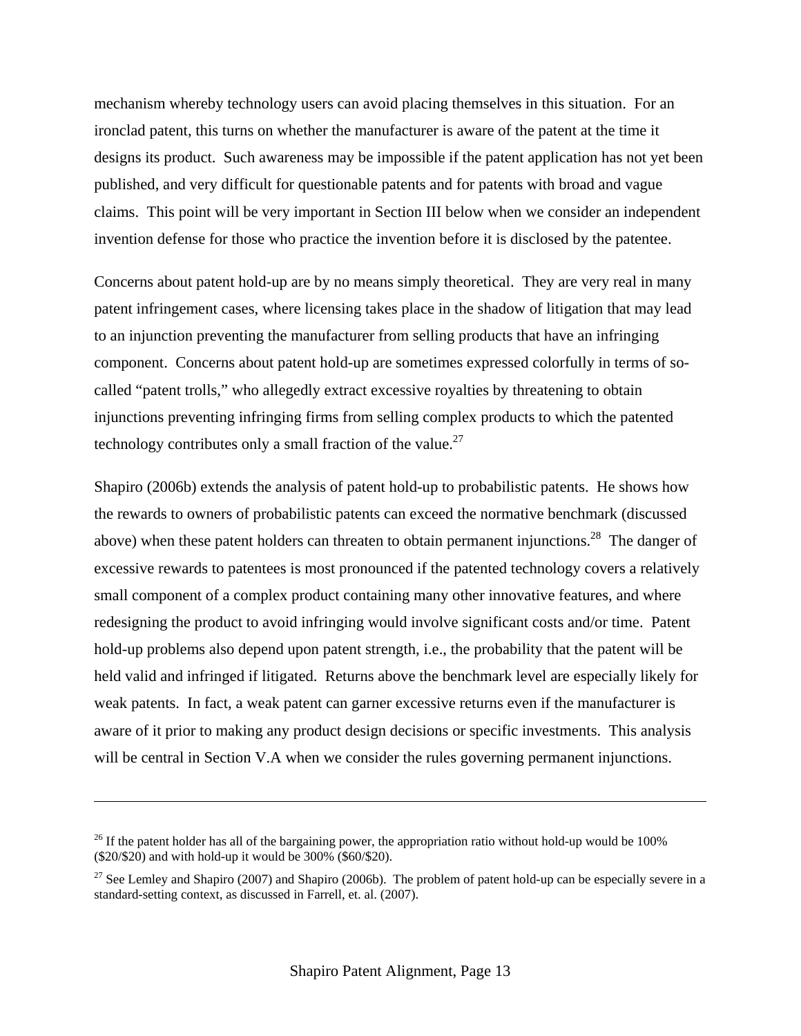mechanism whereby technology users can avoid placing themselves in this situation. For an ironclad patent, this turns on whether the manufacturer is aware of the patent at the time it designs its product. Such awareness may be impossible if the patent application has not yet been published, and very difficult for questionable patents and for patents with broad and vague claims. This point will be very important in Section III below when we consider an independent invention defense for those who practice the invention before it is disclosed by the patentee.

Concerns about patent hold-up are by no means simply theoretical. They are very real in many patent infringement cases, where licensing takes place in the shadow of litigation that may lead to an injunction preventing the manufacturer from selling products that have an infringing component. Concerns about patent hold-up are sometimes expressed colorfully in terms of so-called "patent trolls," who allegedly extract excessive royalties by threatening to obtain injunctions preventing infringing firms from selling complex products to which the patented technology contributes only a small fraction of the value.[27]

Shapiro (2006b) extends the analysis of patent hold-up to probabilistic patents. He shows how the rewards to owners of probabilistic patents can exceed the normative benchmark (discussed above) when these patent holders can threaten to obtain permanent injunctions.[28] The danger of excessive rewards to patentees is most pronounced if the patented technology covers a relatively small component of a complex product containing many other innovative features, and where redesigning the product to avoid infringing would involve significant costs and/or time. Patent hold-up problems also depend upon patent strength, i.e., the probability that the patent will be held valid and infringed if litigated. Returns above the benchmark level are especially likely for weak patents. In fact, a weak patent can garner excessive returns even if the manufacturer is aware of it prior to making any product design decisions or specific investments. This analysis will be central in Section V.A when we consider the rules governing permanent injunctions.

---

[26] If the patent holder has all of the bargaining power, the appropriation ratio without hold-up would be 100% ($20/$20) and with hold-up it would be 300% ($60/$20).

[27] See Lemley and Shapiro (2007) and Shapiro (2006b). The problem of patent hold-up can be especially severe in a standard-setting context, as discussed in Farrell, et. al. (2007).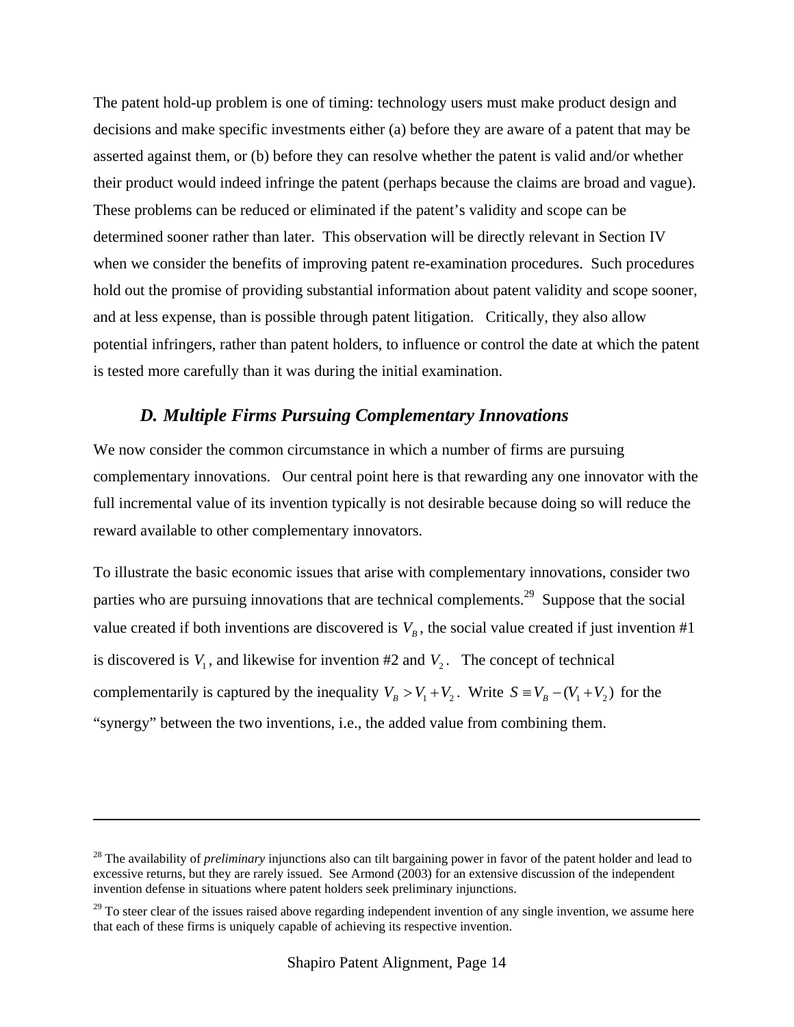The patent hold-up problem is one of timing: technology users must make product design and decisions and make specific investments either (a) before they are aware of a patent that may be asserted against them, or (b) before they can resolve whether the patent is valid and/or whether their product would indeed infringe the patent (perhaps because the claims are broad and vague). These problems can be reduced or eliminated if the patent's validity and scope can be determined sooner rather than later. This observation will be directly relevant in Section IV when we consider the benefits of improving patent re-examination procedures. Such procedures hold out the promise of providing substantial information about patent validity and scope sooner, and at less expense, than is possible through patent litigation. Critically, they also allow potential infringers, rather than patent holders, to influence or control the date at which the patent is tested more carefully than it was during the initial examination.

### *D. Multiple Firms Pursuing Complementary Innovations*

We now consider the common circumstance in which a number of firms are pursuing complementary innovations. Our central point here is that rewarding any one innovator with the full incremental value of its invention typically is not desirable because doing so will reduce the reward available to other complementary innovators.

To illustrate the basic economic issues that arise with complementary innovations, consider two parties who are pursuing innovations that are technical complements.[29] Suppose that the social value created if both inventions are discovered is $V_B$, the social value created if just invention #1 is discovered is $V_1$, and likewise for invention #2 and $V_2$. The concept of technical complementarily is captured by the inequality $V_B > V_1 + V_2$. Write $S \equiv V_B - (V_1 + V_2)$ for the "synergy" between the two inventions, i.e., the added value from combining them.

---

[28] The availability of *preliminary* injunctions also can tilt bargaining power in favor of the patent holder and lead to excessive returns, but they are rarely issued. See Armond (2003) for an extensive discussion of the independent invention defense in situations where patent holders seek preliminary injunctions.

[29] To steer clear of the issues raised above regarding independent invention of any single invention, we assume here that each of these firms is uniquely capable of achieving its respective invention.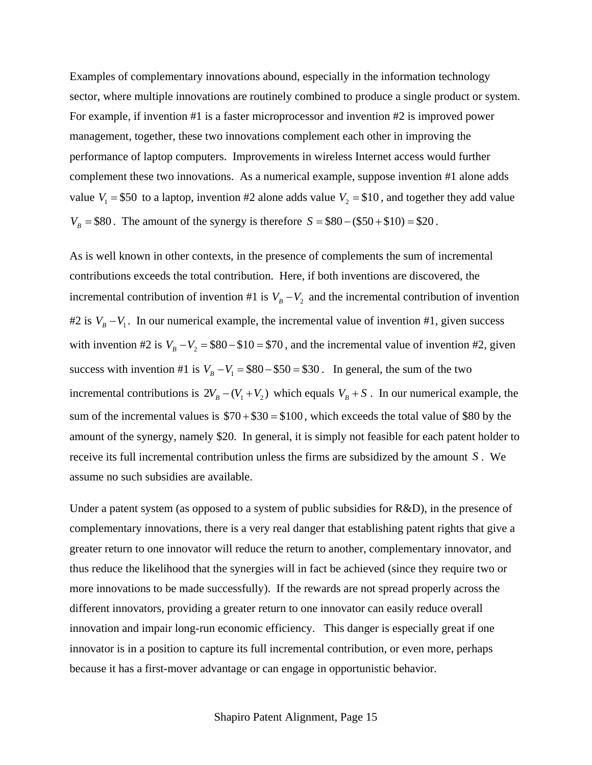Examples of complementary innovations abound, especially in the information technology sector, where multiple innovations are routinely combined to produce a single product or system. For example, if invention #1 is a faster microprocessor and invention #2 is improved power management, together, these two innovations complement each other in improving the performance of laptop computers. Improvements in wireless Internet access would further complement these two innovations. As a numerical example, suppose invention #1 alone adds value $V_1 = \$50$ to a laptop, invention #2 alone adds value $V_2 = \$10$, and together they add value $V_B = \$80$. The amount of the synergy is therefore $S = \$80 - (\$50 + \$10) = \$20$.

As is well known in other contexts, in the presence of complements the sum of incremental contributions exceeds the total contribution. Here, if both inventions are discovered, the incremental contribution of invention #1 is $V_B - V_2$ and the incremental contribution of invention #2 is $V_B - V_1$. In our numerical example, the incremental value of invention #1, given success with invention #2 is $V_B - V_2 = \$80 - \$10 = \$70$, and the incremental value of invention #2, given success with invention #1 is $V_B - V_1 = \$80 - \$50 = \$30$. In general, the sum of the two incremental contributions is $2V_B - (V_1 + V_2)$ which equals $V_B + S$. In our numerical example, the sum of the incremental values is $\$70 + \$30 = \$100$, which exceeds the total value of \$80 by the amount of the synergy, namely \$20. In general, it is simply not feasible for each patent holder to receive its full incremental contribution unless the firms are subsidized by the amount $S$. We assume no such subsidies are available.

Under a patent system (as opposed to a system of public subsidies for R&D), in the presence of complementary innovations, there is a very real danger that establishing patent rights that give a greater return to one innovator will reduce the return to another, complementary innovator, and thus reduce the likelihood that the synergies will in fact be achieved (since they require two or more innovations to be made successfully). If the rewards are not spread properly across the different innovators, providing a greater return to one innovator can easily reduce overall innovation and impair long-run economic efficiency. This danger is especially great if one innovator is in a position to capture its full incremental contribution, or even more, perhaps because it has a first-mover advantage or can engage in opportunistic behavior.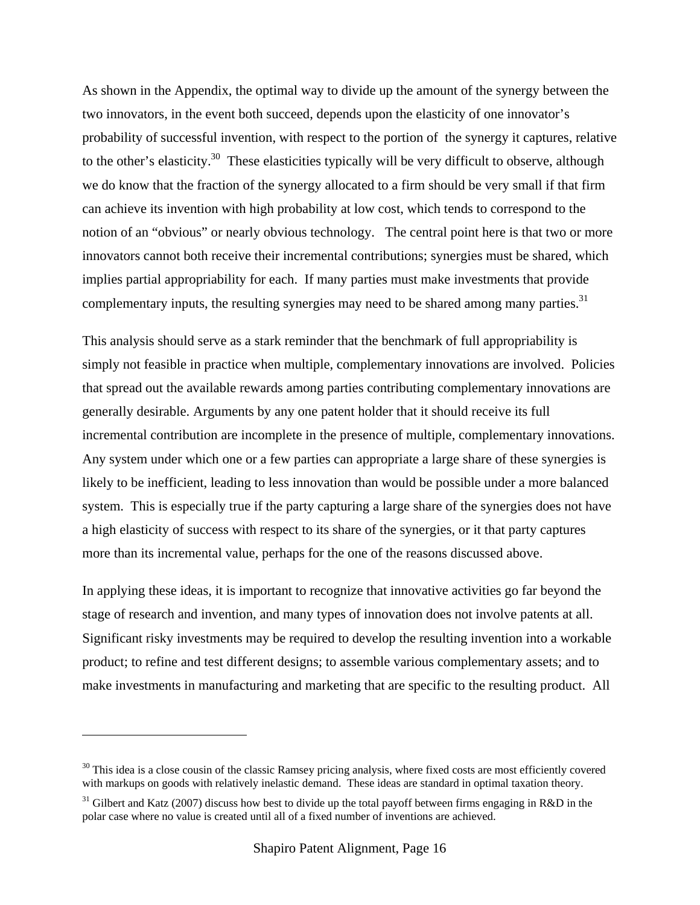As shown in the Appendix, the optimal way to divide up the amount of the synergy between the two innovators, in the event both succeed, depends upon the elasticity of one innovator's probability of successful invention, with respect to the portion of the synergy it captures, relative to the other's elasticity.[30] These elasticities typically will be very difficult to observe, although we do know that the fraction of the synergy allocated to a firm should be very small if that firm can achieve its invention with high probability at low cost, which tends to correspond to the notion of an "obvious" or nearly obvious technology. The central point here is that two or more innovators cannot both receive their incremental contributions; synergies must be shared, which implies partial appropriability for each. If many parties must make investments that provide complementary inputs, the resulting synergies may need to be shared among many parties.[31]

This analysis should serve as a stark reminder that the benchmark of full appropriability is simply not feasible in practice when multiple, complementary innovations are involved. Policies that spread out the available rewards among parties contributing complementary innovations are generally desirable. Arguments by any one patent holder that it should receive its full incremental contribution are incomplete in the presence of multiple, complementary innovations. Any system under which one or a few parties can appropriate a large share of these synergies is likely to be inefficient, leading to less innovation than would be possible under a more balanced system. This is especially true if the party capturing a large share of the synergies does not have a high elasticity of success with respect to its share of the synergies, or it that party captures more than its incremental value, perhaps for the one of the reasons discussed above.

In applying these ideas, it is important to recognize that innovative activities go far beyond the stage of research and invention, and many types of innovation does not involve patents at all. Significant risky investments may be required to develop the resulting invention into a workable product; to refine and test different designs; to assemble various complementary assets; and to make investments in manufacturing and marketing that are specific to the resulting product. All

[30] This idea is a close cousin of the classic Ramsey pricing analysis, where fixed costs are most efficiently covered with markups on goods with relatively inelastic demand. These ideas are standard in optimal taxation theory.

[31] Gilbert and Katz (2007) discuss how best to divide up the total payoff between firms engaging in R&D in the polar case where no value is created until all of a fixed number of inventions are achieved.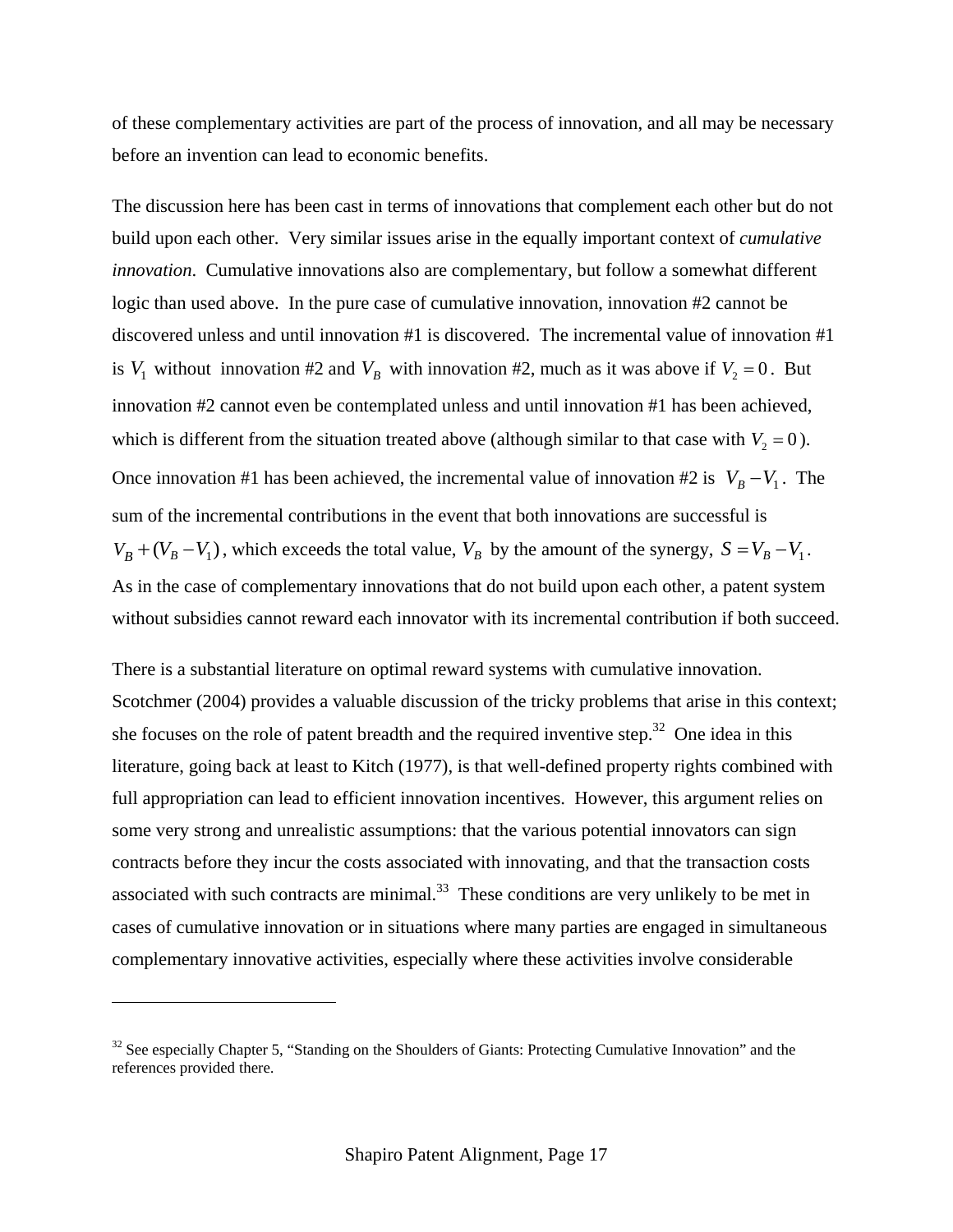of these complementary activities are part of the process of innovation, and all may be necessary before an invention can lead to economic benefits.

The discussion here has been cast in terms of innovations that complement each other but do not build upon each other. Very similar issues arise in the equally important context of *cumulative innovation*. Cumulative innovations also are complementary, but follow a somewhat different logic than used above. In the pure case of cumulative innovation, innovation #2 cannot be discovered unless and until innovation #1 is discovered. The incremental value of innovation #1 is $V_1$ without innovation #2 and $V_B$ with innovation #2, much as it was above if $V_2 = 0$. But innovation #2 cannot even be contemplated unless and until innovation #1 has been achieved, which is different from the situation treated above (although similar to that case with $V_2 = 0$). Once innovation #1 has been achieved, the incremental value of innovation #2 is $V_B - V_1$. The sum of the incremental contributions in the event that both innovations are successful is $V_B + (V_B - V_1)$, which exceeds the total value, $V_B$ by the amount of the synergy, $S = V_B - V_1$. As in the case of complementary innovations that do not build upon each other, a patent system without subsidies cannot reward each innovator with its incremental contribution if both succeed.

There is a substantial literature on optimal reward systems with cumulative innovation. Scotchmer (2004) provides a valuable discussion of the tricky problems that arise in this context; she focuses on the role of patent breadth and the required inventive step.[32] One idea in this literature, going back at least to Kitch (1977), is that well-defined property rights combined with full appropriation can lead to efficient innovation incentives. However, this argument relies on some very strong and unrealistic assumptions: that the various potential innovators can sign contracts before they incur the costs associated with innovating, and that the transaction costs associated with such contracts are minimal.[33] These conditions are very unlikely to be met in cases of cumulative innovation or in situations where many parties are engaged in simultaneous complementary innovative activities, especially where these activities involve considerable

[32] See especially Chapter 5, "Standing on the Shoulders of Giants: Protecting Cumulative Innovation" and the references provided there.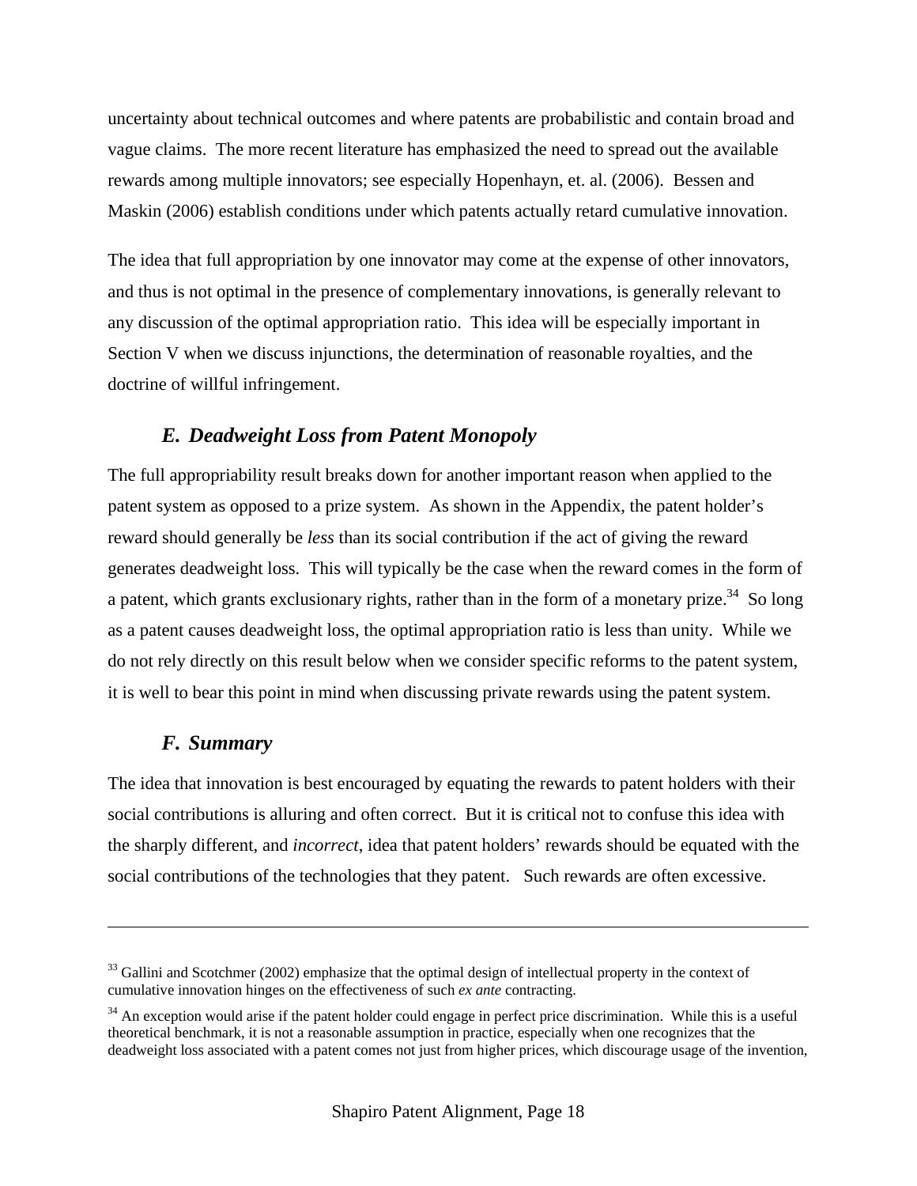uncertainty about technical outcomes and where patents are probabilistic and contain broad and vague claims. The more recent literature has emphasized the need to spread out the available rewards among multiple innovators; see especially Hopenhayn, et. al. (2006). Bessen and Maskin (2006) establish conditions under which patents actually retard cumulative innovation.

The idea that full appropriation by one innovator may come at the expense of other innovators, and thus is not optimal in the presence of complementary innovations, is generally relevant to any discussion of the optimal appropriation ratio. This idea will be especially important in Section V when we discuss injunctions, the determination of reasonable royalties, and the doctrine of willful infringement.

### *E. Deadweight Loss from Patent Monopoly*

The full appropriability result breaks down for another important reason when applied to the patent system as opposed to a prize system. As shown in the Appendix, the patent holder's reward should generally be *less* than its social contribution if the act of giving the reward generates deadweight loss. This will typically be the case when the reward comes in the form of a patent, which grants exclusionary rights, rather than in the form of a monetary prize.[34] So long as a patent causes deadweight loss, the optimal appropriation ratio is less than unity. While we do not rely directly on this result below when we consider specific reforms to the patent system, it is well to bear this point in mind when discussing private rewards using the patent system.

### *F. Summary*

The idea that innovation is best encouraged by equating the rewards to patent holders with their social contributions is alluring and often correct. But it is critical not to confuse this idea with the sharply different, and *incorrect*, idea that patent holders' rewards should be equated with the social contributions of the technologies that they patent. Such rewards are often excessive.

---

[33] Gallini and Scotchmer (2002) emphasize that the optimal design of intellectual property in the context of cumulative innovation hinges on the effectiveness of such *ex ante* contracting.

[34] An exception would arise if the patent holder could engage in perfect price discrimination. While this is a useful theoretical benchmark, it is not a reasonable assumption in practice, especially when one recognizes that the deadweight loss associated with a patent comes not just from higher prices, which discourage usage of the invention,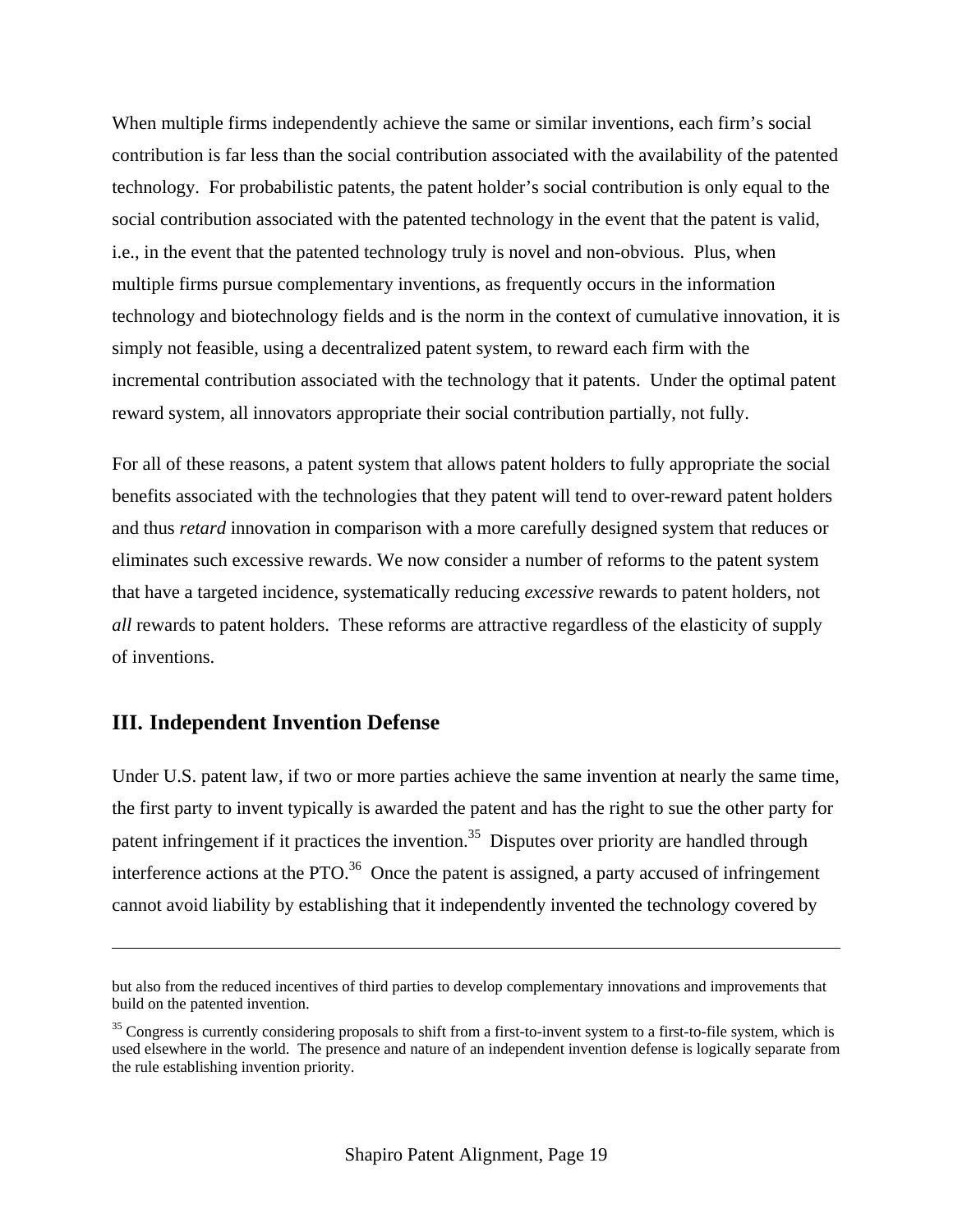When multiple firms independently achieve the same or similar inventions, each firm's social contribution is far less than the social contribution associated with the availability of the patented technology. For probabilistic patents, the patent holder's social contribution is only equal to the social contribution associated with the patented technology in the event that the patent is valid, i.e., in the event that the patented technology truly is novel and non-obvious. Plus, when multiple firms pursue complementary inventions, as frequently occurs in the information technology and biotechnology fields and is the norm in the context of cumulative innovation, it is simply not feasible, using a decentralized patent system, to reward each firm with the incremental contribution associated with the technology that it patents. Under the optimal patent reward system, all innovators appropriate their social contribution partially, not fully.

For all of these reasons, a patent system that allows patent holders to fully appropriate the social benefits associated with the technologies that they patent will tend to over-reward patent holders and thus *retard* innovation in comparison with a more carefully designed system that reduces or eliminates such excessive rewards. We now consider a number of reforms to the patent system that have a targeted incidence, systematically reducing *excessive* rewards to patent holders, not *all* rewards to patent holders. These reforms are attractive regardless of the elasticity of supply of inventions.

## III. Independent Invention Defense

Under U.S. patent law, if two or more parties achieve the same invention at nearly the same time, the first party to invent typically is awarded the patent and has the right to sue the other party for patent infringement if it practices the invention.[35] Disputes over priority are handled through interference actions at the PTO.[36] Once the patent is assigned, a party accused of infringement cannot avoid liability by establishing that it independently invented the technology covered by

---

but also from the reduced incentives of third parties to develop complementary innovations and improvements that build on the patented invention.

[35] Congress is currently considering proposals to shift from a first-to-invent system to a first-to-file system, which is used elsewhere in the world. The presence and nature of an independent invention defense is logically separate from the rule establishing invention priority.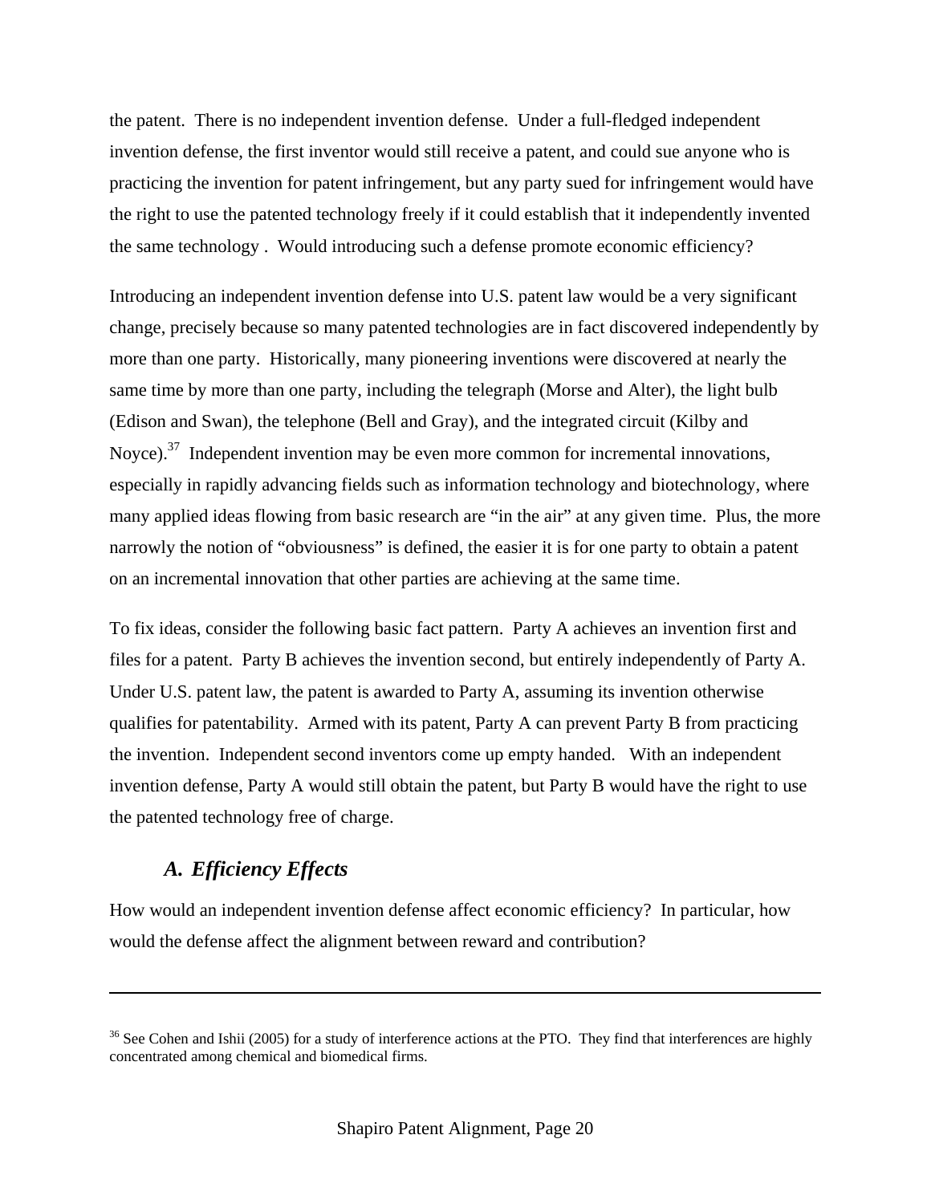the patent. There is no independent invention defense. Under a full-fledged independent invention defense, the first inventor would still receive a patent, and could sue anyone who is practicing the invention for patent infringement, but any party sued for infringement would have the right to use the patented technology freely if it could establish that it independently invented the same technology . Would introducing such a defense promote economic efficiency?

Introducing an independent invention defense into U.S. patent law would be a very significant change, precisely because so many patented technologies are in fact discovered independently by more than one party. Historically, many pioneering inventions were discovered at nearly the same time by more than one party, including the telegraph (Morse and Alter), the light bulb (Edison and Swan), the telephone (Bell and Gray), and the integrated circuit (Kilby and Noyce).[37] Independent invention may be even more common for incremental innovations, especially in rapidly advancing fields such as information technology and biotechnology, where many applied ideas flowing from basic research are "in the air" at any given time. Plus, the more narrowly the notion of "obviousness" is defined, the easier it is for one party to obtain a patent on an incremental innovation that other parties are achieving at the same time.

To fix ideas, consider the following basic fact pattern. Party A achieves an invention first and files for a patent. Party B achieves the invention second, but entirely independently of Party A. Under U.S. patent law, the patent is awarded to Party A, assuming its invention otherwise qualifies for patentability. Armed with its patent, Party A can prevent Party B from practicing the invention. Independent second inventors come up empty handed. With an independent invention defense, Party A would still obtain the patent, but Party B would have the right to use the patented technology free of charge.

### *A. Efficiency Effects*

How would an independent invention defense affect economic efficiency? In particular, how would the defense affect the alignment between reward and contribution?

---

[36] See Cohen and Ishii (2005) for a study of interference actions at the PTO. They find that interferences are highly concentrated among chemical and biomedical firms.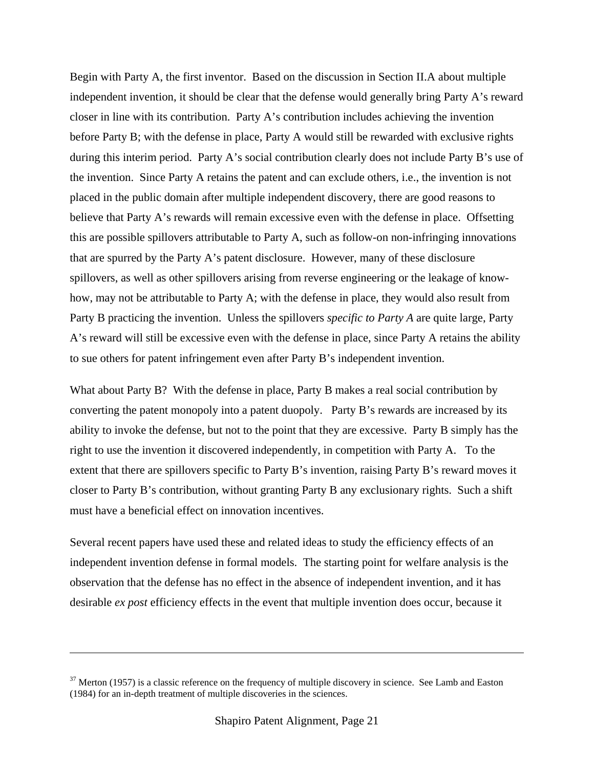Begin with Party A, the first inventor. Based on the discussion in Section II.A about multiple independent invention, it should be clear that the defense would generally bring Party A's reward closer in line with its contribution. Party A's contribution includes achieving the invention before Party B; with the defense in place, Party A would still be rewarded with exclusive rights during this interim period. Party A's social contribution clearly does not include Party B's use of the invention. Since Party A retains the patent and can exclude others, i.e., the invention is not placed in the public domain after multiple independent discovery, there are good reasons to believe that Party A's rewards will remain excessive even with the defense in place. Offsetting this are possible spillovers attributable to Party A, such as follow-on non-infringing innovations that are spurred by the Party A's patent disclosure. However, many of these disclosure spillovers, as well as other spillovers arising from reverse engineering or the leakage of know-how, may not be attributable to Party A; with the defense in place, they would also result from Party B practicing the invention. Unless the spillovers *specific to Party A* are quite large, Party A's reward will still be excessive even with the defense in place, since Party A retains the ability to sue others for patent infringement even after Party B's independent invention.

What about Party B? With the defense in place, Party B makes a real social contribution by converting the patent monopoly into a patent duopoly. Party B's rewards are increased by its ability to invoke the defense, but not to the point that they are excessive. Party B simply has the right to use the invention it discovered independently, in competition with Party A. To the extent that there are spillovers specific to Party B's invention, raising Party B's reward moves it closer to Party B's contribution, without granting Party B any exclusionary rights. Such a shift must have a beneficial effect on innovation incentives.

Several recent papers have used these and related ideas to study the efficiency effects of an independent invention defense in formal models. The starting point for welfare analysis is the observation that the defense has no effect in the absence of independent invention, and it has desirable *ex post* efficiency effects in the event that multiple invention does occur, because it

---

[37] Merton (1957) is a classic reference on the frequency of multiple discovery in science. See Lamb and Easton (1984) for an in-depth treatment of multiple discoveries in the sciences.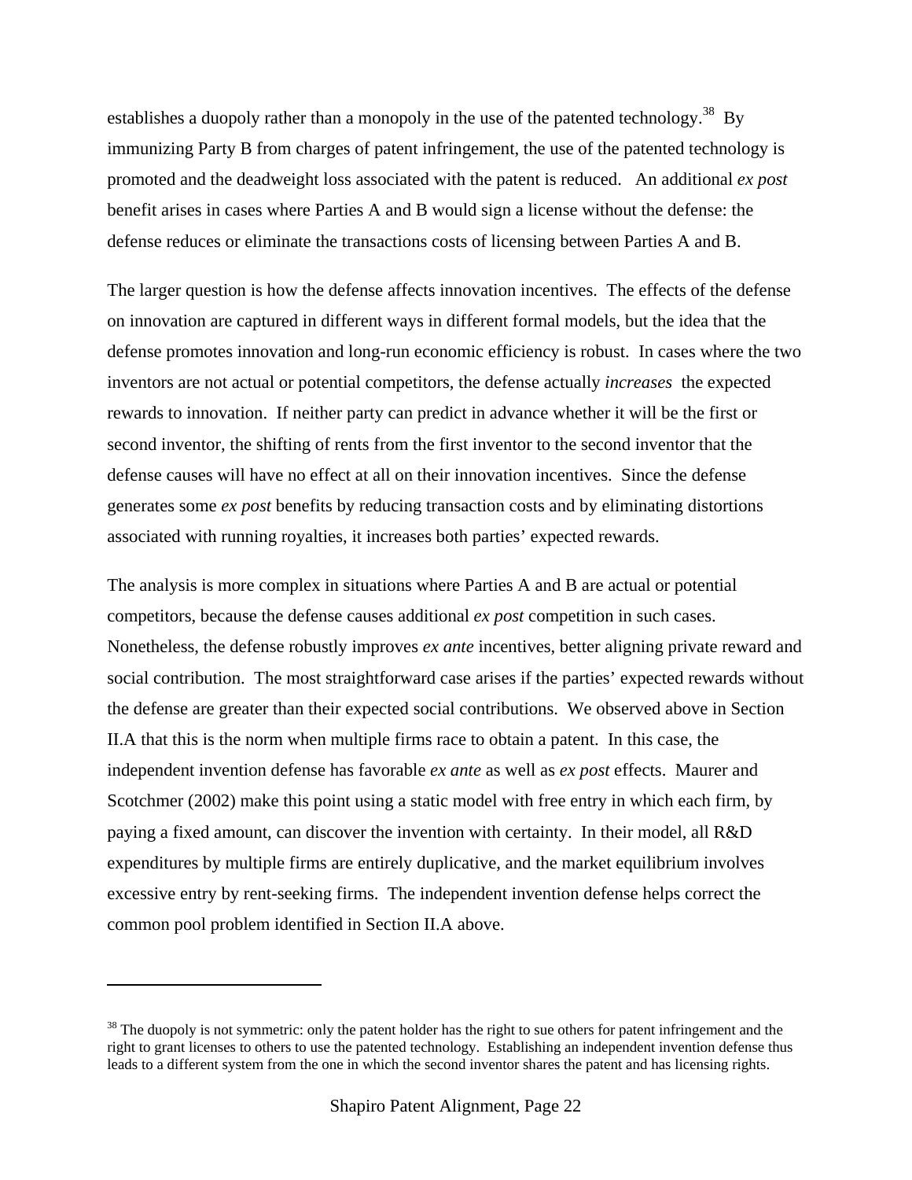establishes a duopoly rather than a monopoly in the use of the patented technology.[38] By immunizing Party B from charges of patent infringement, the use of the patented technology is promoted and the deadweight loss associated with the patent is reduced. An additional *ex post* benefit arises in cases where Parties A and B would sign a license without the defense: the defense reduces or eliminate the transactions costs of licensing between Parties A and B.

The larger question is how the defense affects innovation incentives. The effects of the defense on innovation are captured in different ways in different formal models, but the idea that the defense promotes innovation and long-run economic efficiency is robust. In cases where the two inventors are not actual or potential competitors, the defense actually *increases* the expected rewards to innovation. If neither party can predict in advance whether it will be the first or second inventor, the shifting of rents from the first inventor to the second inventor that the defense causes will have no effect at all on their innovation incentives. Since the defense generates some *ex post* benefits by reducing transaction costs and by eliminating distortions associated with running royalties, it increases both parties' expected rewards.

The analysis is more complex in situations where Parties A and B are actual or potential competitors, because the defense causes additional *ex post* competition in such cases. Nonetheless, the defense robustly improves *ex ante* incentives, better aligning private reward and social contribution. The most straightforward case arises if the parties' expected rewards without the defense are greater than their expected social contributions. We observed above in Section II.A that this is the norm when multiple firms race to obtain a patent. In this case, the independent invention defense has favorable *ex ante* as well as *ex post* effects. Maurer and Scotchmer (2002) make this point using a static model with free entry in which each firm, by paying a fixed amount, can discover the invention with certainty. In their model, all R&D expenditures by multiple firms are entirely duplicative, and the market equilibrium involves excessive entry by rent-seeking firms. The independent invention defense helps correct the common pool problem identified in Section II.A above.

---

[38] The duopoly is not symmetric: only the patent holder has the right to sue others for patent infringement and the right to grant licenses to others to use the patented technology. Establishing an independent invention defense thus leads to a different system from the one in which the second inventor shares the patent and has licensing rights.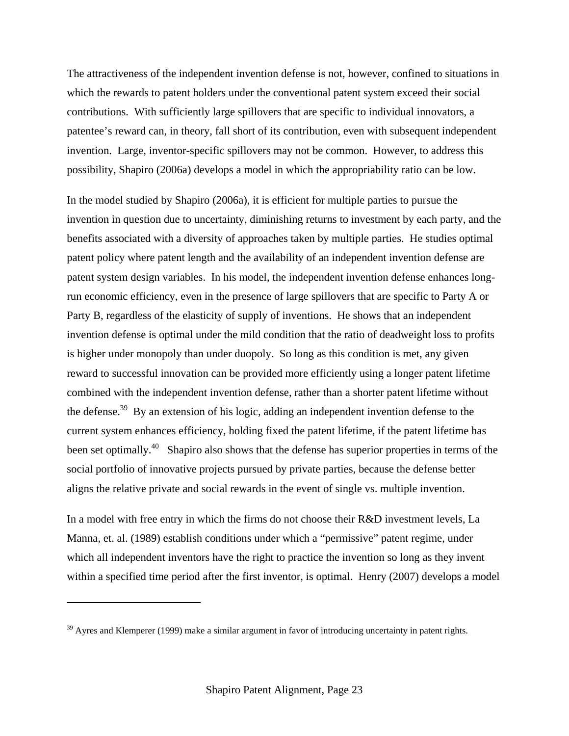The attractiveness of the independent invention defense is not, however, confined to situations in which the rewards to patent holders under the conventional patent system exceed their social contributions. With sufficiently large spillovers that are specific to individual innovators, a patentee's reward can, in theory, fall short of its contribution, even with subsequent independent invention. Large, inventor-specific spillovers may not be common. However, to address this possibility, Shapiro (2006a) develops a model in which the appropriability ratio can be low.

In the model studied by Shapiro (2006a), it is efficient for multiple parties to pursue the invention in question due to uncertainty, diminishing returns to investment by each party, and the benefits associated with a diversity of approaches taken by multiple parties. He studies optimal patent policy where patent length and the availability of an independent invention defense are patent system design variables. In his model, the independent invention defense enhances long-run economic efficiency, even in the presence of large spillovers that are specific to Party A or Party B, regardless of the elasticity of supply of inventions. He shows that an independent invention defense is optimal under the mild condition that the ratio of deadweight loss to profits is higher under monopoly than under duopoly. So long as this condition is met, any given reward to successful innovation can be provided more efficiently using a longer patent lifetime combined with the independent invention defense, rather than a shorter patent lifetime without the defense.[39] By an extension of his logic, adding an independent invention defense to the current system enhances efficiency, holding fixed the patent lifetime, if the patent lifetime has been set optimally.[40] Shapiro also shows that the defense has superior properties in terms of the social portfolio of innovative projects pursued by private parties, because the defense better aligns the relative private and social rewards in the event of single vs. multiple invention.

In a model with free entry in which the firms do not choose their R&D investment levels, La Manna, et. al. (1989) establish conditions under which a "permissive" patent regime, under which all independent inventors have the right to practice the invention so long as they invent within a specified time period after the first inventor, is optimal. Henry (2007) develops a model

[39] Ayres and Klemperer (1999) make a similar argument in favor of introducing uncertainty in patent rights.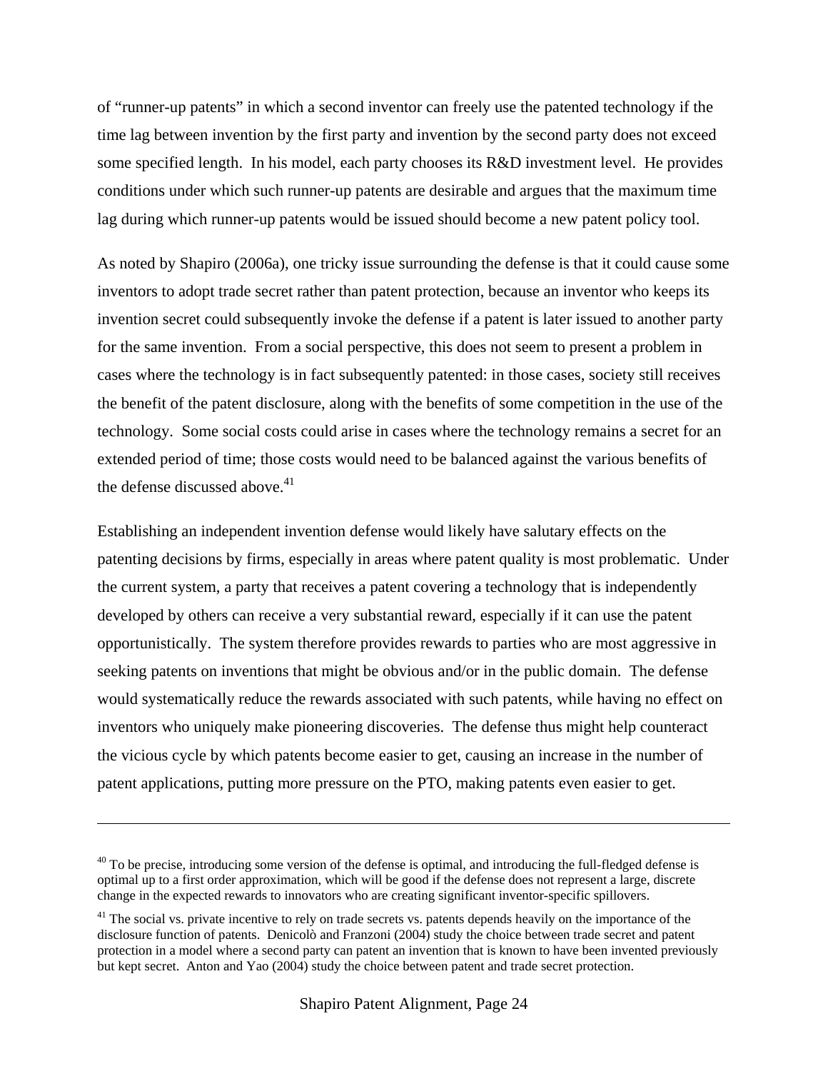of "runner-up patents" in which a second inventor can freely use the patented technology if the time lag between invention by the first party and invention by the second party does not exceed some specified length. In his model, each party chooses its R&D investment level. He provides conditions under which such runner-up patents are desirable and argues that the maximum time lag during which runner-up patents would be issued should become a new patent policy tool.

As noted by Shapiro (2006a), one tricky issue surrounding the defense is that it could cause some inventors to adopt trade secret rather than patent protection, because an inventor who keeps its invention secret could subsequently invoke the defense if a patent is later issued to another party for the same invention. From a social perspective, this does not seem to present a problem in cases where the technology is in fact subsequently patented: in those cases, society still receives the benefit of the patent disclosure, along with the benefits of some competition in the use of the technology. Some social costs could arise in cases where the technology remains a secret for an extended period of time; those costs would need to be balanced against the various benefits of the defense discussed above.[41]

Establishing an independent invention defense would likely have salutary effects on the patenting decisions by firms, especially in areas where patent quality is most problematic. Under the current system, a party that receives a patent covering a technology that is independently developed by others can receive a very substantial reward, especially if it can use the patent opportunistically. The system therefore provides rewards to parties who are most aggressive in seeking patents on inventions that might be obvious and/or in the public domain. The defense would systematically reduce the rewards associated with such patents, while having no effect on inventors who uniquely make pioneering discoveries. The defense thus might help counteract the vicious cycle by which patents become easier to get, causing an increase in the number of patent applications, putting more pressure on the PTO, making patents even easier to get.

---

[40] To be precise, introducing some version of the defense is optimal, and introducing the full-fledged defense is optimal up to a first order approximation, which will be good if the defense does not represent a large, discrete change in the expected rewards to innovators who are creating significant inventor-specific spillovers.

[41] The social vs. private incentive to rely on trade secrets vs. patents depends heavily on the importance of the disclosure function of patents. Denicolò and Franzoni (2004) study the choice between trade secret and patent protection in a model where a second party can patent an invention that is known to have been invented previously but kept secret. Anton and Yao (2004) study the choice between patent and trade secret protection.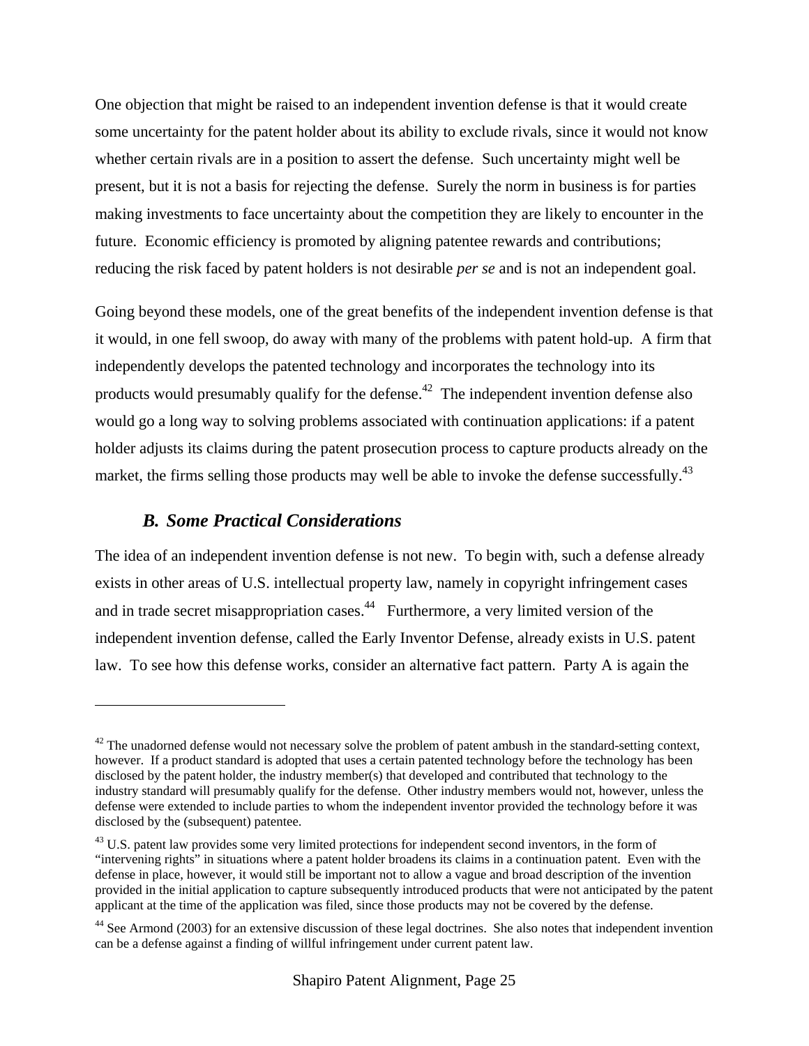One objection that might be raised to an independent invention defense is that it would create some uncertainty for the patent holder about its ability to exclude rivals, since it would not know whether certain rivals are in a position to assert the defense. Such uncertainty might well be present, but it is not a basis for rejecting the defense. Surely the norm in business is for parties making investments to face uncertainty about the competition they are likely to encounter in the future. Economic efficiency is promoted by aligning patentee rewards and contributions; reducing the risk faced by patent holders is not desirable *per se* and is not an independent goal.

Going beyond these models, one of the great benefits of the independent invention defense is that it would, in one fell swoop, do away with many of the problems with patent hold-up. A firm that independently develops the patented technology and incorporates the technology into its products would presumably qualify for the defense.[42] The independent invention defense also would go a long way to solving problems associated with continuation applications: if a patent holder adjusts its claims during the patent prosecution process to capture products already on the market, the firms selling those products may well be able to invoke the defense successfully.[43]

### *B. Some Practical Considerations*

The idea of an independent invention defense is not new. To begin with, such a defense already exists in other areas of U.S. intellectual property law, namely in copyright infringement cases and in trade secret misappropriation cases.[44] Furthermore, a very limited version of the independent invention defense, called the Early Inventor Defense, already exists in U.S. patent law. To see how this defense works, consider an alternative fact pattern. Party A is again the

---

[42] The unadorned defense would not necessary solve the problem of patent ambush in the standard-setting context, however. If a product standard is adopted that uses a certain patented technology before the technology has been disclosed by the patent holder, the industry member(s) that developed and contributed that technology to the industry standard will presumably qualify for the defense. Other industry members would not, however, unless the defense were extended to include parties to whom the independent inventor provided the technology before it was disclosed by the (subsequent) patentee.

[43] U.S. patent law provides some very limited protections for independent second inventors, in the form of "intervening rights" in situations where a patent holder broadens its claims in a continuation patent. Even with the defense in place, however, it would still be important not to allow a vague and broad description of the invention provided in the initial application to capture subsequently introduced products that were not anticipated by the patent applicant at the time of the application was filed, since those products may not be covered by the defense.

[44] See Armond (2003) for an extensive discussion of these legal doctrines. She also notes that independent invention can be a defense against a finding of willful infringement under current patent law.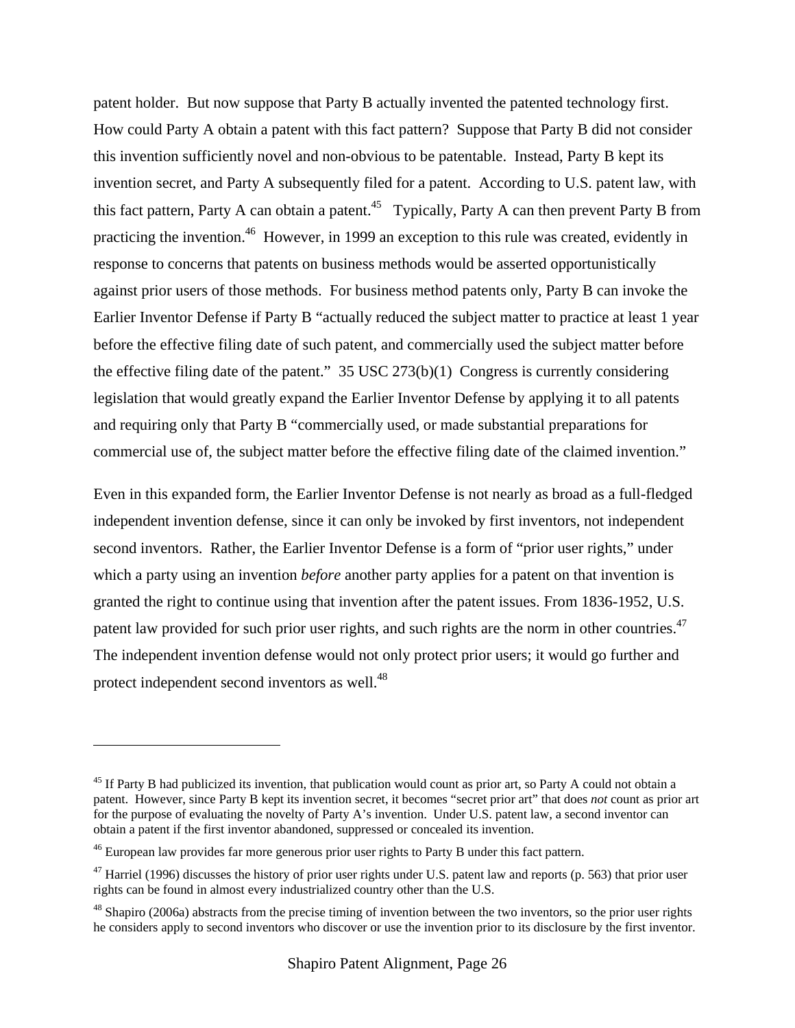patent holder. But now suppose that Party B actually invented the patented technology first. How could Party A obtain a patent with this fact pattern? Suppose that Party B did not consider this invention sufficiently novel and non-obvious to be patentable. Instead, Party B kept its invention secret, and Party A subsequently filed for a patent. According to U.S. patent law, with this fact pattern, Party A can obtain a patent.[45] Typically, Party A can then prevent Party B from practicing the invention.[46] However, in 1999 an exception to this rule was created, evidently in response to concerns that patents on business methods would be asserted opportunistically against prior users of those methods. For business method patents only, Party B can invoke the Earlier Inventor Defense if Party B "actually reduced the subject matter to practice at least 1 year before the effective filing date of such patent, and commercially used the subject matter before the effective filing date of the patent." 35 USC 273(b)(1) Congress is currently considering legislation that would greatly expand the Earlier Inventor Defense by applying it to all patents and requiring only that Party B "commercially used, or made substantial preparations for commercial use of, the subject matter before the effective filing date of the claimed invention."

Even in this expanded form, the Earlier Inventor Defense is not nearly as broad as a full-fledged independent invention defense, since it can only be invoked by first inventors, not independent second inventors. Rather, the Earlier Inventor Defense is a form of "prior user rights," under which a party using an invention *before* another party applies for a patent on that invention is granted the right to continue using that invention after the patent issues. From 1836-1952, U.S. patent law provided for such prior user rights, and such rights are the norm in other countries.[47] The independent invention defense would not only protect prior users; it would go further and protect independent second inventors as well.[48]

---

[45] If Party B had publicized its invention, that publication would count as prior art, so Party A could not obtain a patent. However, since Party B kept its invention secret, it becomes "secret prior art" that does *not* count as prior art for the purpose of evaluating the novelty of Party A's invention. Under U.S. patent law, a second inventor can obtain a patent if the first inventor abandoned, suppressed or concealed its invention.

[46] European law provides far more generous prior user rights to Party B under this fact pattern.

[47] Harriel (1996) discusses the history of prior user rights under U.S. patent law and reports (p. 563) that prior user rights can be found in almost every industrialized country other than the U.S.

[48] Shapiro (2006a) abstracts from the precise timing of invention between the two inventors, so the prior user rights he considers apply to second inventors who discover or use the invention prior to its disclosure by the first inventor.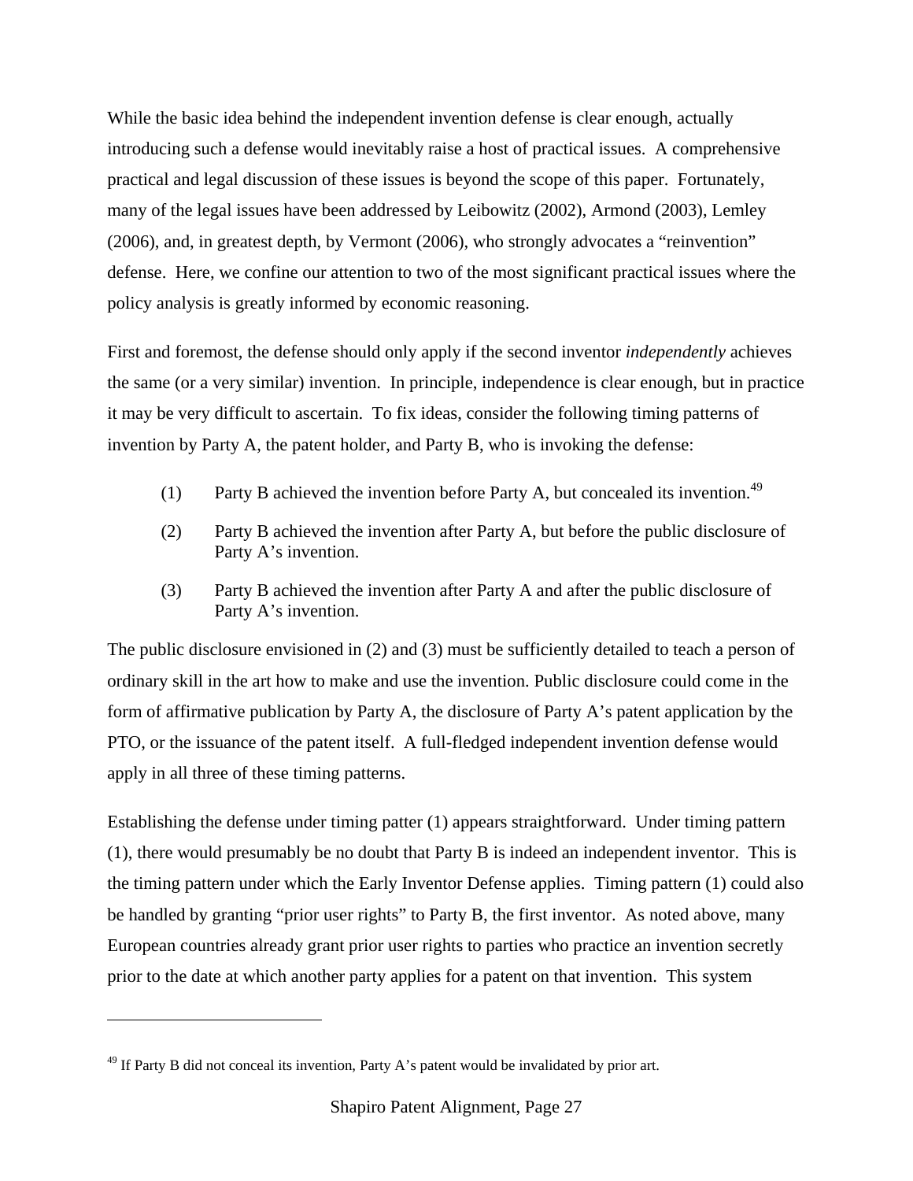While the basic idea behind the independent invention defense is clear enough, actually introducing such a defense would inevitably raise a host of practical issues. A comprehensive practical and legal discussion of these issues is beyond the scope of this paper. Fortunately, many of the legal issues have been addressed by Leibowitz (2002), Armond (2003), Lemley (2006), and, in greatest depth, by Vermont (2006), who strongly advocates a "reinvention" defense. Here, we confine our attention to two of the most significant practical issues where the policy analysis is greatly informed by economic reasoning.

First and foremost, the defense should only apply if the second inventor *independently* achieves the same (or a very similar) invention. In principle, independence is clear enough, but in practice it may be very difficult to ascertain. To fix ideas, consider the following timing patterns of invention by Party A, the patent holder, and Party B, who is invoking the defense:

(1) Party B achieved the invention before Party A, but concealed its invention.[49]

(2) Party B achieved the invention after Party A, but before the public disclosure of Party A's invention.

(3) Party B achieved the invention after Party A and after the public disclosure of Party A's invention.

The public disclosure envisioned in (2) and (3) must be sufficiently detailed to teach a person of ordinary skill in the art how to make and use the invention. Public disclosure could come in the form of affirmative publication by Party A, the disclosure of Party A's patent application by the PTO, or the issuance of the patent itself. A full-fledged independent invention defense would apply in all three of these timing patterns.

Establishing the defense under timing patter (1) appears straightforward. Under timing pattern (1), there would presumably be no doubt that Party B is indeed an independent inventor. This is the timing pattern under which the Early Inventor Defense applies. Timing pattern (1) could also be handled by granting "prior user rights" to Party B, the first inventor. As noted above, many European countries already grant prior user rights to parties who practice an invention secretly prior to the date at which another party applies for a patent on that invention. This system

---

[49] If Party B did not conceal its invention, Party A's patent would be invalidated by prior art.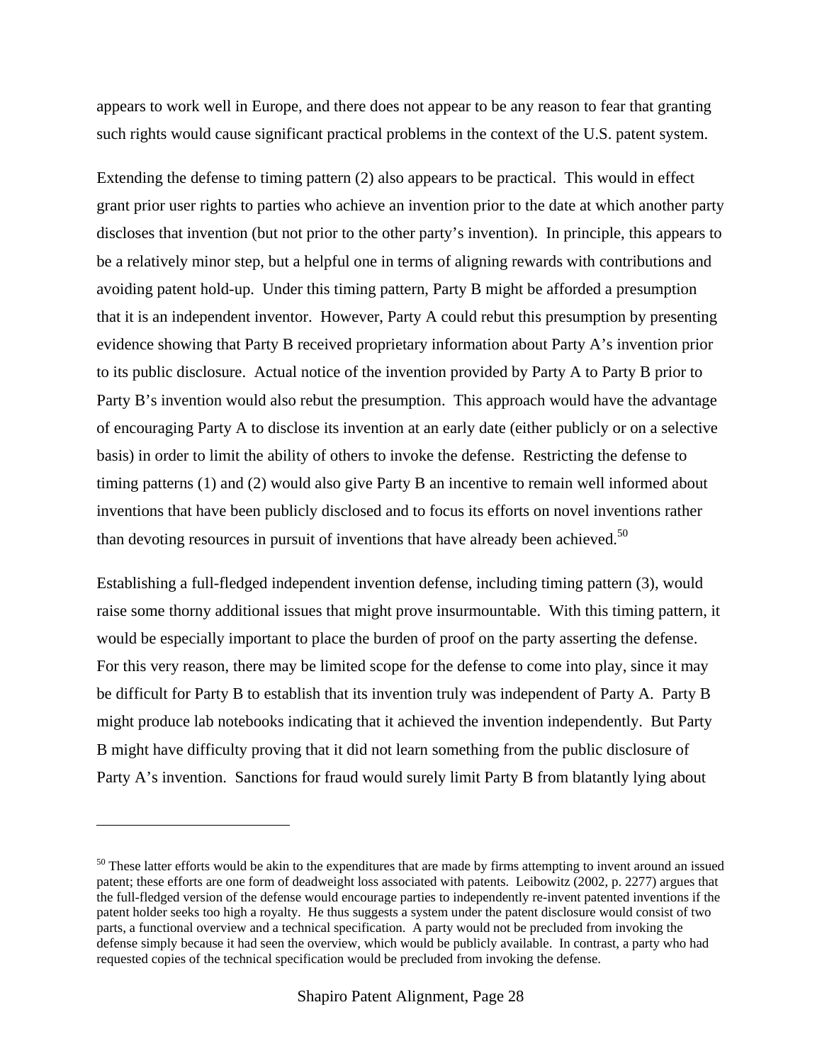appears to work well in Europe, and there does not appear to be any reason to fear that granting such rights would cause significant practical problems in the context of the U.S. patent system.

Extending the defense to timing pattern (2) also appears to be practical. This would in effect grant prior user rights to parties who achieve an invention prior to the date at which another party discloses that invention (but not prior to the other party's invention). In principle, this appears to be a relatively minor step, but a helpful one in terms of aligning rewards with contributions and avoiding patent hold-up. Under this timing pattern, Party B might be afforded a presumption that it is an independent inventor. However, Party A could rebut this presumption by presenting evidence showing that Party B received proprietary information about Party A's invention prior to its public disclosure. Actual notice of the invention provided by Party A to Party B prior to Party B's invention would also rebut the presumption. This approach would have the advantage of encouraging Party A to disclose its invention at an early date (either publicly or on a selective basis) in order to limit the ability of others to invoke the defense. Restricting the defense to timing patterns (1) and (2) would also give Party B an incentive to remain well informed about inventions that have been publicly disclosed and to focus its efforts on novel inventions rather than devoting resources in pursuit of inventions that have already been achieved.[50]

Establishing a full-fledged independent invention defense, including timing pattern (3), would raise some thorny additional issues that might prove insurmountable. With this timing pattern, it would be especially important to place the burden of proof on the party asserting the defense. For this very reason, there may be limited scope for the defense to come into play, since it may be difficult for Party B to establish that its invention truly was independent of Party A. Party B might produce lab notebooks indicating that it achieved the invention independently. But Party B might have difficulty proving that it did not learn something from the public disclosure of Party A's invention. Sanctions for fraud would surely limit Party B from blatantly lying about

---

[50] These latter efforts would be akin to the expenditures that are made by firms attempting to invent around an issued patent; these efforts are one form of deadweight loss associated with patents. Leibowitz (2002, p. 2277) argues that the full-fledged version of the defense would encourage parties to independently re-invent patented inventions if the patent holder seeks too high a royalty. He thus suggests a system under the patent disclosure would consist of two parts, a functional overview and a technical specification. A party would not be precluded from invoking the defense simply because it had seen the overview, which would be publicly available. In contrast, a party who had requested copies of the technical specification would be precluded from invoking the defense.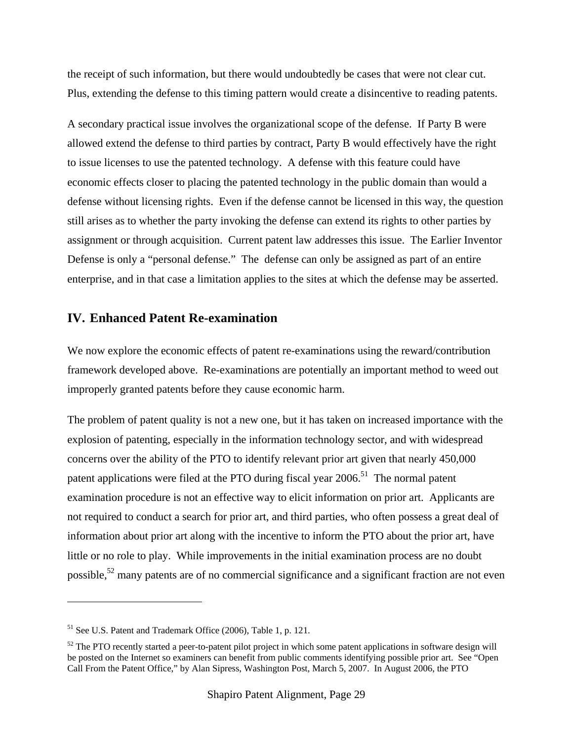the receipt of such information, but there would undoubtedly be cases that were not clear cut. Plus, extending the defense to this timing pattern would create a disincentive to reading patents.

A secondary practical issue involves the organizational scope of the defense. If Party B were allowed extend the defense to third parties by contract, Party B would effectively have the right to issue licenses to use the patented technology. A defense with this feature could have economic effects closer to placing the patented technology in the public domain than would a defense without licensing rights. Even if the defense cannot be licensed in this way, the question still arises as to whether the party invoking the defense can extend its rights to other parties by assignment or through acquisition. Current patent law addresses this issue. The Earlier Inventor Defense is only a "personal defense." The defense can only be assigned as part of an entire enterprise, and in that case a limitation applies to the sites at which the defense may be asserted.

## IV. Enhanced Patent Re-examination

We now explore the economic effects of patent re-examinations using the reward/contribution framework developed above. Re-examinations are potentially an important method to weed out improperly granted patents before they cause economic harm.

The problem of patent quality is not a new one, but it has taken on increased importance with the explosion of patenting, especially in the information technology sector, and with widespread concerns over the ability of the PTO to identify relevant prior art given that nearly 450,000 patent applications were filed at the PTO during fiscal year 2006.[51] The normal patent examination procedure is not an effective way to elicit information on prior art. Applicants are not required to conduct a search for prior art, and third parties, who often possess a great deal of information about prior art along with the incentive to inform the PTO about the prior art, have little or no role to play. While improvements in the initial examination process are no doubt possible,[52] many patents are of no commercial significance and a significant fraction are not even

---

[51] See U.S. Patent and Trademark Office (2006), Table 1, p. 121.

[52] The PTO recently started a peer-to-patent pilot project in which some patent applications in software design will be posted on the Internet so examiners can benefit from public comments identifying possible prior art. See "Open Call From the Patent Office," by Alan Sipress, Washington Post, March 5, 2007. In August 2006, the PTO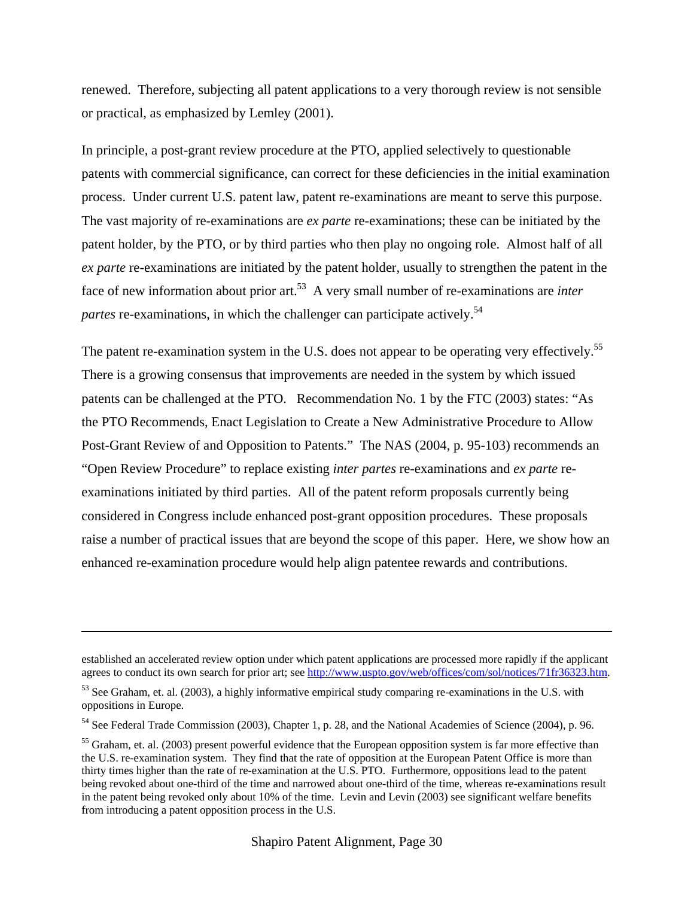renewed. Therefore, subjecting all patent applications to a very thorough review is not sensible or practical, as emphasized by Lemley (2001).

In principle, a post-grant review procedure at the PTO, applied selectively to questionable patents with commercial significance, can correct for these deficiencies in the initial examination process. Under current U.S. patent law, patent re-examinations are meant to serve this purpose. The vast majority of re-examinations are *ex parte* re-examinations; these can be initiated by the patent holder, by the PTO, or by third parties who then play no ongoing role. Almost half of all *ex parte* re-examinations are initiated by the patent holder, usually to strengthen the patent in the face of new information about prior art.[53] A very small number of re-examinations are *inter partes* re-examinations, in which the challenger can participate actively.[54]

The patent re-examination system in the U.S. does not appear to be operating very effectively.[55] There is a growing consensus that improvements are needed in the system by which issued patents can be challenged at the PTO. Recommendation No. 1 by the FTC (2003) states: "As the PTO Recommends, Enact Legislation to Create a New Administrative Procedure to Allow Post-Grant Review of and Opposition to Patents." The NAS (2004, p. 95-103) recommends an "Open Review Procedure" to replace existing *inter partes* re-examinations and *ex parte* re-examinations initiated by third parties. All of the patent reform proposals currently being considered in Congress include enhanced post-grant opposition procedures. These proposals raise a number of practical issues that are beyond the scope of this paper. Here, we show how an enhanced re-examination procedure would help align patentee rewards and contributions.

---

established an accelerated review option under which patent applications are processed more rapidly if the applicant agrees to conduct its own search for prior art; see http://www.uspto.gov/web/offices/com/sol/notices/71fr36323.htm.

[53] See Graham, et. al. (2003), a highly informative empirical study comparing re-examinations in the U.S. with oppositions in Europe.

[54] See Federal Trade Commission (2003), Chapter 1, p. 28, and the National Academies of Science (2004), p. 96.

[55] Graham, et. al. (2003) present powerful evidence that the European opposition system is far more effective than the U.S. re-examination system. They find that the rate of opposition at the European Patent Office is more than thirty times higher than the rate of re-examination at the U.S. PTO. Furthermore, oppositions lead to the patent being revoked about one-third of the time and narrowed about one-third of the time, whereas re-examinations result in the patent being revoked only about 10% of the time. Levin and Levin (2003) see significant welfare benefits from introducing a patent opposition process in the U.S.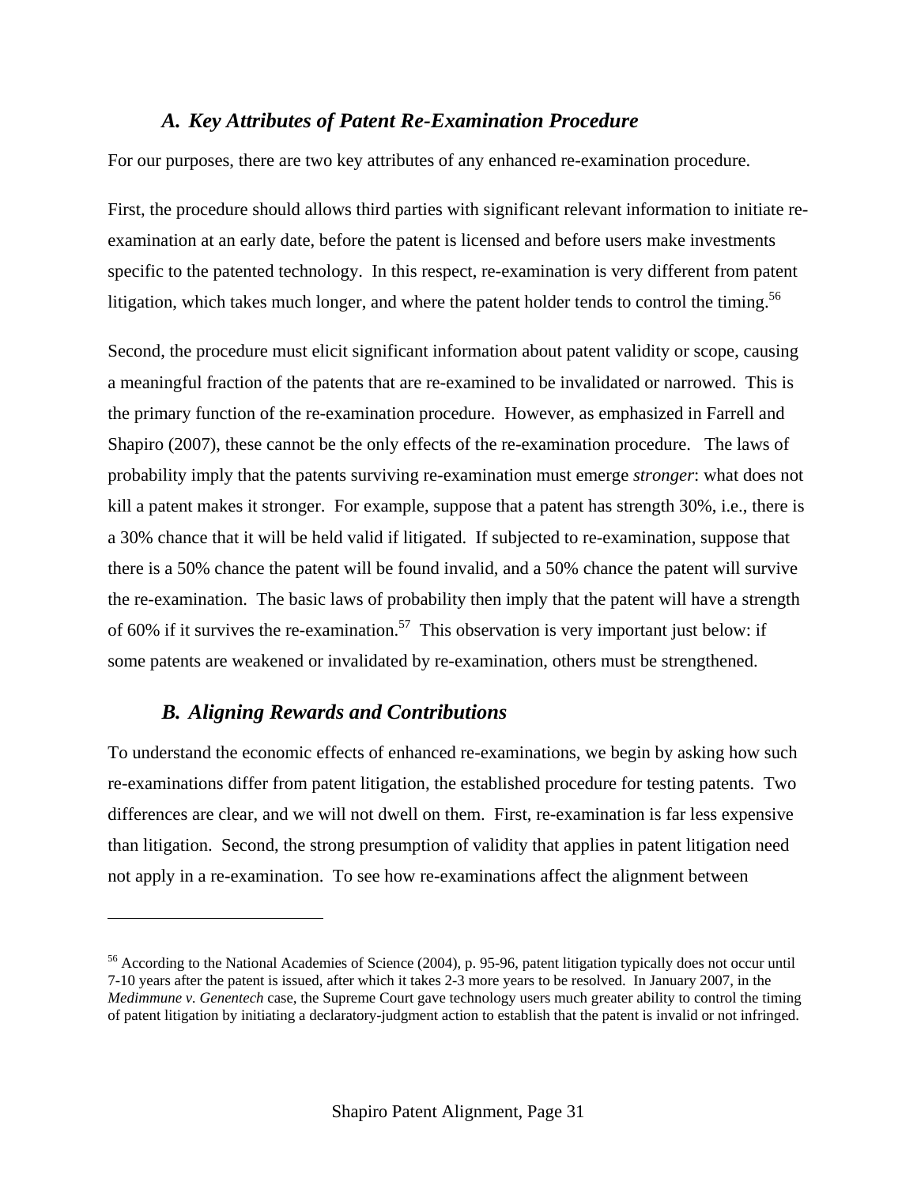### *A. Key Attributes of Patent Re-Examination Procedure*

For our purposes, there are two key attributes of any enhanced re-examination procedure.

First, the procedure should allows third parties with significant relevant information to initiate re-examination at an early date, before the patent is licensed and before users make investments specific to the patented technology. In this respect, re-examination is very different from patent litigation, which takes much longer, and where the patent holder tends to control the timing.[56]

Second, the procedure must elicit significant information about patent validity or scope, causing a meaningful fraction of the patents that are re-examined to be invalidated or narrowed. This is the primary function of the re-examination procedure. However, as emphasized in Farrell and Shapiro (2007), these cannot be the only effects of the re-examination procedure. The laws of probability imply that the patents surviving re-examination must emerge *stronger*: what does not kill a patent makes it stronger. For example, suppose that a patent has strength 30%, i.e., there is a 30% chance that it will be held valid if litigated. If subjected to re-examination, suppose that there is a 50% chance the patent will be found invalid, and a 50% chance the patent will survive the re-examination. The basic laws of probability then imply that the patent will have a strength of 60% if it survives the re-examination.[57] This observation is very important just below: if some patents are weakened or invalidated by re-examination, others must be strengthened.

### *B. Aligning Rewards and Contributions*

To understand the economic effects of enhanced re-examinations, we begin by asking how such re-examinations differ from patent litigation, the established procedure for testing patents. Two differences are clear, and we will not dwell on them. First, re-examination is far less expensive than litigation. Second, the strong presumption of validity that applies in patent litigation need not apply in a re-examination. To see how re-examinations affect the alignment between

---

[56] According to the National Academies of Science (2004), p. 95-96, patent litigation typically does not occur until 7-10 years after the patent is issued, after which it takes 2-3 more years to be resolved. In January 2007, in the *Medimmune v. Genentech* case, the Supreme Court gave technology users much greater ability to control the timing of patent litigation by initiating a declaratory-judgment action to establish that the patent is invalid or not infringed.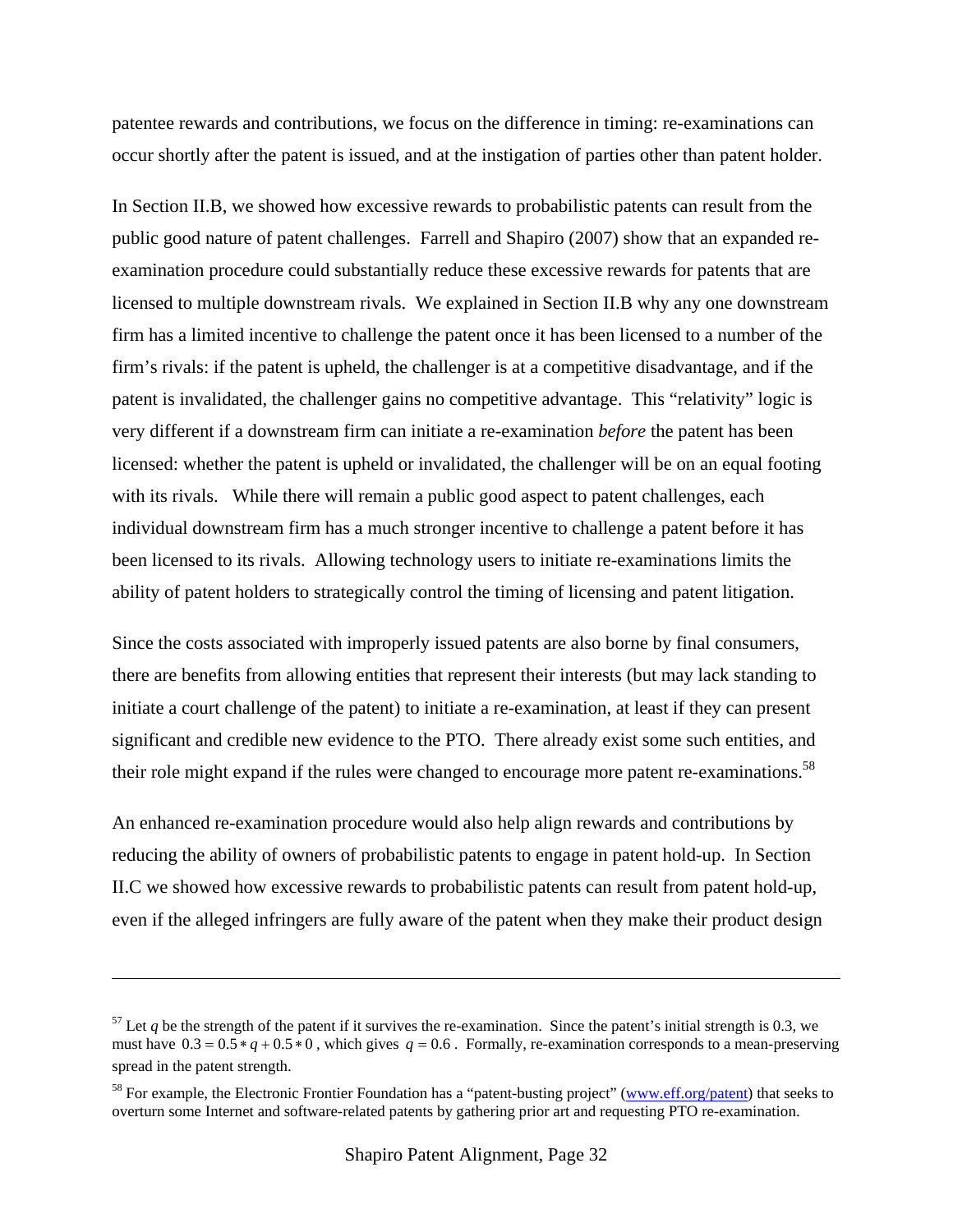patentee rewards and contributions, we focus on the difference in timing: re-examinations can occur shortly after the patent is issued, and at the instigation of parties other than patent holder.

In Section II.B, we showed how excessive rewards to probabilistic patents can result from the public good nature of patent challenges. Farrell and Shapiro (2007) show that an expanded re-examination procedure could substantially reduce these excessive rewards for patents that are licensed to multiple downstream rivals. We explained in Section II.B why any one downstream firm has a limited incentive to challenge the patent once it has been licensed to a number of the firm's rivals: if the patent is upheld, the challenger is at a competitive disadvantage, and if the patent is invalidated, the challenger gains no competitive advantage. This "relativity" logic is very different if a downstream firm can initiate a re-examination *before* the patent has been licensed: whether the patent is upheld or invalidated, the challenger will be on an equal footing with its rivals. While there will remain a public good aspect to patent challenges, each individual downstream firm has a much stronger incentive to challenge a patent before it has been licensed to its rivals. Allowing technology users to initiate re-examinations limits the ability of patent holders to strategically control the timing of licensing and patent litigation.

Since the costs associated with improperly issued patents are also borne by final consumers, there are benefits from allowing entities that represent their interests (but may lack standing to initiate a court challenge of the patent) to initiate a re-examination, at least if they can present significant and credible new evidence to the PTO. There already exist some such entities, and their role might expand if the rules were changed to encourage more patent re-examinations.[58]

An enhanced re-examination procedure would also help align rewards and contributions by reducing the ability of owners of probabilistic patents to engage in patent hold-up. In Section II.C we showed how excessive rewards to probabilistic patents can result from patent hold-up, even if the alleged infringers are fully aware of the patent when they make their product design

---

[57] Let $q$ be the strength of the patent if it survives the re-examination. Since the patent's initial strength is 0.3, we must have $0.3 = 0.5 * q + 0.5 * 0$, which gives $q = 0.6$. Formally, re-examination corresponds to a mean-preserving spread in the patent strength.

[58] For example, the Electronic Frontier Foundation has a "patent-busting project" (www.eff.org/patent) that seeks to overturn some Internet and software-related patents by gathering prior art and requesting PTO re-examination.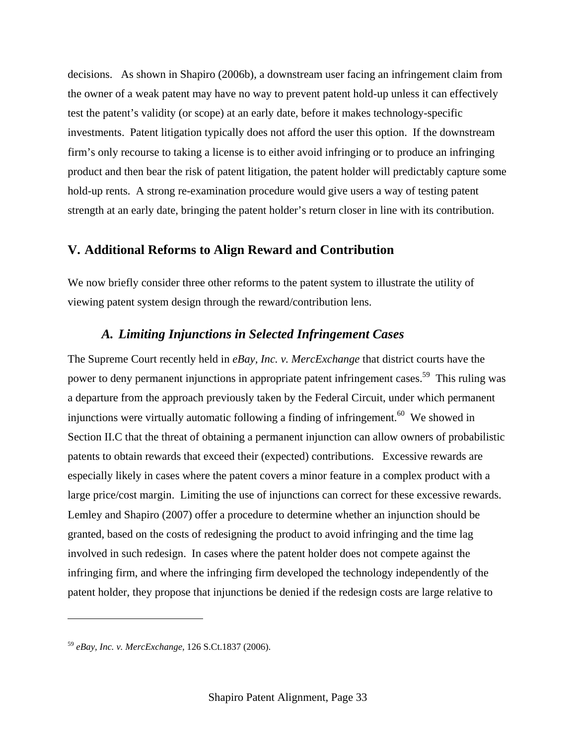decisions. As shown in Shapiro (2006b), a downstream user facing an infringement claim from the owner of a weak patent may have no way to prevent patent hold-up unless it can effectively test the patent's validity (or scope) at an early date, before it makes technology-specific investments. Patent litigation typically does not afford the user this option. If the downstream firm's only recourse to taking a license is to either avoid infringing or to produce an infringing product and then bear the risk of patent litigation, the patent holder will predictably capture some hold-up rents. A strong re-examination procedure would give users a way of testing patent strength at an early date, bringing the patent holder's return closer in line with its contribution.

## V. Additional Reforms to Align Reward and Contribution

We now briefly consider three other reforms to the patent system to illustrate the utility of viewing patent system design through the reward/contribution lens.

### *A. Limiting Injunctions in Selected Infringement Cases*

The Supreme Court recently held in *eBay, Inc. v. MercExchange* that district courts have the power to deny permanent injunctions in appropriate patent infringement cases.[59] This ruling was a departure from the approach previously taken by the Federal Circuit, under which permanent injunctions were virtually automatic following a finding of infringement.[60] We showed in Section II.C that the threat of obtaining a permanent injunction can allow owners of probabilistic patents to obtain rewards that exceed their (expected) contributions. Excessive rewards are especially likely in cases where the patent covers a minor feature in a complex product with a large price/cost margin. Limiting the use of injunctions can correct for these excessive rewards. Lemley and Shapiro (2007) offer a procedure to determine whether an injunction should be granted, based on the costs of redesigning the product to avoid infringing and the time lag involved in such redesign. In cases where the patent holder does not compete against the infringing firm, and where the infringing firm developed the technology independently of the patent holder, they propose that injunctions be denied if the redesign costs are large relative to

---

[59] *eBay, Inc. v. MercExchange,* 126 S.Ct.1837 (2006).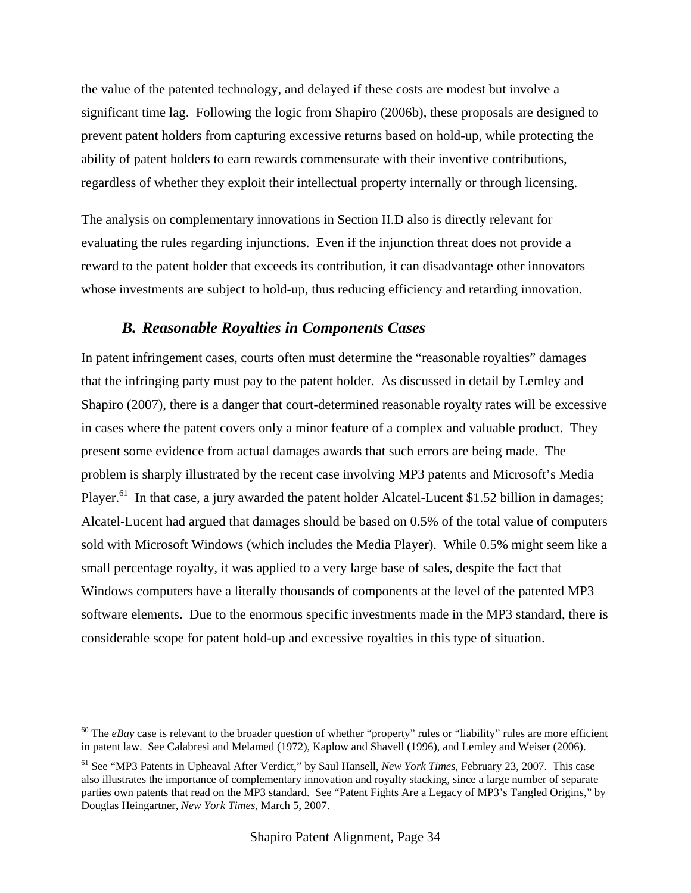the value of the patented technology, and delayed if these costs are modest but involve a significant time lag. Following the logic from Shapiro (2006b), these proposals are designed to prevent patent holders from capturing excessive returns based on hold-up, while protecting the ability of patent holders to earn rewards commensurate with their inventive contributions, regardless of whether they exploit their intellectual property internally or through licensing.

The analysis on complementary innovations in Section II.D also is directly relevant for evaluating the rules regarding injunctions. Even if the injunction threat does not provide a reward to the patent holder that exceeds its contribution, it can disadvantage other innovators whose investments are subject to hold-up, thus reducing efficiency and retarding innovation.

### *B. Reasonable Royalties in Components Cases*

In patent infringement cases, courts often must determine the "reasonable royalties" damages that the infringing party must pay to the patent holder. As discussed in detail by Lemley and Shapiro (2007), there is a danger that court-determined reasonable royalty rates will be excessive in cases where the patent covers only a minor feature of a complex and valuable product. They present some evidence from actual damages awards that such errors are being made. The problem is sharply illustrated by the recent case involving MP3 patents and Microsoft's Media Player.[61] In that case, a jury awarded the patent holder Alcatel-Lucent \$1.52 billion in damages; Alcatel-Lucent had argued that damages should be based on 0.5% of the total value of computers sold with Microsoft Windows (which includes the Media Player). While 0.5% might seem like a small percentage royalty, it was applied to a very large base of sales, despite the fact that Windows computers have a literally thousands of components at the level of the patented MP3 software elements. Due to the enormous specific investments made in the MP3 standard, there is considerable scope for patent hold-up and excessive royalties in this type of situation.

---

[60] The *eBay* case is relevant to the broader question of whether "property" rules or "liability" rules are more efficient in patent law. See Calabresi and Melamed (1972), Kaplow and Shavell (1996), and Lemley and Weiser (2006).

[61] See "MP3 Patents in Upheaval After Verdict," by Saul Hansell, *New York Times*, February 23, 2007. This case also illustrates the importance of complementary innovation and royalty stacking, since a large number of separate parties own patents that read on the MP3 standard. See "Patent Fights Are a Legacy of MP3's Tangled Origins," by Douglas Heingartner, *New York Times*, March 5, 2007.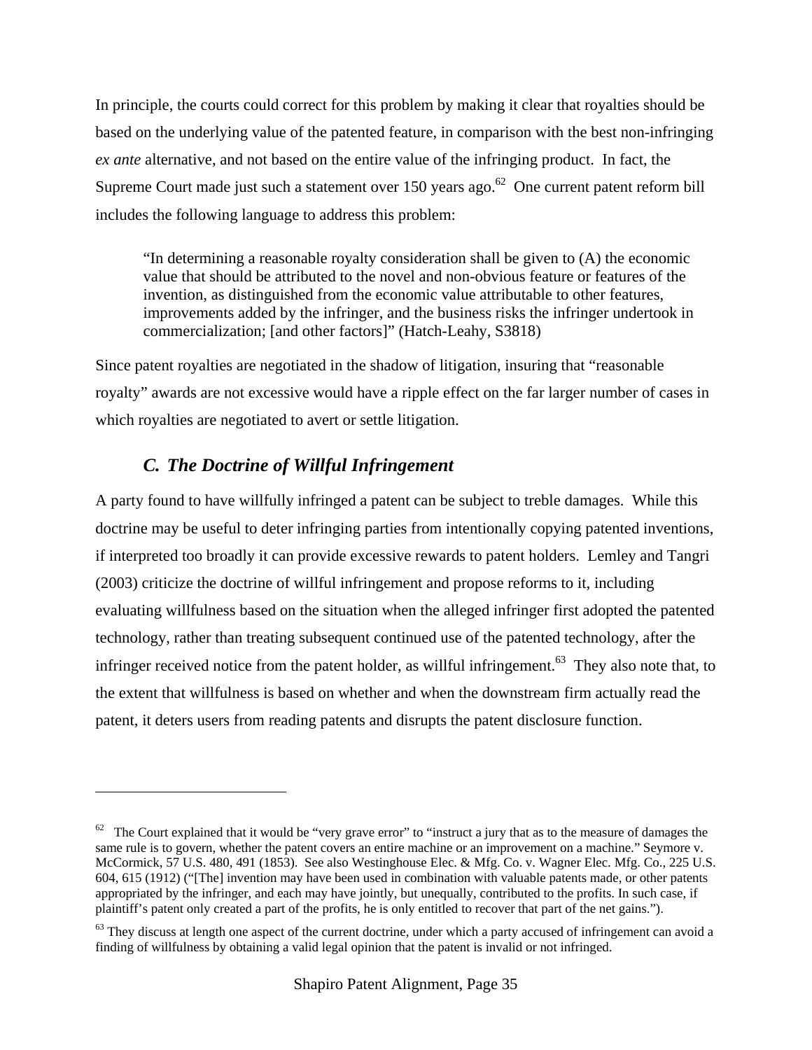In principle, the courts could correct for this problem by making it clear that royalties should be based on the underlying value of the patented feature, in comparison with the best non-infringing *ex ante* alternative, and not based on the entire value of the infringing product. In fact, the Supreme Court made just such a statement over 150 years ago.[62] One current patent reform bill includes the following language to address this problem:

> "In determining a reasonable royalty consideration shall be given to (A) the economic value that should be attributed to the novel and non-obvious feature or features of the invention, as distinguished from the economic value attributable to other features, improvements added by the infringer, and the business risks the infringer undertook in commercialization; [and other factors]" (Hatch-Leahy, S3818)

Since patent royalties are negotiated in the shadow of litigation, insuring that "reasonable royalty" awards are not excessive would have a ripple effect on the far larger number of cases in which royalties are negotiated to avert or settle litigation.

### *C. The Doctrine of Willful Infringement*

A party found to have willfully infringed a patent can be subject to treble damages. While this doctrine may be useful to deter infringing parties from intentionally copying patented inventions, if interpreted too broadly it can provide excessive rewards to patent holders. Lemley and Tangri (2003) criticize the doctrine of willful infringement and propose reforms to it, including evaluating willfulness based on the situation when the alleged infringer first adopted the patented technology, rather than treating subsequent continued use of the patented technology, after the infringer received notice from the patent holder, as willful infringement.[63] They also note that, to the extent that willfulness is based on whether and when the downstream firm actually read the patent, it deters users from reading patents and disrupts the patent disclosure function.

---

[62] The Court explained that it would be "very grave error" to "instruct a jury that as to the measure of damages the same rule is to govern, whether the patent covers an entire machine or an improvement on a machine." Seymore v. McCormick, 57 U.S. 480, 491 (1853). See also Westinghouse Elec. & Mfg. Co. v. Wagner Elec. Mfg. Co., 225 U.S. 604, 615 (1912) ("[The] invention may have been used in combination with valuable patents made, or other patents appropriated by the infringer, and each may have jointly, but unequally, contributed to the profits. In such case, if plaintiff's patent only created a part of the profits, he is only entitled to recover that part of the net gains.").

[63] They discuss at length one aspect of the current doctrine, under which a party accused of infringement can avoid a finding of willfulness by obtaining a valid legal opinion that the patent is invalid or not infringed.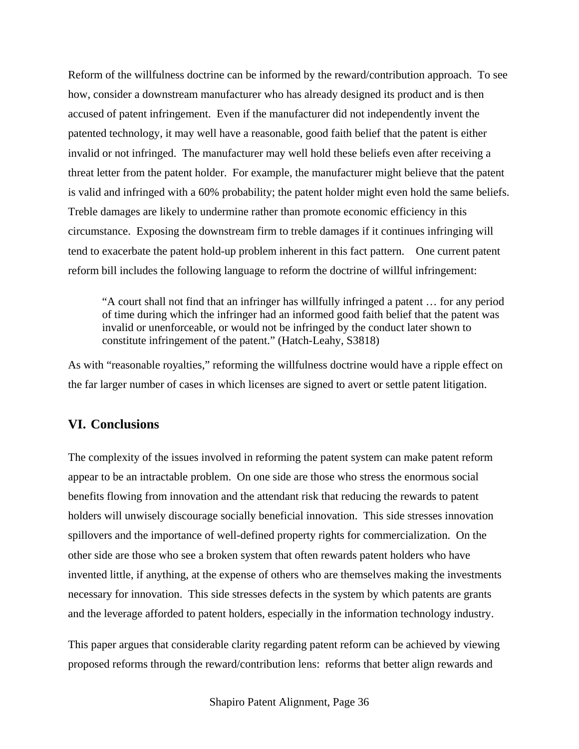Reform of the willfulness doctrine can be informed by the reward/contribution approach. To see how, consider a downstream manufacturer who has already designed its product and is then accused of patent infringement. Even if the manufacturer did not independently invent the patented technology, it may well have a reasonable, good faith belief that the patent is either invalid or not infringed. The manufacturer may well hold these beliefs even after receiving a threat letter from the patent holder. For example, the manufacturer might believe that the patent is valid and infringed with a 60% probability; the patent holder might even hold the same beliefs. Treble damages are likely to undermine rather than promote economic efficiency in this circumstance. Exposing the downstream firm to treble damages if it continues infringing will tend to exacerbate the patent hold-up problem inherent in this fact pattern. One current patent reform bill includes the following language to reform the doctrine of willful infringement:

> "A court shall not find that an infringer has willfully infringed a patent … for any period of time during which the infringer had an informed good faith belief that the patent was invalid or unenforceable, or would not be infringed by the conduct later shown to constitute infringement of the patent." (Hatch-Leahy, S3818)

As with "reasonable royalties," reforming the willfulness doctrine would have a ripple effect on the far larger number of cases in which licenses are signed to avert or settle patent litigation.

## VI. Conclusions

The complexity of the issues involved in reforming the patent system can make patent reform appear to be an intractable problem. On one side are those who stress the enormous social benefits flowing from innovation and the attendant risk that reducing the rewards to patent holders will unwisely discourage socially beneficial innovation. This side stresses innovation spillovers and the importance of well-defined property rights for commercialization. On the other side are those who see a broken system that often rewards patent holders who have invented little, if anything, at the expense of others who are themselves making the investments necessary for innovation. This side stresses defects in the system by which patents are grants and the leverage afforded to patent holders, especially in the information technology industry.

This paper argues that considerable clarity regarding patent reform can be achieved by viewing proposed reforms through the reward/contribution lens: reforms that better align rewards and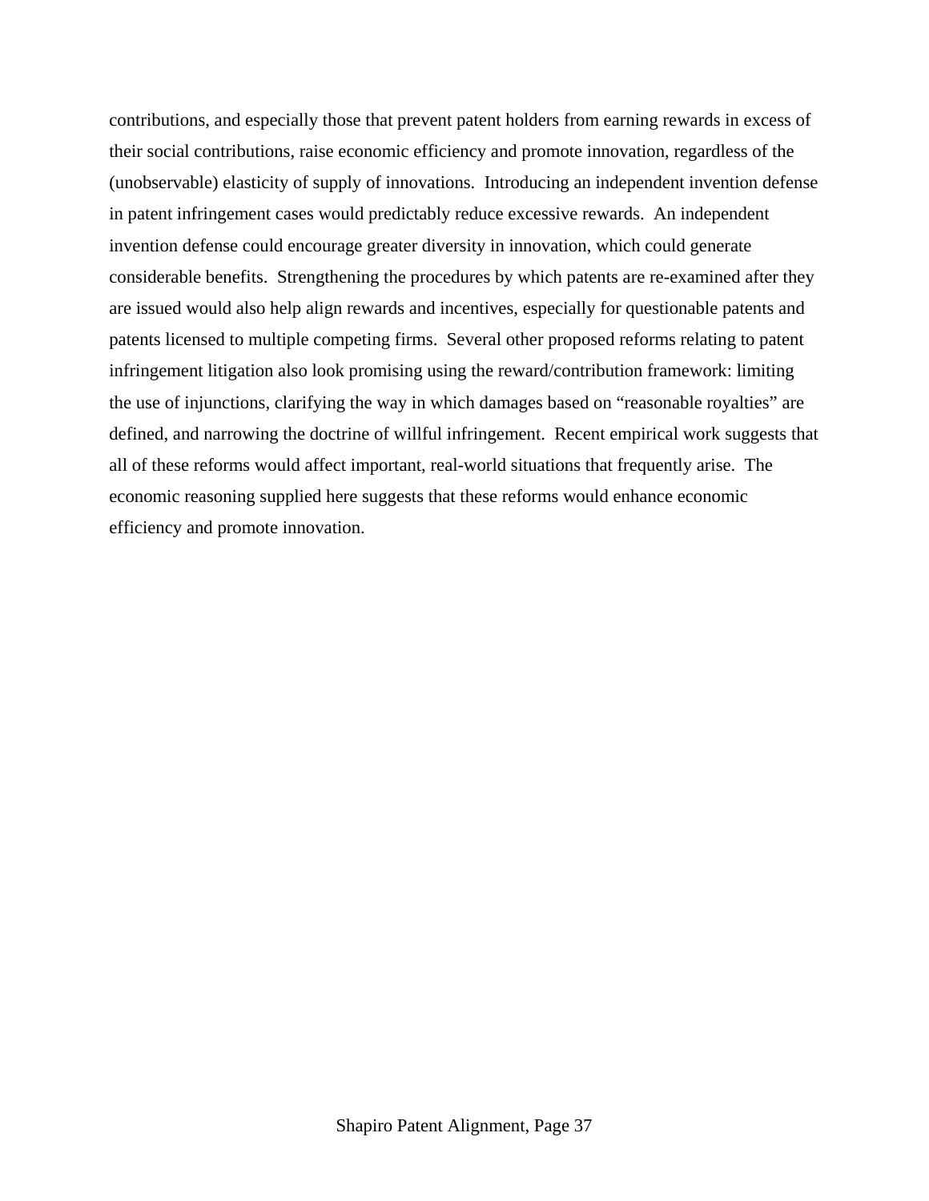contributions, and especially those that prevent patent holders from earning rewards in excess of their social contributions, raise economic efficiency and promote innovation, regardless of the (unobservable) elasticity of supply of innovations. Introducing an independent invention defense in patent infringement cases would predictably reduce excessive rewards. An independent invention defense could encourage greater diversity in innovation, which could generate considerable benefits. Strengthening the procedures by which patents are re-examined after they are issued would also help align rewards and incentives, especially for questionable patents and patents licensed to multiple competing firms. Several other proposed reforms relating to patent infringement litigation also look promising using the reward/contribution framework: limiting the use of injunctions, clarifying the way in which damages based on "reasonable royalties" are defined, and narrowing the doctrine of willful infringement. Recent empirical work suggests that all of these reforms would affect important, real-world situations that frequently arise. The economic reasoning supplied here suggests that these reforms would enhance economic efficiency and promote innovation.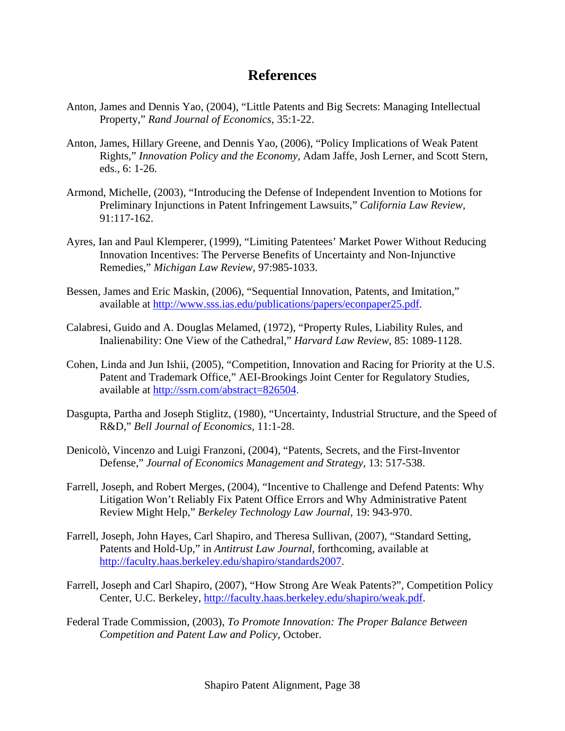# References

Anton, James and Dennis Yao, (2004), "Little Patents and Big Secrets: Managing Intellectual Property," *Rand Journal of Economics*, 35:1-22.

Anton, James, Hillary Greene, and Dennis Yao, (2006), "Policy Implications of Weak Patent Rights," *Innovation Policy and the Economy,* Adam Jaffe, Josh Lerner, and Scott Stern, eds., 6: 1-26.

Armond, Michelle, (2003), "Introducing the Defense of Independent Invention to Motions for Preliminary Injunctions in Patent Infringement Lawsuits," *California Law Review,* 91:117-162.

Ayres, Ian and Paul Klemperer, (1999), "Limiting Patentees' Market Power Without Reducing Innovation Incentives: The Perverse Benefits of Uncertainty and Non-Injunctive Remedies," *Michigan Law Review*, 97:985-1033.

Bessen, James and Eric Maskin, (2006), "Sequential Innovation, Patents, and Imitation," available at http://www.sss.ias.edu/publications/papers/econpaper25.pdf.

Calabresi, Guido and A. Douglas Melamed, (1972), "Property Rules, Liability Rules, and Inalienability: One View of the Cathedral," *Harvard Law Review,* 85: 1089-1128.

Cohen, Linda and Jun Ishii, (2005), "Competition, Innovation and Racing for Priority at the U.S. Patent and Trademark Office," AEI-Brookings Joint Center for Regulatory Studies, available at http://ssrn.com/abstract=826504.

Dasgupta, Partha and Joseph Stiglitz, (1980), "Uncertainty, Industrial Structure, and the Speed of R&D," *Bell Journal of Economics,* 11:1-28.

Denicolò, Vincenzo and Luigi Franzoni, (2004), "Patents, Secrets, and the First-Inventor Defense," *Journal of Economics Management and Strategy,* 13: 517-538.

Farrell, Joseph, and Robert Merges, (2004), "Incentive to Challenge and Defend Patents: Why Litigation Won't Reliably Fix Patent Office Errors and Why Administrative Patent Review Might Help," *Berkeley Technology Law Journal,* 19: 943-970.

Farrell, Joseph, John Hayes, Carl Shapiro, and Theresa Sullivan, (2007), "Standard Setting, Patents and Hold-Up," in *Antitrust Law Journal,* forthcoming, available at http://faculty.haas.berkeley.edu/shapiro/standards2007.

Farrell, Joseph and Carl Shapiro, (2007), "How Strong Are Weak Patents?", Competition Policy Center, U.C. Berkeley, http://faculty.haas.berkeley.edu/shapiro/weak.pdf.

Federal Trade Commission, (2003), *To Promote Innovation: The Proper Balance Between Competition and Patent Law and Policy*, October.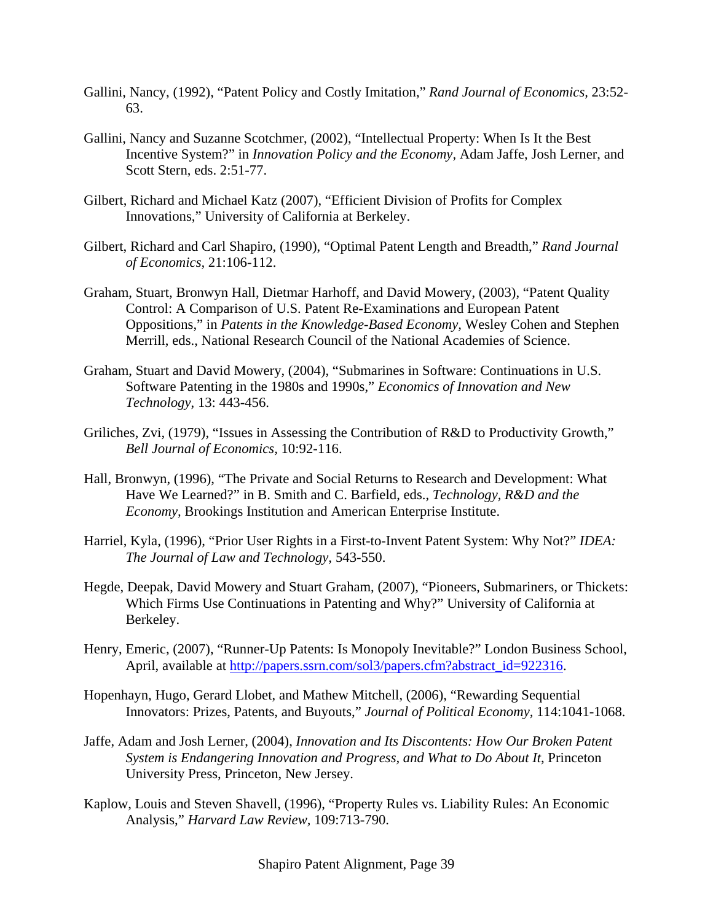Gallini, Nancy, (1992), "Patent Policy and Costly Imitation," *Rand Journal of Economics*, 23:52-63.

Gallini, Nancy and Suzanne Scotchmer, (2002), "Intellectual Property: When Is It the Best Incentive System?" in *Innovation Policy and the Economy,* Adam Jaffe, Josh Lerner, and Scott Stern, eds. 2:51-77.

Gilbert, Richard and Michael Katz (2007), "Efficient Division of Profits for Complex Innovations," University of California at Berkeley.

Gilbert, Richard and Carl Shapiro, (1990), "Optimal Patent Length and Breadth," *Rand Journal of Economics,* 21:106-112.

Graham, Stuart, Bronwyn Hall, Dietmar Harhoff, and David Mowery, (2003), "Patent Quality Control: A Comparison of U.S. Patent Re-Examinations and European Patent Oppositions," in *Patents in the Knowledge-Based Economy,* Wesley Cohen and Stephen Merrill, eds., National Research Council of the National Academies of Science.

Graham, Stuart and David Mowery, (2004), "Submarines in Software: Continuations in U.S. Software Patenting in the 1980s and 1990s," *Economics of Innovation and New Technology*, 13: 443-456.

Griliches, Zvi, (1979), "Issues in Assessing the Contribution of R&D to Productivity Growth," *Bell Journal of Economics*, 10:92-116.

Hall, Bronwyn, (1996), "The Private and Social Returns to Research and Development: What Have We Learned?" in B. Smith and C. Barfield, eds., *Technology, R&D and the Economy*, Brookings Institution and American Enterprise Institute.

Harriel, Kyla, (1996), "Prior User Rights in a First-to-Invent Patent System: Why Not?" *IDEA: The Journal of Law and Technology,* 543-550.

Hegde, Deepak, David Mowery and Stuart Graham, (2007), "Pioneers, Submariners, or Thickets: Which Firms Use Continuations in Patenting and Why?" University of California at Berkeley.

Henry, Emeric, (2007), "Runner-Up Patents: Is Monopoly Inevitable?" London Business School, April, available at http://papers.ssrn.com/sol3/papers.cfm?abstract_id=922316.

Hopenhayn, Hugo, Gerard Llobet, and Mathew Mitchell, (2006), "Rewarding Sequential Innovators: Prizes, Patents, and Buyouts," *Journal of Political Economy,* 114:1041-1068.

Jaffe, Adam and Josh Lerner, (2004), *Innovation and Its Discontents: How Our Broken Patent System is Endangering Innovation and Progress, and What to Do About It*, Princeton University Press, Princeton, New Jersey.

Kaplow, Louis and Steven Shavell, (1996), "Property Rules vs. Liability Rules: An Economic Analysis," *Harvard Law Review,* 109:713-790.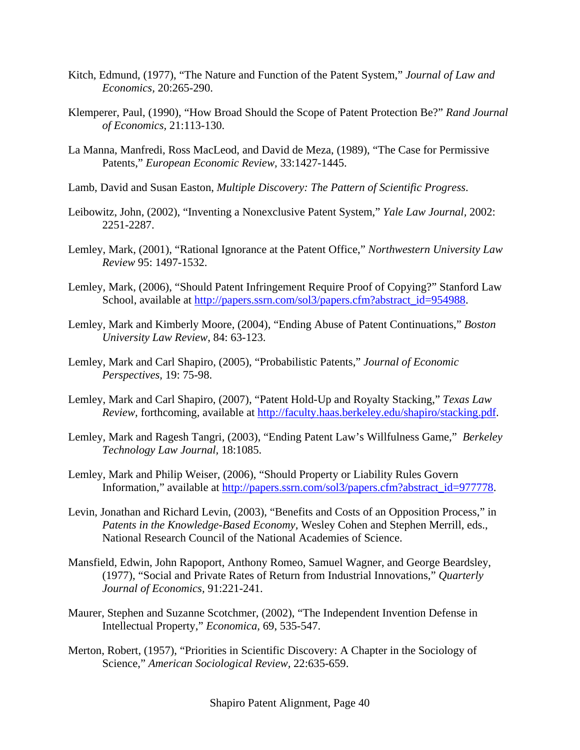Kitch, Edmund, (1977), "The Nature and Function of the Patent System," *Journal of Law and Economics*, 20:265-290.

Klemperer, Paul, (1990), "How Broad Should the Scope of Patent Protection Be?" *Rand Journal of Economics*, 21:113-130.

La Manna, Manfredi, Ross MacLeod, and David de Meza, (1989), "The Case for Permissive Patents," *European Economic Review*, 33:1427-1445.

Lamb, David and Susan Easton, *Multiple Discovery: The Pattern of Scientific Progress*.

Leibowitz, John, (2002), "Inventing a Nonexclusive Patent System," *Yale Law Journal*, 2002: 2251-2287.

Lemley, Mark, (2001), "Rational Ignorance at the Patent Office," *Northwestern University Law Review* 95: 1497-1532.

Lemley, Mark, (2006), "Should Patent Infringement Require Proof of Copying?" Stanford Law School, available at http://papers.ssrn.com/sol3/papers.cfm?abstract_id=954988.

Lemley, Mark and Kimberly Moore, (2004), "Ending Abuse of Patent Continuations," *Boston University Law Review*, 84: 63-123.

Lemley, Mark and Carl Shapiro, (2005), "Probabilistic Patents," *Journal of Economic Perspectives*, 19: 75-98.

Lemley, Mark and Carl Shapiro, (2007), "Patent Hold-Up and Royalty Stacking," *Texas Law Review*, forthcoming, available at http://faculty.haas.berkeley.edu/shapiro/stacking.pdf.

Lemley, Mark and Ragesh Tangri, (2003), "Ending Patent Law's Willfulness Game," *Berkeley Technology Law Journal*, 18:1085.

Lemley, Mark and Philip Weiser, (2006), "Should Property or Liability Rules Govern Information," available at http://papers.ssrn.com/sol3/papers.cfm?abstract_id=977778.

Levin, Jonathan and Richard Levin, (2003), "Benefits and Costs of an Opposition Process," in *Patents in the Knowledge-Based Economy*, Wesley Cohen and Stephen Merrill, eds., National Research Council of the National Academies of Science.

Mansfield, Edwin, John Rapoport, Anthony Romeo, Samuel Wagner, and George Beardsley, (1977), "Social and Private Rates of Return from Industrial Innovations," *Quarterly Journal of Economics*, 91:221-241.

Maurer, Stephen and Suzanne Scotchmer, (2002), "The Independent Invention Defense in Intellectual Property," *Economica*, 69, 535-547.

Merton, Robert, (1957), "Priorities in Scientific Discovery: A Chapter in the Sociology of Science," *American Sociological Review*, 22:635-659.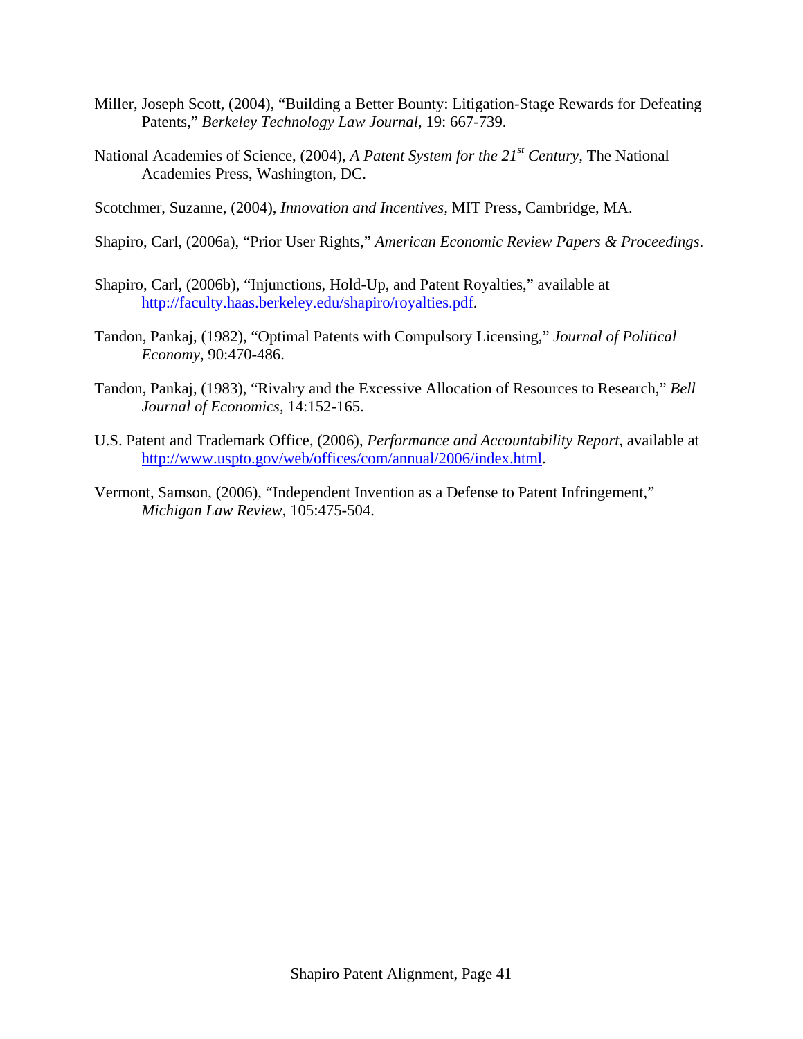Miller, Joseph Scott, (2004), "Building a Better Bounty: Litigation-Stage Rewards for Defeating Patents," *Berkeley Technology Law Journal*, 19: 667-739.

National Academies of Science, (2004), *A Patent System for the 21st Century*, The National Academies Press, Washington, DC.

Scotchmer, Suzanne, (2004), *Innovation and Incentives*, MIT Press, Cambridge, MA.

Shapiro, Carl, (2006a), "Prior User Rights," *American Economic Review Papers & Proceedings*.

Shapiro, Carl, (2006b), "Injunctions, Hold-Up, and Patent Royalties," available at http://faculty.haas.berkeley.edu/shapiro/royalties.pdf.

Tandon, Pankaj, (1982), "Optimal Patents with Compulsory Licensing," *Journal of Political Economy*, 90:470-486.

Tandon, Pankaj, (1983), "Rivalry and the Excessive Allocation of Resources to Research," *Bell Journal of Economics*, 14:152-165.

U.S. Patent and Trademark Office, (2006), *Performance and Accountability Report*, available at http://www.uspto.gov/web/offices/com/annual/2006/index.html.

Vermont, Samson, (2006), "Independent Invention as a Defense to Patent Infringement," *Michigan Law Review*, 105:475-504.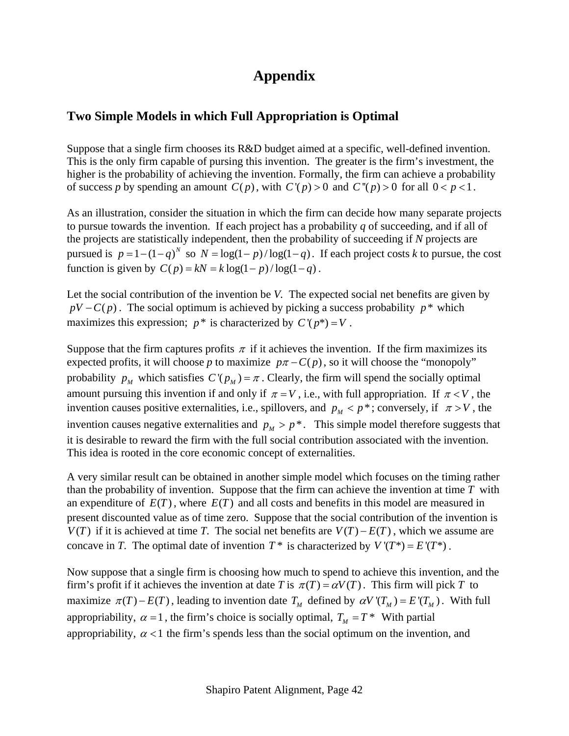# Appendix

## Two Simple Models in which Full Appropriation is Optimal

Suppose that a single firm chooses its R&D budget aimed at a specific, well-defined invention. This is the only firm capable of pursing this invention. The greater is the firm's investment, the higher is the probability of achieving the invention. Formally, the firm can achieve a probability of success *p* by spending an amount $C(p)$, with $C'(p) > 0$ and $C''(p) > 0$ for all $0 < p < 1$.

As an illustration, consider the situation in which the firm can decide how many separate projects to pursue towards the invention. If each project has a probability *q* of succeeding, and if all of the projects are statistically independent, then the probability of succeeding if *N* projects are pursued is $p = 1-(1-q)^N$ so $N = \log(1-p)/\log(1-q)$. If each project costs *k* to pursue, the cost function is given by $C(p) = kN = k\log(1-p)/\log(1-q)$.

Let the social contribution of the invention be *V*. The expected social net benefits are given by $pV - C(p)$. The social optimum is achieved by picking a success probability $p^*$ which maximizes this expression; $p^*$ is characterized by $C'(p^*) = V$.

Suppose that the firm captures profits $\pi$ if it achieves the invention. If the firm maximizes its expected profits, it will choose *p* to maximize $p\pi - C(p)$, so it will choose the "monopoly" probability $p_M$ which satisfies $C'(p_M) = \pi$. Clearly, the firm will spend the socially optimal amount pursuing this invention if and only if $\pi = V$, i.e., with full appropriation. If $\pi < V$, the invention causes positive externalities, i.e., spillovers, and $p_M < p^*$; conversely, if $\pi > V$, the invention causes negative externalities and $p_M > p^*$. This simple model therefore suggests that it is desirable to reward the firm with the full social contribution associated with the invention. This idea is rooted in the core economic concept of externalities.

A very similar result can be obtained in another simple model which focuses on the timing rather than the probability of invention. Suppose that the firm can achieve the invention at time $T$ with an expenditure of $E(T)$, where $E(T)$ and all costs and benefits in this model are measured in present discounted value as of time zero. Suppose that the social contribution of the invention is $V(T)$ if it is achieved at time *T*. The social net benefits are $V(T) - E(T)$, which we assume are concave in *T*. The optimal date of invention $T^*$ is characterized by $V'(T^*) = E'(T^*)$.

Now suppose that a single firm is choosing how much to spend to achieve this invention, and the firm's profit if it achieves the invention at date *T* is $\pi(T) = \alpha V(T)$. This firm will pick $T$ to maximize $\pi(T) - E(T)$, leading to invention date $T_M$ defined by $\alpha V'(T_M) = E'(T_M)$. With full appropriability, $\alpha = 1$, the firm's choice is socially optimal, $T_M = T^*$ With partial appropriability, $\alpha < 1$ the firm's spends less than the social optimum on the invention, and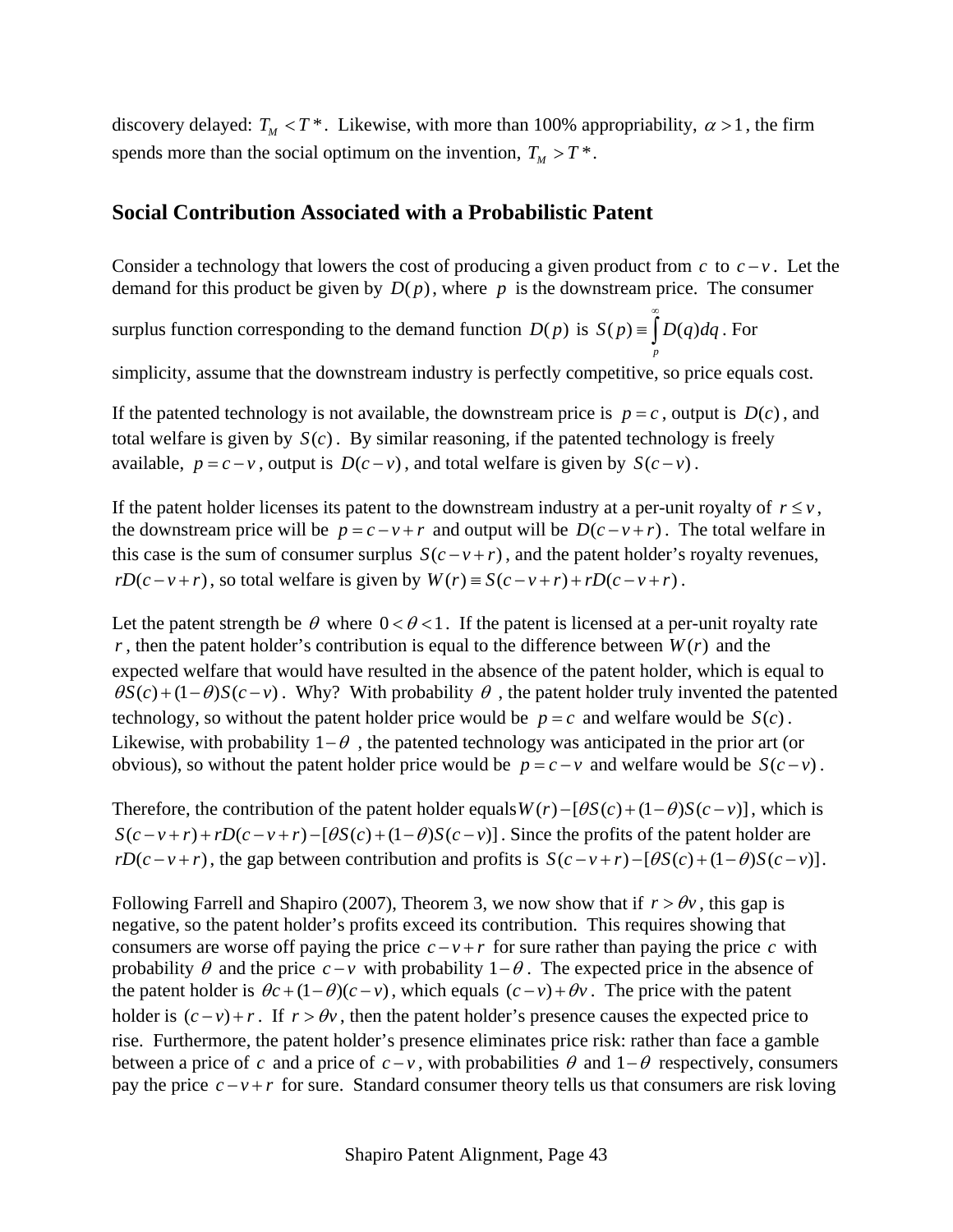discovery delayed: $T_M < T^*$. Likewise, with more than 100% appropriability, $\alpha > 1$, the firm spends more than the social optimum on the invention, $T_M > T^*$.

## Social Contribution Associated with a Probabilistic Patent

Consider a technology that lowers the cost of producing a given product from $c$ to $c-v$. Let the demand for this product be given by $D(p)$, where $p$ is the downstream price. The consumer surplus function corresponding to the demand function $D(p)$ is $S(p) \equiv \int_p^\infty D(q)dq$. For simplicity, assume that the downstream industry is perfectly competitive, so price equals cost.

If the patented technology is not available, the downstream price is $p = c$, output is $D(c)$, and total welfare is given by $S(c)$. By similar reasoning, if the patented technology is freely available, $p = c - v$, output is $D(c-v)$, and total welfare is given by $S(c-v)$.

If the patent holder licenses its patent to the downstream industry at a per-unit royalty of $r \le v$, the downstream price will be $p = c - v + r$ and output will be $D(c-v+r)$. The total welfare in this case is the sum of consumer surplus $S(c-v+r)$, and the patent holder's royalty revenues, $rD(c-v+r)$, so total welfare is given by $W(r) \equiv S(c-v+r) + rD(c-v+r)$.

Let the patent strength be $\theta$ where $0 < \theta < 1$. If the patent is licensed at a per-unit royalty rate $r$, then the patent holder's contribution is equal to the difference between $W(r)$ and the expected welfare that would have resulted in the absence of the patent holder, which is equal to $\theta S(c) + (1-\theta)S(c-v)$. Why? With probability $\theta$, the patent holder truly invented the patented technology, so without the patent holder price would be $p = c$ and welfare would be $S(c)$. Likewise, with probability $1-\theta$, the patented technology was anticipated in the prior art (or obvious), so without the patent holder price would be $p = c - v$ and welfare would be $S(c-v)$.

Therefore, the contribution of the patent holder equals $W(r) - [\theta S(c) + (1-\theta)S(c-v)]$, which is $S(c-v+r) + rD(c-v+r) - [\theta S(c) + (1-\theta)S(c-v)]$. Since the profits of the patent holder are $rD(c-v+r)$, the gap between contribution and profits is $S(c-v+r) - [\theta S(c) + (1-\theta)S(c-v)]$.

Following Farrell and Shapiro (2007), Theorem 3, we now show that if $r > \theta v$, this gap is negative, so the patent holder's profits exceed its contribution. This requires showing that consumers are worse off paying the price $c-v+r$ for sure rather than paying the price $c$ with probability $\theta$ and the price $c-v$ with probability $1-\theta$. The expected price in the absence of the patent holder is $\theta c + (1-\theta)(c-v)$, which equals $(c-v) + \theta v$. The price with the patent holder is $(c-v) + r$. If $r > \theta v$, then the patent holder's presence causes the expected price to rise. Furthermore, the patent holder's presence eliminates price risk: rather than face a gamble between a price of $c$ and a price of $c-v$, with probabilities $\theta$ and $1-\theta$ respectively, consumers pay the price $c-v+r$ for sure. Standard consumer theory tells us that consumers are risk loving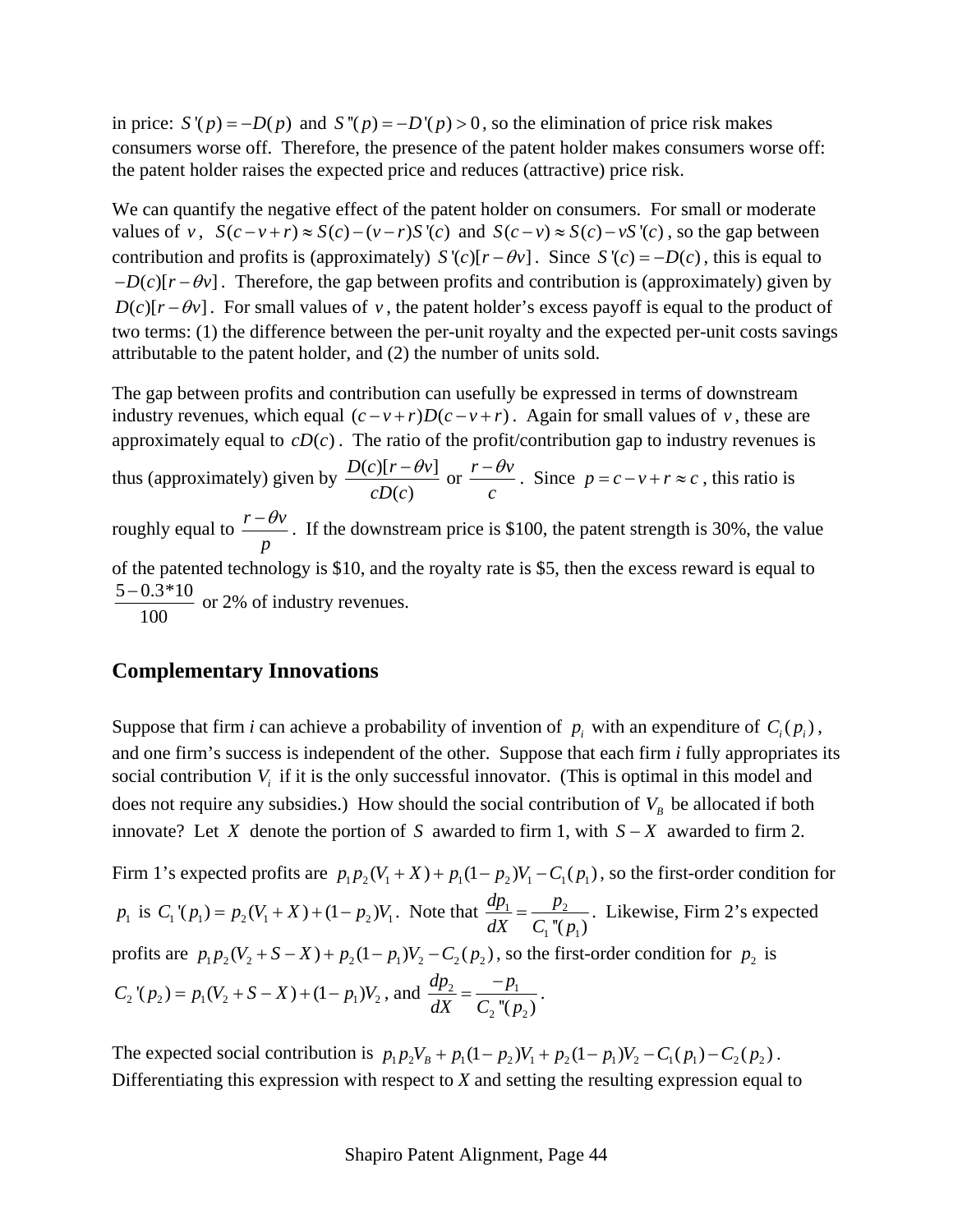in price: $S'(p) = -D(p)$ and $S''(p) = -D'(p) > 0$, so the elimination of price risk makes consumers worse off. Therefore, the presence of the patent holder makes consumers worse off: the patent holder raises the expected price and reduces (attractive) price risk.

We can quantify the negative effect of the patent holder on consumers. For small or moderate values of $v$, $S(c-v+r) \approx S(c) - (v-r)S'(c)$ and $S(c-v) \approx S(c) - vS'(c)$, so the gap between contribution and profits is (approximately) $S'(c)[r - \theta v]$. Since $S'(c) = -D(c)$, this is equal to $-D(c)[r - \theta v]$. Therefore, the gap between profits and contribution is (approximately) given by $D(c)[r - \theta v]$. For small values of $v$, the patent holder's excess payoff is equal to the product of two terms: (1) the difference between the per-unit royalty and the expected per-unit costs savings attributable to the patent holder, and (2) the number of units sold.

The gap between profits and contribution can usefully be expressed in terms of downstream industry revenues, which equal $(c-v+r)D(c-v+r)$. Again for small values of $v$, these are approximately equal to $cD(c)$. The ratio of the profit/contribution gap to industry revenues is thus (approximately) given by $\frac{D(c)[r-\theta v]}{cD(c)}$ or $\frac{r-\theta v}{c}$. Since $p = c - v + r \approx c$, this ratio is roughly equal to $\frac{r-\theta v}{p}$. If the downstream price is \$100, the patent strength is 30%, the value of the patented technology is \$10, and the royalty rate is \$5, then the excess reward is equal to $\frac{5-0.3*10}{100}$ or 2% of industry revenues.

## Complementary Innovations

Suppose that firm *i* can achieve a probability of invention of $p_i$ with an expenditure of $C_i(p_i)$, and one firm's success is independent of the other. Suppose that each firm *i* fully appropriates its social contribution $V_i$ if it is the only successful innovator. (This is optimal in this model and does not require any subsidies.) How should the social contribution of $V_B$ be allocated if both innovate? Let $X$ denote the portion of $S$ awarded to firm 1, with $S - X$ awarded to firm 2.

Firm 1's expected profits are $p_1 p_2 (V_1 + X) + p_1(1-p_2)V_1 - C_1(p_1)$, so the first-order condition for $p_1$ is $C_1'(p_1) = p_2(V_1 + X) + (1-p_2)V_1$. Note that $\frac{dp_1}{dX} = \frac{p_2}{C_1''(p_1)}$. Likewise, Firm 2's expected profits are $p_1 p_2 (V_2 + S - X) + p_2(1-p_1)V_2 - C_2(p_2)$, so the first-order condition for $p_2$ is $C_2'(p_2) = p_1(V_2 + S - X) + (1-p_1)V_2$, and $\frac{dp_2}{dX} = \frac{-p_1}{C_2''(p_2)}$.

The expected social contribution is $p_1 p_2 V_B + p_1(1-p_2)V_1 + p_2(1-p_1)V_2 - C_1(p_1) - C_2(p_2)$. Differentiating this expression with respect to *X* and setting the resulting expression equal to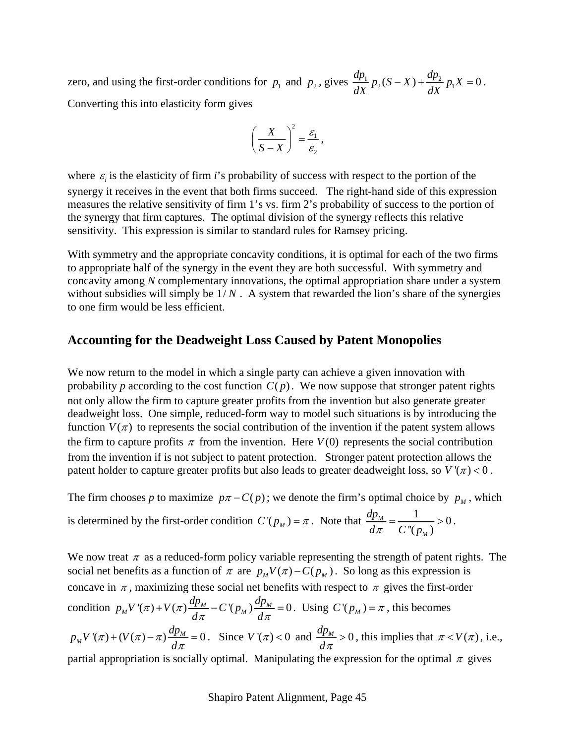zero, and using the first-order conditions for $p_1$ and $p_2$, gives $\frac{dp_1}{dX} p_2 (S - X) + \frac{dp_2}{dX} p_1 X = 0$. Converting this into elasticity form gives

$$\left( \frac{X}{S - X} \right)^2 = \frac{\varepsilon_1}{\varepsilon_2},$$

where $\varepsilon_i$ is the elasticity of firm *i*'s probability of success with respect to the portion of the synergy it receives in the event that both firms succeed. The right-hand side of this expression measures the relative sensitivity of firm 1's vs. firm 2's probability of success to the portion of the synergy that firm captures. The optimal division of the synergy reflects this relative sensitivity. This expression is similar to standard rules for Ramsey pricing.

With symmetry and the appropriate concavity conditions, it is optimal for each of the two firms to appropriate half of the synergy in the event they are both successful. With symmetry and concavity among *N* complementary innovations, the optimal appropriation share under a system without subsidies will simply be $1/N$. A system that rewarded the lion's share of the synergies to one firm would be less efficient.

## Accounting for the Deadweight Loss Caused by Patent Monopolies

We now return to the model in which a single party can achieve a given innovation with probability *p* according to the cost function $C(p)$. We now suppose that stronger patent rights not only allow the firm to capture greater profits from the invention but also generate greater deadweight loss. One simple, reduced-form way to model such situations is by introducing the function $V(\pi)$ to represents the social contribution of the invention if the patent system allows the firm to capture profits $\pi$ from the invention. Here $V(0)$ represents the social contribution from the invention if is not subject to patent protection. Stronger patent protection allows the patent holder to capture greater profits but also leads to greater deadweight loss, so $V'(\pi) < 0$.

The firm chooses *p* to maximize $p\pi - C(p)$; we denote the firm's optimal choice by $p_M$, which is determined by the first-order condition $C'(p_M) = \pi$. Note that $\frac{dp_M}{d\pi} = \frac{1}{C''(p_M)} > 0$.

We now treat $\pi$ as a reduced-form policy variable representing the strength of patent rights. The social net benefits as a function of $\pi$ are $p_M V(\pi) - C(p_M)$. So long as this expression is concave in $\pi$, maximizing these social net benefits with respect to $\pi$ gives the first-order condition $p_M V'(\pi) + V(\pi) \frac{dp_M}{d\pi} - C'(p_M) \frac{dp_M}{d\pi} = 0$. Using $C'(p_M) = \pi$, this becomes $p_M V'(\pi) + (V(\pi) - \pi) \frac{dp_M}{d\pi} = 0$. Since $V'(\pi) < 0$ and $\frac{dp_M}{d\pi} > 0$, this implies that $\pi < V(\pi)$, i.e., partial appropriation is socially optimal. Manipulating the expression for the optimal $\pi$ gives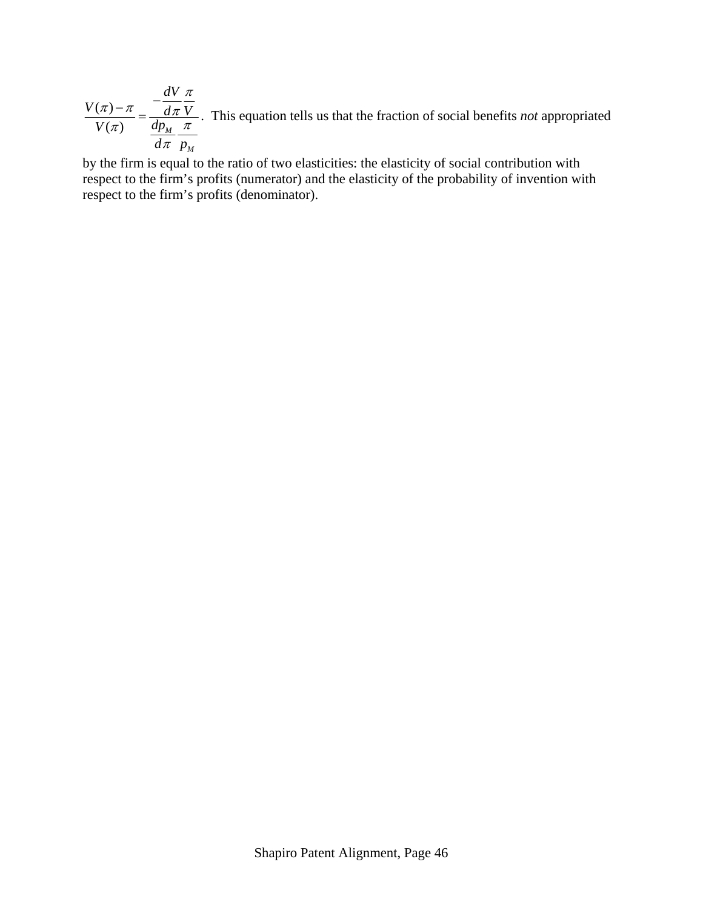$\frac{V(\pi)-\pi}{V(\pi)} = \frac{-\frac{dV}{d\pi}\frac{\pi}{V}}{\frac{dp_M}{d\pi}\frac{\pi}{p_M}}$. This equation tells us that the fraction of social benefits *not* appropriated by the firm is equal to the ratio of two elasticities: the elasticity of social contribution with respect to the firm's profits (numerator) and the elasticity of the probability of invention with respect to the firm's profits (denominator).